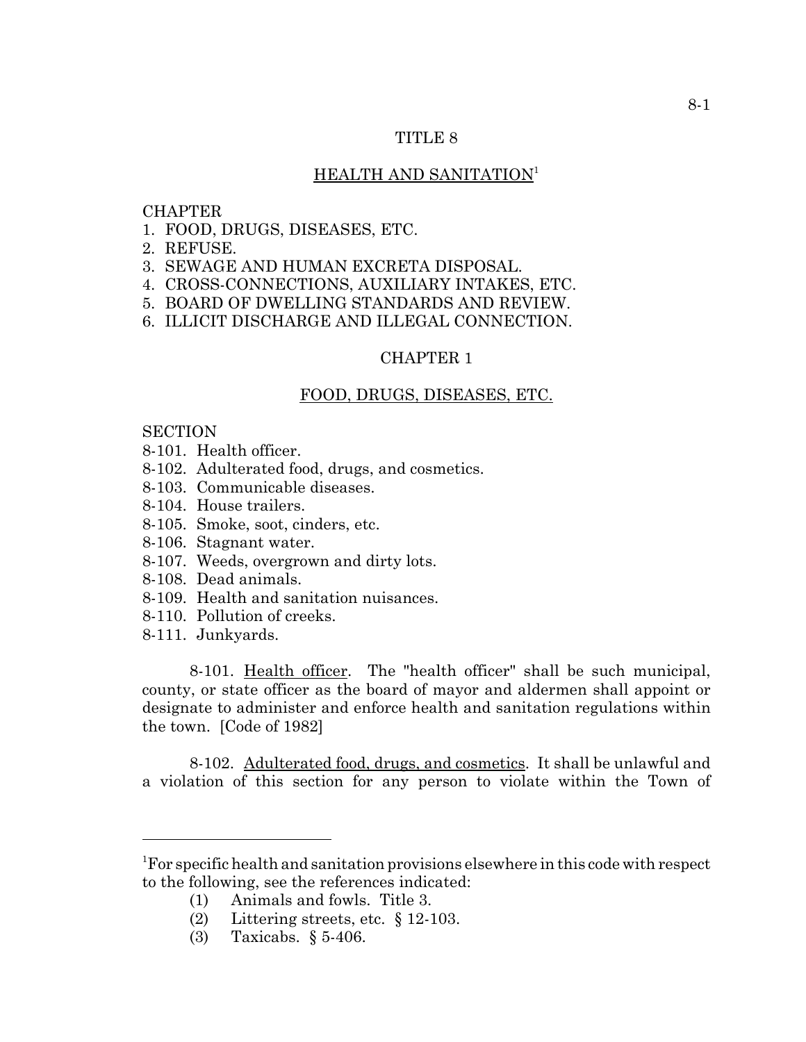# TITLE 8

## HEALTH AND SANITATION[1]

CHAPTER
1. FOOD, DRUGS, DISEASES, ETC.
2. REFUSE.
3. SEWAGE AND HUMAN EXCRETA DISPOSAL.
4. CROSS-CONNECTIONS, AUXILIARY INTAKES, ETC.
5. BOARD OF DWELLING STANDARDS AND REVIEW.
6. ILLICIT DISCHARGE AND ILLEGAL CONNECTION.

## CHAPTER 1

### FOOD, DRUGS, DISEASES, ETC.

SECTION
8-101. Health officer.
8-102. Adulterated food, drugs, and cosmetics.
8-103. Communicable diseases.
8-104. House trailers.
8-105. Smoke, soot, cinders, etc.
8-106. Stagnant water.
8-107. Weeds, overgrown and dirty lots.
8-108. Dead animals.
8-109. Health and sanitation nuisances.
8-110. Pollution of creeks.
8-111. Junkyards.

8-101. Health officer. The "health officer" shall be such municipal, county, or state officer as the board of mayor and aldermen shall appoint or designate to administer and enforce health and sanitation regulations within the town. [Code of 1982]

8-102. Adulterated food, drugs, and cosmetics. It shall be unlawful and a violation of this section for any person to violate within the Town of

---

[1]For specific health and sanitation provisions elsewhere in this code with respect to the following, see the references indicated:
(1) Animals and fowls. Title 3.
(2) Littering streets, etc. § 12-103.
(3) Taxicabs. § 5-406.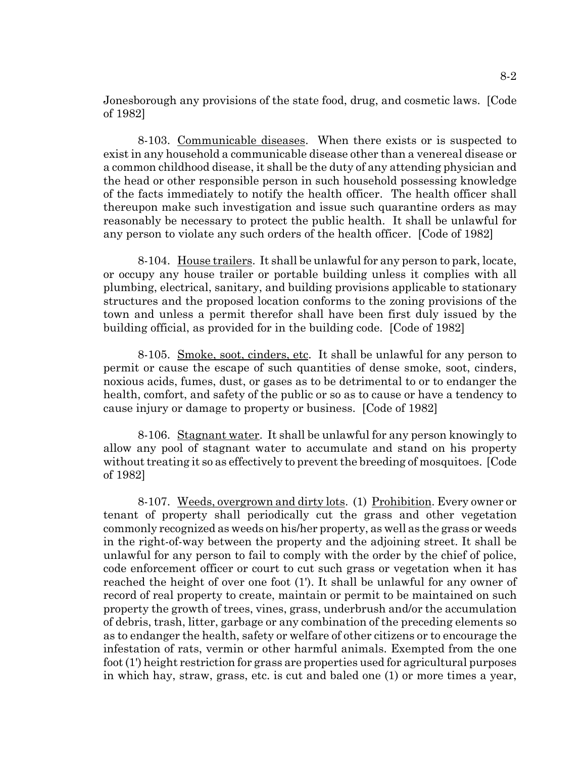Jonesborough any provisions of the state food, drug, and cosmetic laws. [Code of 1982]

8-103. Communicable diseases. When there exists or is suspected to exist in any household a communicable disease other than a venereal disease or a common childhood disease, it shall be the duty of any attending physician and the head or other responsible person in such household possessing knowledge of the facts immediately to notify the health officer. The health officer shall thereupon make such investigation and issue such quarantine orders as may reasonably be necessary to protect the public health. It shall be unlawful for any person to violate any such orders of the health officer. [Code of 1982]

8-104. House trailers. It shall be unlawful for any person to park, locate, or occupy any house trailer or portable building unless it complies with all plumbing, electrical, sanitary, and building provisions applicable to stationary structures and the proposed location conforms to the zoning provisions of the town and unless a permit therefor shall have been first duly issued by the building official, as provided for in the building code. [Code of 1982]

8-105. Smoke, soot, cinders, etc. It shall be unlawful for any person to permit or cause the escape of such quantities of dense smoke, soot, cinders, noxious acids, fumes, dust, or gases as to be detrimental to or to endanger the health, comfort, and safety of the public or so as to cause or have a tendency to cause injury or damage to property or business. [Code of 1982]

8-106. Stagnant water. It shall be unlawful for any person knowingly to allow any pool of stagnant water to accumulate and stand on his property without treating it so as effectively to prevent the breeding of mosquitoes. [Code of 1982]

8-107. Weeds, overgrown and dirty lots. (1) Prohibition. Every owner or tenant of property shall periodically cut the grass and other vegetation commonly recognized as weeds on his/her property, as well as the grass or weeds in the right-of-way between the property and the adjoining street. It shall be unlawful for any person to fail to comply with the order by the chief of police, code enforcement officer or court to cut such grass or vegetation when it has reached the height of over one foot (1'). It shall be unlawful for any owner of record of real property to create, maintain or permit to be maintained on such property the growth of trees, vines, grass, underbrush and/or the accumulation of debris, trash, litter, garbage or any combination of the preceding elements so as to endanger the health, safety or welfare of other citizens or to encourage the infestation of rats, vermin or other harmful animals. Exempted from the one foot (1') height restriction for grass are properties used for agricultural purposes in which hay, straw, grass, etc. is cut and baled one (1) or more times a year,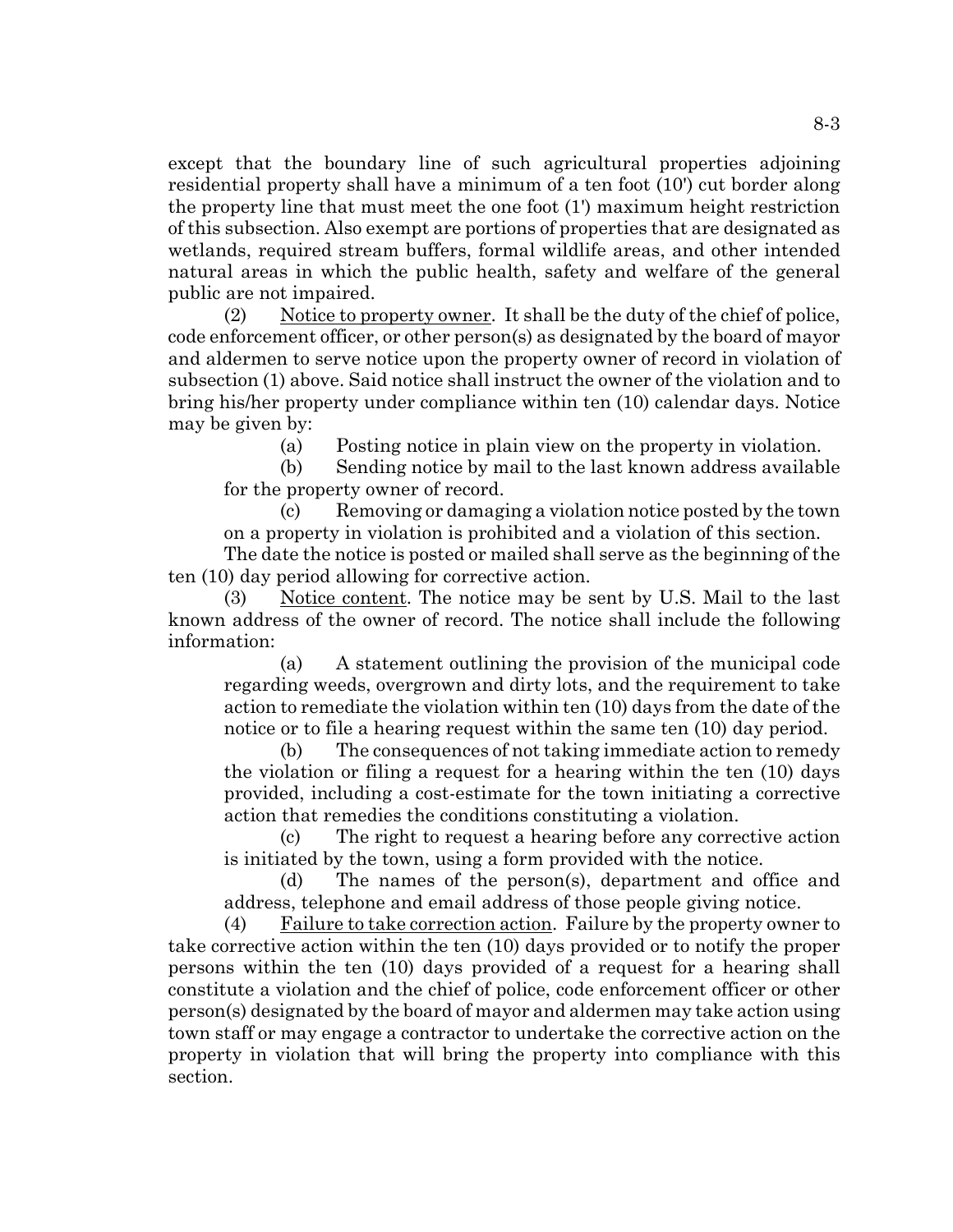except that the boundary line of such agricultural properties adjoining residential property shall have a minimum of a ten foot (10') cut border along the property line that must meet the one foot (1') maximum height restriction of this subsection. Also exempt are portions of properties that are designated as wetlands, required stream buffers, formal wildlife areas, and other intended natural areas in which the public health, safety and welfare of the general public are not impaired.

(2) Notice to property owner. It shall be the duty of the chief of police, code enforcement officer, or other person(s) as designated by the board of mayor and aldermen to serve notice upon the property owner of record in violation of subsection (1) above. Said notice shall instruct the owner of the violation and to bring his/her property under compliance within ten (10) calendar days. Notice may be given by:

(a) Posting notice in plain view on the property in violation.

(b) Sending notice by mail to the last known address available for the property owner of record.

(c) Removing or damaging a violation notice posted by the town on a property in violation is prohibited and a violation of this section.

The date the notice is posted or mailed shall serve as the beginning of the ten (10) day period allowing for corrective action.

(3) Notice content. The notice may be sent by U.S. Mail to the last known address of the owner of record. The notice shall include the following information:

(a) A statement outlining the provision of the municipal code regarding weeds, overgrown and dirty lots, and the requirement to take action to remediate the violation within ten (10) days from the date of the notice or to file a hearing request within the same ten (10) day period.

(b) The consequences of not taking immediate action to remedy the violation or filing a request for a hearing within the ten (10) days provided, including a cost-estimate for the town initiating a corrective action that remedies the conditions constituting a violation.

(c) The right to request a hearing before any corrective action is initiated by the town, using a form provided with the notice.

(d) The names of the person(s), department and office and address, telephone and email address of those people giving notice.

(4) Failure to take correction action. Failure by the property owner to take corrective action within the ten (10) days provided or to notify the proper persons within the ten (10) days provided of a request for a hearing shall constitute a violation and the chief of police, code enforcement officer or other person(s) designated by the board of mayor and aldermen may take action using town staff or may engage a contractor to undertake the corrective action on the property in violation that will bring the property into compliance with this section.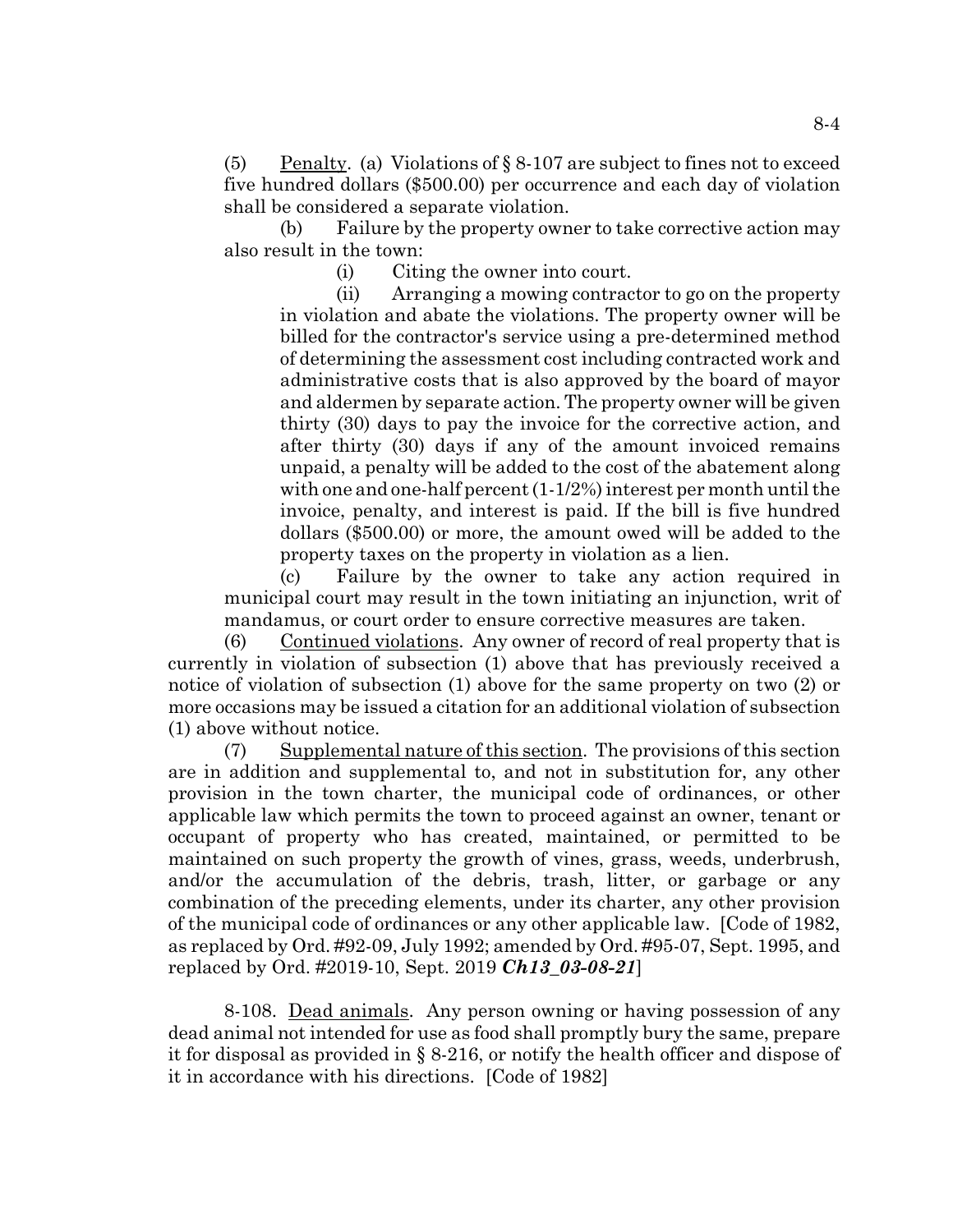(5) Penalty. (a) Violations of § 8-107 are subject to fines not to exceed five hundred dollars ($500.00) per occurrence and each day of violation shall be considered a separate violation.

(b) Failure by the property owner to take corrective action may also result in the town:

(i) Citing the owner into court.

(ii) Arranging a mowing contractor to go on the property in violation and abate the violations. The property owner will be billed for the contractor's service using a pre-determined method of determining the assessment cost including contracted work and administrative costs that is also approved by the board of mayor and aldermen by separate action. The property owner will be given thirty (30) days to pay the invoice for the corrective action, and after thirty (30) days if any of the amount invoiced remains unpaid, a penalty will be added to the cost of the abatement along with one and one-half percent (1-1/2%) interest per month until the invoice, penalty, and interest is paid. If the bill is five hundred dollars ($500.00) or more, the amount owed will be added to the property taxes on the property in violation as a lien.

(c) Failure by the owner to take any action required in municipal court may result in the town initiating an injunction, writ of mandamus, or court order to ensure corrective measures are taken.

(6) Continued violations. Any owner of record of real property that is currently in violation of subsection (1) above that has previously received a notice of violation of subsection (1) above for the same property on two (2) or more occasions may be issued a citation for an additional violation of subsection (1) above without notice.

(7) Supplemental nature of this section. The provisions of this section are in addition and supplemental to, and not in substitution for, any other provision in the town charter, the municipal code of ordinances, or other applicable law which permits the town to proceed against an owner, tenant or occupant of property who has created, maintained, or permitted to be maintained on such property the growth of vines, grass, weeds, underbrush, and/or the accumulation of the debris, trash, litter, or garbage or any combination of the preceding elements, under its charter, any other provision of the municipal code of ordinances or any other applicable law. [Code of 1982, as replaced by Ord. #92-09, July 1992; amended by Ord. #95-07, Sept. 1995, and replaced by Ord. #2019-10, Sept. 2019 ***Ch13_03-08-21***]

8-108. Dead animals. Any person owning or having possession of any dead animal not intended for use as food shall promptly bury the same, prepare it for disposal as provided in § 8-216, or notify the health officer and dispose of it in accordance with his directions. [Code of 1982]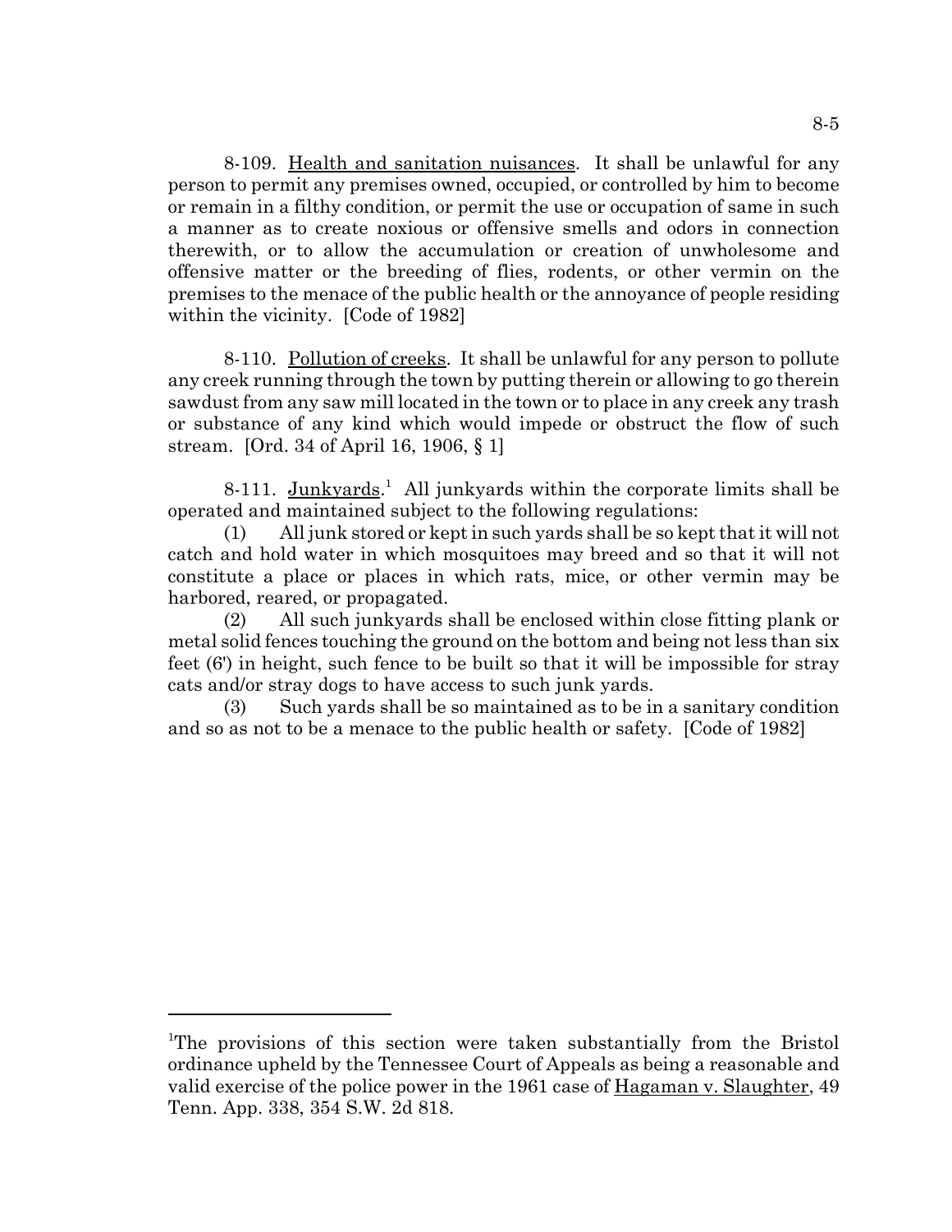8-109. Health and sanitation nuisances. It shall be unlawful for any person to permit any premises owned, occupied, or controlled by him to become or remain in a filthy condition, or permit the use or occupation of same in such a manner as to create noxious or offensive smells and odors in connection therewith, or to allow the accumulation or creation of unwholesome and offensive matter or the breeding of flies, rodents, or other vermin on the premises to the menace of the public health or the annoyance of people residing within the vicinity. [Code of 1982]

8-110. Pollution of creeks. It shall be unlawful for any person to pollute any creek running through the town by putting therein or allowing to go therein sawdust from any saw mill located in the town or to place in any creek any trash or substance of any kind which would impede or obstruct the flow of such stream. [Ord. 34 of April 16, 1906, § 1]

8-111. Junkyards.[1] All junkyards within the corporate limits shall be operated and maintained subject to the following regulations:

(1) All junk stored or kept in such yards shall be so kept that it will not catch and hold water in which mosquitoes may breed and so that it will not constitute a place or places in which rats, mice, or other vermin may be harbored, reared, or propagated.

(2) All such junkyards shall be enclosed within close fitting plank or metal solid fences touching the ground on the bottom and being not less than six feet (6') in height, such fence to be built so that it will be impossible for stray cats and/or stray dogs to have access to such junk yards.

(3) Such yards shall be so maintained as to be in a sanitary condition and so as not to be a menace to the public health or safety. [Code of 1982]

---

[1]The provisions of this section were taken substantially from the Bristol ordinance upheld by the Tennessee Court of Appeals as being a reasonable and valid exercise of the police power in the 1961 case of Hagaman v. Slaughter, 49 Tenn. App. 338, 354 S.W. 2d 818.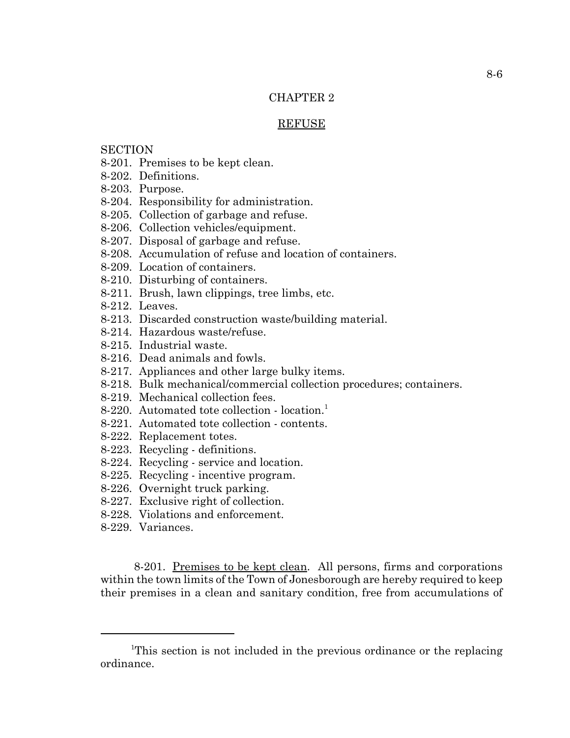# CHAPTER 2

## REFUSE

SECTION
8-201. Premises to be kept clean.
8-202. Definitions.
8-203. Purpose.
8-204. Responsibility for administration.
8-205. Collection of garbage and refuse.
8-206. Collection vehicles/equipment.
8-207. Disposal of garbage and refuse.
8-208. Accumulation of refuse and location of containers.
8-209. Location of containers.
8-210. Disturbing of containers.
8-211. Brush, lawn clippings, tree limbs, etc.
8-212. Leaves.
8-213. Discarded construction waste/building material.
8-214. Hazardous waste/refuse.
8-215. Industrial waste.
8-216. Dead animals and fowls.
8-217. Appliances and other large bulky items.
8-218. Bulk mechanical/commercial collection procedures; containers.
8-219. Mechanical collection fees.
8-220. Automated tote collection - location.[1]
8-221. Automated tote collection - contents.
8-222. Replacement totes.
8-223. Recycling - definitions.
8-224. Recycling - service and location.
8-225. Recycling - incentive program.
8-226. Overnight truck parking.
8-227. Exclusive right of collection.
8-228. Violations and enforcement.
8-229. Variances.

8-201. Premises to be kept clean. All persons, firms and corporations within the town limits of the Town of Jonesborough are hereby required to keep their premises in a clean and sanitary condition, free from accumulations of

---

[1]This section is not included in the previous ordinance or the replacing ordinance.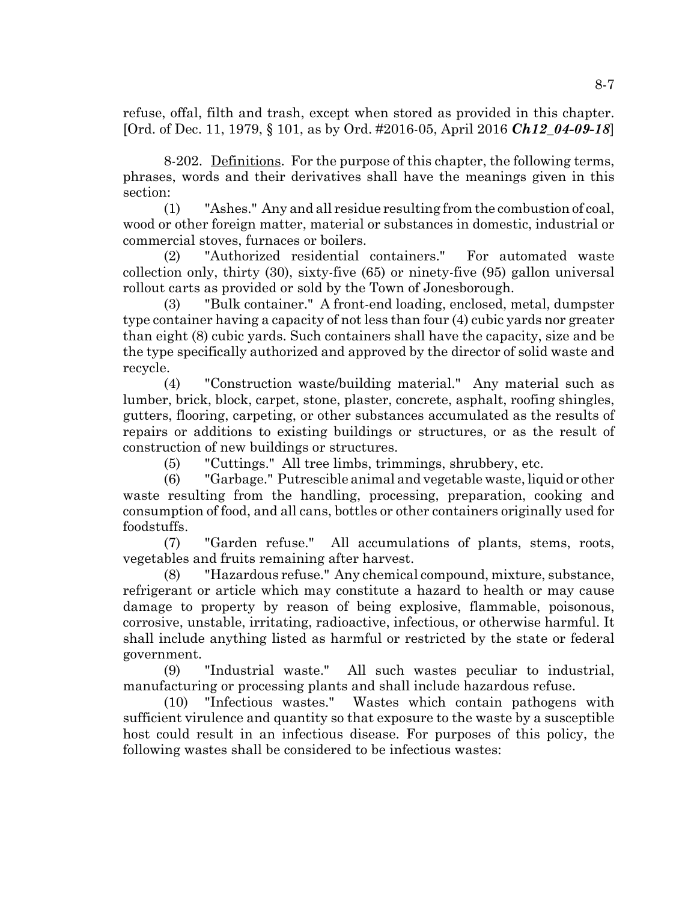refuse, offal, filth and trash, except when stored as provided in this chapter. [Ord. of Dec. 11, 1979, § 101, as by Ord. #2016-05, April 2016 ***Ch12_04-09-18***]

8-202. Definitions. For the purpose of this chapter, the following terms, phrases, words and their derivatives shall have the meanings given in this section:

(1) "Ashes." Any and all residue resulting from the combustion of coal, wood or other foreign matter, material or substances in domestic, industrial or commercial stoves, furnaces or boilers.

(2) "Authorized residential containers." For automated waste collection only, thirty (30), sixty-five (65) or ninety-five (95) gallon universal rollout carts as provided or sold by the Town of Jonesborough.

(3) "Bulk container." A front-end loading, enclosed, metal, dumpster type container having a capacity of not less than four (4) cubic yards nor greater than eight (8) cubic yards. Such containers shall have the capacity, size and be the type specifically authorized and approved by the director of solid waste and recycle.

(4) "Construction waste/building material." Any material such as lumber, brick, block, carpet, stone, plaster, concrete, asphalt, roofing shingles, gutters, flooring, carpeting, or other substances accumulated as the results of repairs or additions to existing buildings or structures, or as the result of construction of new buildings or structures.

(5) "Cuttings." All tree limbs, trimmings, shrubbery, etc.

(6) "Garbage." Putrescible animal and vegetable waste, liquid or other waste resulting from the handling, processing, preparation, cooking and consumption of food, and all cans, bottles or other containers originally used for foodstuffs.

(7) "Garden refuse." All accumulations of plants, stems, roots, vegetables and fruits remaining after harvest.

(8) "Hazardous refuse." Any chemical compound, mixture, substance, refrigerant or article which may constitute a hazard to health or may cause damage to property by reason of being explosive, flammable, poisonous, corrosive, unstable, irritating, radioactive, infectious, or otherwise harmful. It shall include anything listed as harmful or restricted by the state or federal government.

(9) "Industrial waste." All such wastes peculiar to industrial, manufacturing or processing plants and shall include hazardous refuse.

(10) "Infectious wastes." Wastes which contain pathogens with sufficient virulence and quantity so that exposure to the waste by a susceptible host could result in an infectious disease. For purposes of this policy, the following wastes shall be considered to be infectious wastes: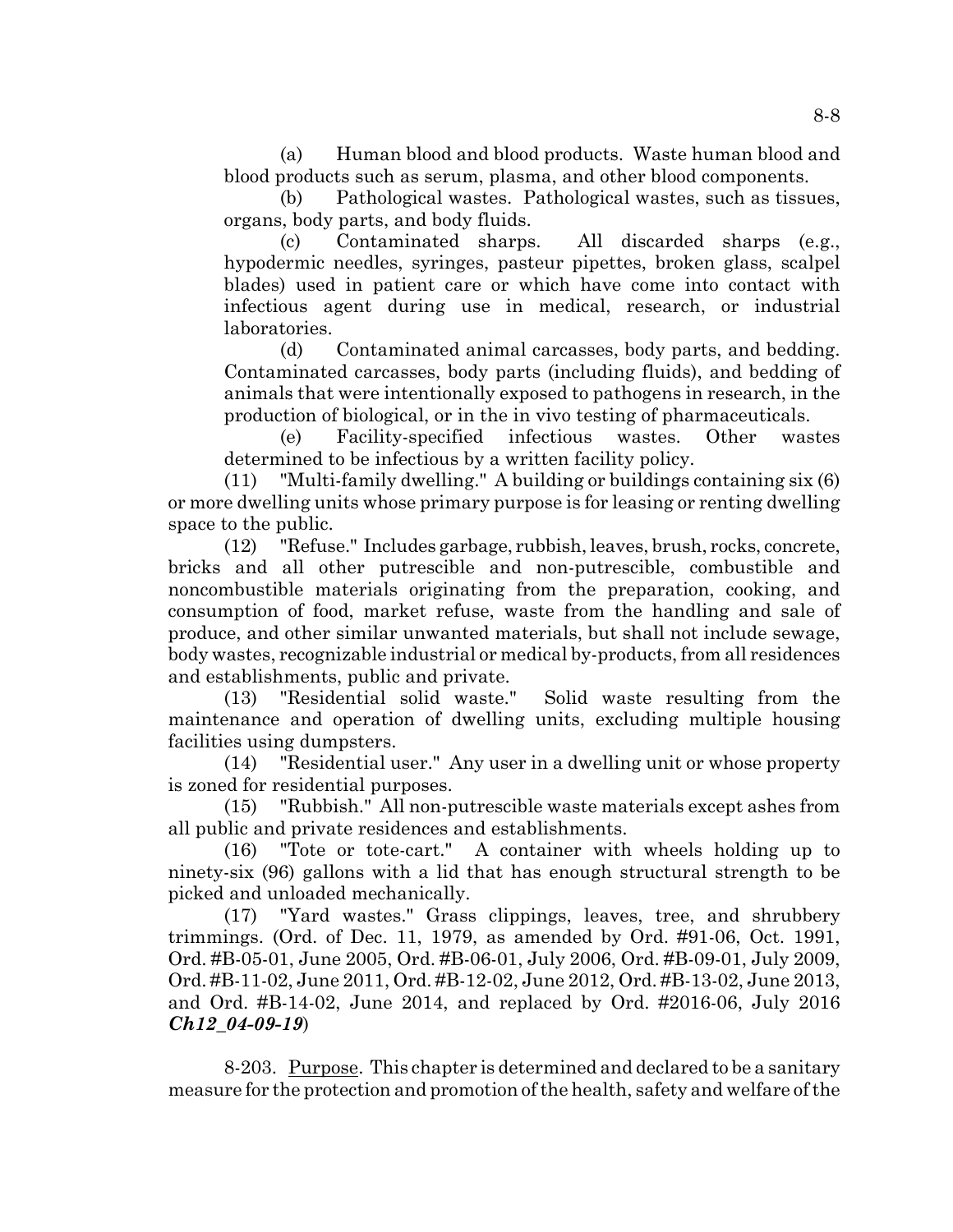(a) Human blood and blood products. Waste human blood and blood products such as serum, plasma, and other blood components.

(b) Pathological wastes. Pathological wastes, such as tissues, organs, body parts, and body fluids.

(c) Contaminated sharps. All discarded sharps (e.g., hypodermic needles, syringes, pasteur pipettes, broken glass, scalpel blades) used in patient care or which have come into contact with infectious agent during use in medical, research, or industrial laboratories.

(d) Contaminated animal carcasses, body parts, and bedding. Contaminated carcasses, body parts (including fluids), and bedding of animals that were intentionally exposed to pathogens in research, in the production of biological, or in the in vivo testing of pharmaceuticals.

(e) Facility-specified infectious wastes. Other wastes determined to be infectious by a written facility policy.

(11) "Multi-family dwelling." A building or buildings containing six (6) or more dwelling units whose primary purpose is for leasing or renting dwelling space to the public.

(12) "Refuse." Includes garbage, rubbish, leaves, brush, rocks, concrete, bricks and all other putrescible and non-putrescible, combustible and noncombustible materials originating from the preparation, cooking, and consumption of food, market refuse, waste from the handling and sale of produce, and other similar unwanted materials, but shall not include sewage, body wastes, recognizable industrial or medical by-products, from all residences and establishments, public and private.

(13) "Residential solid waste." Solid waste resulting from the maintenance and operation of dwelling units, excluding multiple housing facilities using dumpsters.

(14) "Residential user." Any user in a dwelling unit or whose property is zoned for residential purposes.

(15) "Rubbish." All non-putrescible waste materials except ashes from all public and private residences and establishments.

(16) "Tote or tote-cart." A container with wheels holding up to ninety-six (96) gallons with a lid that has enough structural strength to be picked and unloaded mechanically.

(17) "Yard wastes." Grass clippings, leaves, tree, and shrubbery trimmings. (Ord. of Dec. 11, 1979, as amended by Ord. #91-06, Oct. 1991, Ord. #B-05-01, June 2005, Ord. #B-06-01, July 2006, Ord. #B-09-01, July 2009, Ord. #B-11-02, June 2011, Ord. #B-12-02, June 2012, Ord. #B-13-02, June 2013, and Ord. #B-14-02, June 2014, and replaced by Ord. #2016-06, July 2016 ***Ch12_04-09-19***)

8-203. Purpose. This chapter is determined and declared to be a sanitary measure for the protection and promotion of the health, safety and welfare of the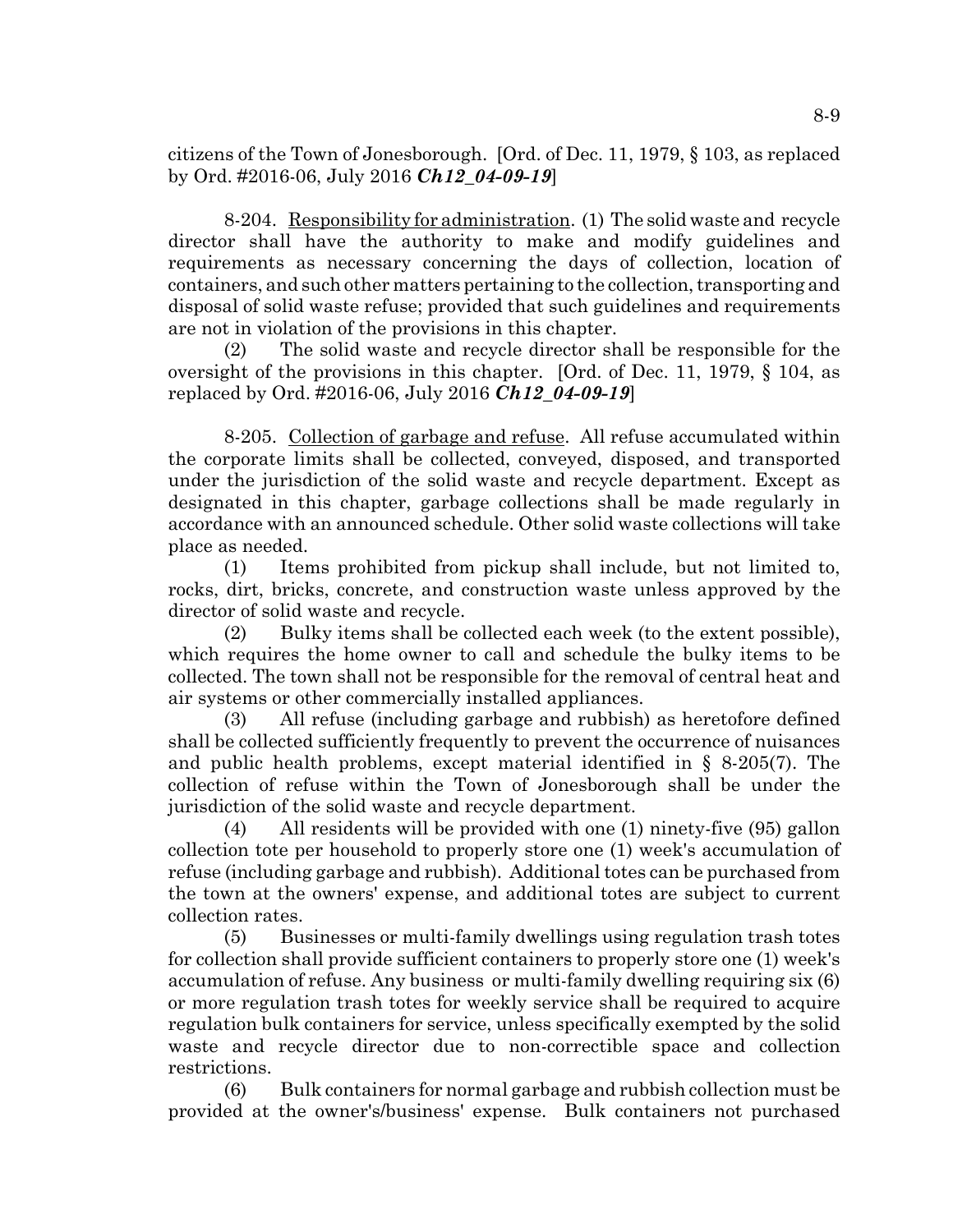citizens of the Town of Jonesborough. [Ord. of Dec. 11, 1979, § 103, as replaced by Ord. #2016-06, July 2016 ***Ch12_04-09-19***]

8-204. Responsibility for administration. (1) The solid waste and recycle director shall have the authority to make and modify guidelines and requirements as necessary concerning the days of collection, location of containers, and such other matters pertaining to the collection, transporting and disposal of solid waste refuse; provided that such guidelines and requirements are not in violation of the provisions in this chapter.

(2) The solid waste and recycle director shall be responsible for the oversight of the provisions in this chapter. [Ord. of Dec. 11, 1979, § 104, as replaced by Ord. #2016-06, July 2016 ***Ch12_04-09-19***]

8-205. Collection of garbage and refuse. All refuse accumulated within the corporate limits shall be collected, conveyed, disposed, and transported under the jurisdiction of the solid waste and recycle department. Except as designated in this chapter, garbage collections shall be made regularly in accordance with an announced schedule. Other solid waste collections will take place as needed.

(1) Items prohibited from pickup shall include, but not limited to, rocks, dirt, bricks, concrete, and construction waste unless approved by the director of solid waste and recycle.

(2) Bulky items shall be collected each week (to the extent possible), which requires the home owner to call and schedule the bulky items to be collected. The town shall not be responsible for the removal of central heat and air systems or other commercially installed appliances.

(3) All refuse (including garbage and rubbish) as heretofore defined shall be collected sufficiently frequently to prevent the occurrence of nuisances and public health problems, except material identified in § 8-205(7). The collection of refuse within the Town of Jonesborough shall be under the jurisdiction of the solid waste and recycle department.

(4) All residents will be provided with one (1) ninety-five (95) gallon collection tote per household to properly store one (1) week's accumulation of refuse (including garbage and rubbish). Additional totes can be purchased from the town at the owners' expense, and additional totes are subject to current collection rates.

(5) Businesses or multi-family dwellings using regulation trash totes for collection shall provide sufficient containers to properly store one (1) week's accumulation of refuse. Any business or multi-family dwelling requiring six (6) or more regulation trash totes for weekly service shall be required to acquire regulation bulk containers for service, unless specifically exempted by the solid waste and recycle director due to non-correctible space and collection restrictions.

(6) Bulk containers for normal garbage and rubbish collection must be provided at the owner's/business' expense. Bulk containers not purchased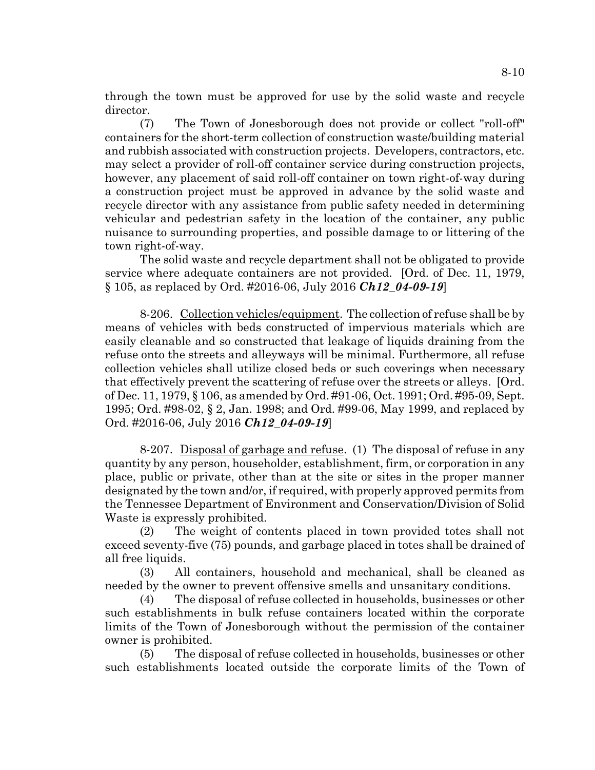through the town must be approved for use by the solid waste and recycle director.

(7) The Town of Jonesborough does not provide or collect "roll-off" containers for the short-term collection of construction waste/building material and rubbish associated with construction projects. Developers, contractors, etc. may select a provider of roll-off container service during construction projects, however, any placement of said roll-off container on town right-of-way during a construction project must be approved in advance by the solid waste and recycle director with any assistance from public safety needed in determining vehicular and pedestrian safety in the location of the container, any public nuisance to surrounding properties, and possible damage to or littering of the town right-of-way.

The solid waste and recycle department shall not be obligated to provide service where adequate containers are not provided. [Ord. of Dec. 11, 1979, § 105, as replaced by Ord. #2016-06, July 2016 ***Ch12_04-09-19***]

8-206. Collection vehicles/equipment. The collection of refuse shall be by means of vehicles with beds constructed of impervious materials which are easily cleanable and so constructed that leakage of liquids draining from the refuse onto the streets and alleyways will be minimal. Furthermore, all refuse collection vehicles shall utilize closed beds or such coverings when necessary that effectively prevent the scattering of refuse over the streets or alleys. [Ord. of Dec. 11, 1979, § 106, as amended by Ord. #91-06, Oct. 1991; Ord. #95-09, Sept. 1995; Ord. #98-02, § 2, Jan. 1998; and Ord. #99-06, May 1999, and replaced by Ord. #2016-06, July 2016 ***Ch12_04-09-19***]

8-207. Disposal of garbage and refuse. (1) The disposal of refuse in any quantity by any person, householder, establishment, firm, or corporation in any place, public or private, other than at the site or sites in the proper manner designated by the town and/or, if required, with properly approved permits from the Tennessee Department of Environment and Conservation/Division of Solid Waste is expressly prohibited.

(2) The weight of contents placed in town provided totes shall not exceed seventy-five (75) pounds, and garbage placed in totes shall be drained of all free liquids.

(3) All containers, household and mechanical, shall be cleaned as needed by the owner to prevent offensive smells and unsanitary conditions.

(4) The disposal of refuse collected in households, businesses or other such establishments in bulk refuse containers located within the corporate limits of the Town of Jonesborough without the permission of the container owner is prohibited.

(5) The disposal of refuse collected in households, businesses or other such establishments located outside the corporate limits of the Town of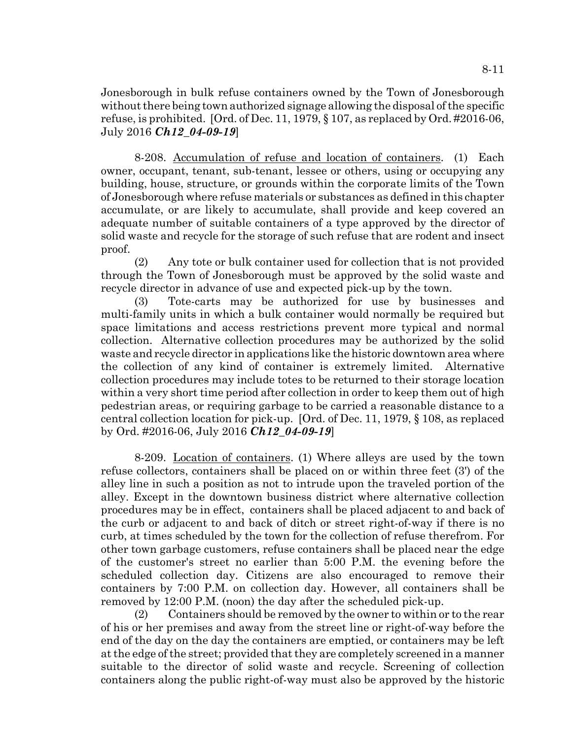Jonesborough in bulk refuse containers owned by the Town of Jonesborough without there being town authorized signage allowing the disposal of the specific refuse, is prohibited. [Ord. of Dec. 11, 1979, § 107, as replaced by Ord. #2016-06, July 2016 ***Ch12_04-09-19***]

8-208. Accumulation of refuse and location of containers. (1) Each owner, occupant, tenant, sub-tenant, lessee or others, using or occupying any building, house, structure, or grounds within the corporate limits of the Town of Jonesborough where refuse materials or substances as defined in this chapter accumulate, or are likely to accumulate, shall provide and keep covered an adequate number of suitable containers of a type approved by the director of solid waste and recycle for the storage of such refuse that are rodent and insect proof.

(2) Any tote or bulk container used for collection that is not provided through the Town of Jonesborough must be approved by the solid waste and recycle director in advance of use and expected pick-up by the town.

(3) Tote-carts may be authorized for use by businesses and multi-family units in which a bulk container would normally be required but space limitations and access restrictions prevent more typical and normal collection. Alternative collection procedures may be authorized by the solid waste and recycle director in applications like the historic downtown area where the collection of any kind of container is extremely limited. Alternative collection procedures may include totes to be returned to their storage location within a very short time period after collection in order to keep them out of high pedestrian areas, or requiring garbage to be carried a reasonable distance to a central collection location for pick-up. [Ord. of Dec. 11, 1979, § 108, as replaced by Ord. #2016-06, July 2016 ***Ch12_04-09-19***]

8-209. Location of containers. (1) Where alleys are used by the town refuse collectors, containers shall be placed on or within three feet (3') of the alley line in such a position as not to intrude upon the traveled portion of the alley. Except in the downtown business district where alternative collection procedures may be in effect, containers shall be placed adjacent to and back of the curb or adjacent to and back of ditch or street right-of-way if there is no curb, at times scheduled by the town for the collection of refuse therefrom. For other town garbage customers, refuse containers shall be placed near the edge of the customer's street no earlier than 5:00 P.M. the evening before the scheduled collection day. Citizens are also encouraged to remove their containers by 7:00 P.M. on collection day. However, all containers shall be removed by 12:00 P.M. (noon) the day after the scheduled pick-up.

(2) Containers should be removed by the owner to within or to the rear of his or her premises and away from the street line or right-of-way before the end of the day on the day the containers are emptied, or containers may be left at the edge of the street; provided that they are completely screened in a manner suitable to the director of solid waste and recycle. Screening of collection containers along the public right-of-way must also be approved by the historic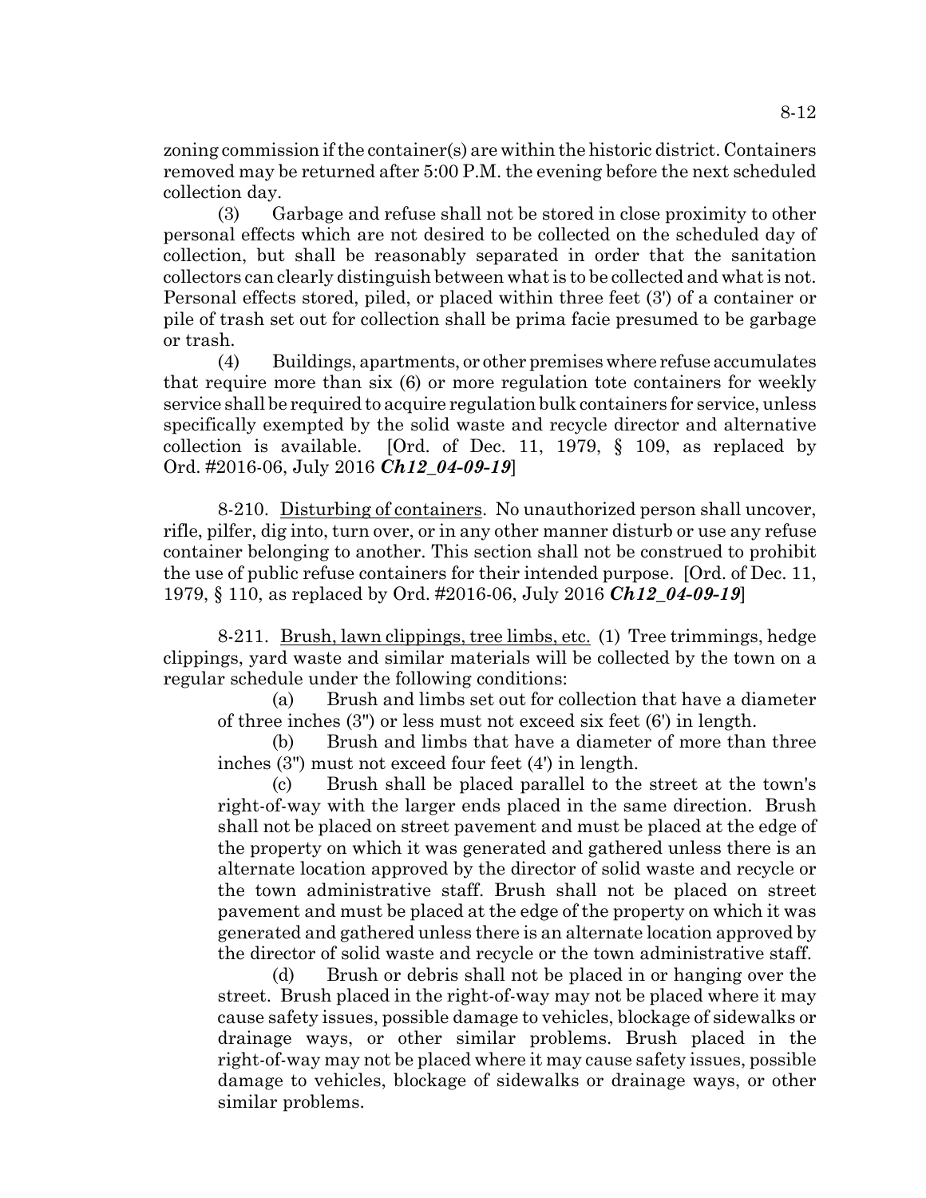zoning commission if the container(s) are within the historic district. Containers removed may be returned after 5:00 P.M. the evening before the next scheduled collection day.

(3) Garbage and refuse shall not be stored in close proximity to other personal effects which are not desired to be collected on the scheduled day of collection, but shall be reasonably separated in order that the sanitation collectors can clearly distinguish between what is to be collected and what is not. Personal effects stored, piled, or placed within three feet (3') of a container or pile of trash set out for collection shall be prima facie presumed to be garbage or trash.

(4) Buildings, apartments, or other premises where refuse accumulates that require more than six (6) or more regulation tote containers for weekly service shall be required to acquire regulation bulk containers for service, unless specifically exempted by the solid waste and recycle director and alternative collection is available. [Ord. of Dec. 11, 1979, § 109, as replaced by Ord. #2016-06, July 2016 ***Ch12_04-09-19***]

8-210. Disturbing of containers. No unauthorized person shall uncover, rifle, pilfer, dig into, turn over, or in any other manner disturb or use any refuse container belonging to another. This section shall not be construed to prohibit the use of public refuse containers for their intended purpose. [Ord. of Dec. 11, 1979, § 110, as replaced by Ord. #2016-06, July 2016 ***Ch12_04-09-19***]

8-211. Brush, lawn clippings, tree limbs, etc. (1) Tree trimmings, hedge clippings, yard waste and similar materials will be collected by the town on a regular schedule under the following conditions:

(a) Brush and limbs set out for collection that have a diameter of three inches (3") or less must not exceed six feet (6') in length.

(b) Brush and limbs that have a diameter of more than three inches (3") must not exceed four feet (4') in length.

(c) Brush shall be placed parallel to the street at the town's right-of-way with the larger ends placed in the same direction. Brush shall not be placed on street pavement and must be placed at the edge of the property on which it was generated and gathered unless there is an alternate location approved by the director of solid waste and recycle or the town administrative staff. Brush shall not be placed on street pavement and must be placed at the edge of the property on which it was generated and gathered unless there is an alternate location approved by the director of solid waste and recycle or the town administrative staff.

(d) Brush or debris shall not be placed in or hanging over the street. Brush placed in the right-of-way may not be placed where it may cause safety issues, possible damage to vehicles, blockage of sidewalks or drainage ways, or other similar problems. Brush placed in the right-of-way may not be placed where it may cause safety issues, possible damage to vehicles, blockage of sidewalks or drainage ways, or other similar problems.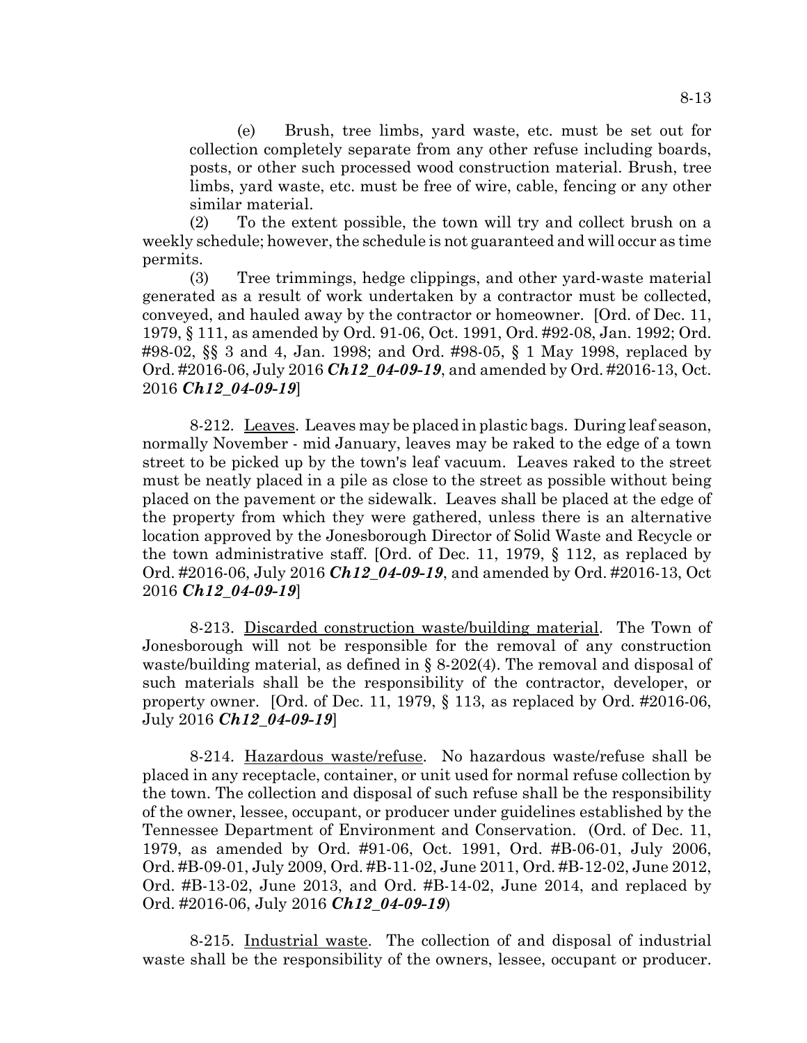(e) Brush, tree limbs, yard waste, etc. must be set out for collection completely separate from any other refuse including boards, posts, or other such processed wood construction material. Brush, tree limbs, yard waste, etc. must be free of wire, cable, fencing or any other similar material.

(2) To the extent possible, the town will try and collect brush on a weekly schedule; however, the schedule is not guaranteed and will occur as time permits.

(3) Tree trimmings, hedge clippings, and other yard-waste material generated as a result of work undertaken by a contractor must be collected, conveyed, and hauled away by the contractor or homeowner. [Ord. of Dec. 11, 1979, § 111, as amended by Ord. 91-06, Oct. 1991, Ord. #92-08, Jan. 1992; Ord. #98-02, §§ 3 and 4, Jan. 1998; and Ord. #98-05, § 1 May 1998, replaced by Ord. #2016-06, July 2016 ***Ch12_04-09-19***, and amended by Ord. #2016-13, Oct. 2016 ***Ch12_04-09-19***]

8-212. Leaves. Leaves may be placed in plastic bags. During leaf season, normally November - mid January, leaves may be raked to the edge of a town street to be picked up by the town's leaf vacuum. Leaves raked to the street must be neatly placed in a pile as close to the street as possible without being placed on the pavement or the sidewalk. Leaves shall be placed at the edge of the property from which they were gathered, unless there is an alternative location approved by the Jonesborough Director of Solid Waste and Recycle or the town administrative staff. [Ord. of Dec. 11, 1979, § 112, as replaced by Ord. #2016-06, July 2016 ***Ch12_04-09-19***, and amended by Ord. #2016-13, Oct 2016 ***Ch12_04-09-19***]

8-213. Discarded construction waste/building material. The Town of Jonesborough will not be responsible for the removal of any construction waste/building material, as defined in § 8-202(4). The removal and disposal of such materials shall be the responsibility of the contractor, developer, or property owner. [Ord. of Dec. 11, 1979, § 113, as replaced by Ord. #2016-06, July 2016 ***Ch12_04-09-19***]

8-214. Hazardous waste/refuse. No hazardous waste/refuse shall be placed in any receptacle, container, or unit used for normal refuse collection by the town. The collection and disposal of such refuse shall be the responsibility of the owner, lessee, occupant, or producer under guidelines established by the Tennessee Department of Environment and Conservation. (Ord. of Dec. 11, 1979, as amended by Ord. #91-06, Oct. 1991, Ord. #B-06-01, July 2006, Ord. #B-09-01, July 2009, Ord. #B-11-02, June 2011, Ord. #B-12-02, June 2012, Ord. #B-13-02, June 2013, and Ord. #B-14-02, June 2014, and replaced by Ord. #2016-06, July 2016 ***Ch12_04-09-19***)

8-215. Industrial waste. The collection of and disposal of industrial waste shall be the responsibility of the owners, lessee, occupant or producer.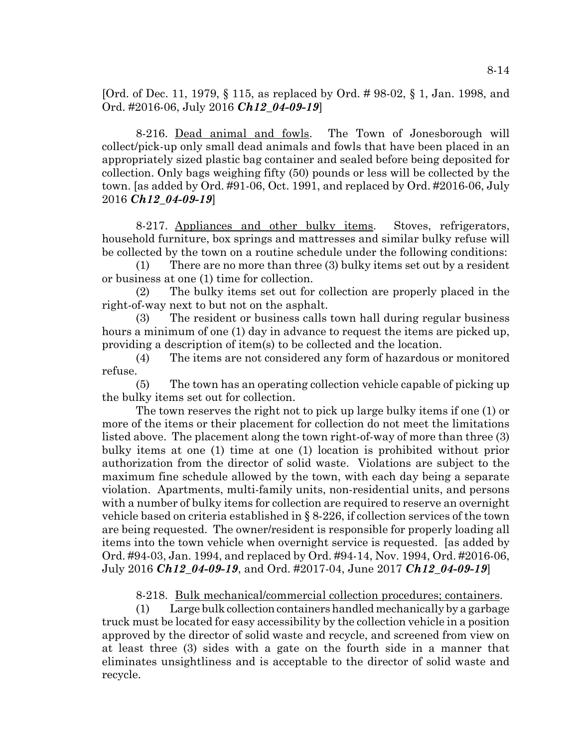[Ord. of Dec. 11, 1979, § 115, as replaced by Ord. # 98-02, § 1, Jan. 1998, and Ord. #2016-06, July 2016 ***Ch12_04-09-19***]

8-216. Dead animal and fowls. The Town of Jonesborough will collect/pick-up only small dead animals and fowls that have been placed in an appropriately sized plastic bag container and sealed before being deposited for collection. Only bags weighing fifty (50) pounds or less will be collected by the town. [as added by Ord. #91-06, Oct. 1991, and replaced by Ord. #2016-06, July 2016 ***Ch12_04-09-19***]

8-217. Appliances and other bulky items. Stoves, refrigerators, household furniture, box springs and mattresses and similar bulky refuse will be collected by the town on a routine schedule under the following conditions:

(1) There are no more than three (3) bulky items set out by a resident or business at one (1) time for collection.

(2) The bulky items set out for collection are properly placed in the right-of-way next to but not on the asphalt.

(3) The resident or business calls town hall during regular business hours a minimum of one (1) day in advance to request the items are picked up, providing a description of item(s) to be collected and the location.

(4) The items are not considered any form of hazardous or monitored refuse.

(5) The town has an operating collection vehicle capable of picking up the bulky items set out for collection.

The town reserves the right not to pick up large bulky items if one (1) or more of the items or their placement for collection do not meet the limitations listed above. The placement along the town right-of-way of more than three (3) bulky items at one (1) time at one (1) location is prohibited without prior authorization from the director of solid waste. Violations are subject to the maximum fine schedule allowed by the town, with each day being a separate violation. Apartments, multi-family units, non-residential units, and persons with a number of bulky items for collection are required to reserve an overnight vehicle based on criteria established in § 8-226, if collection services of the town are being requested. The owner/resident is responsible for properly loading all items into the town vehicle when overnight service is requested. [as added by Ord. #94-03, Jan. 1994, and replaced by Ord. #94-14, Nov. 1994, Ord. #2016-06, July 2016 ***Ch12_04-09-19***, and Ord. #2017-04, June 2017 ***Ch12_04-09-19***]

8-218. Bulk mechanical/commercial collection procedures; containers.

(1) Large bulk collection containers handled mechanically by a garbage truck must be located for easy accessibility by the collection vehicle in a position approved by the director of solid waste and recycle, and screened from view on at least three (3) sides with a gate on the fourth side in a manner that eliminates unsightliness and is acceptable to the director of solid waste and recycle.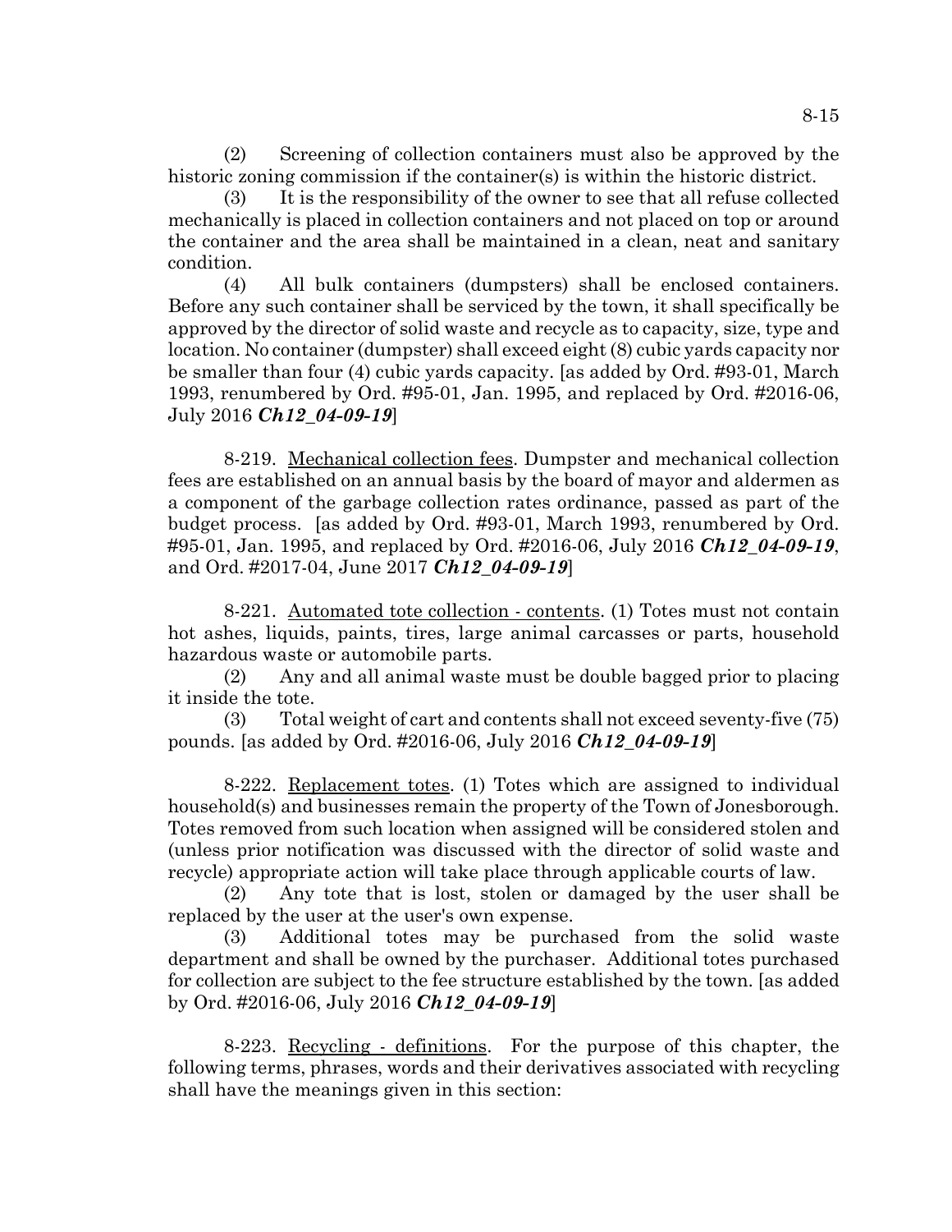(2) Screening of collection containers must also be approved by the historic zoning commission if the container(s) is within the historic district.

(3) It is the responsibility of the owner to see that all refuse collected mechanically is placed in collection containers and not placed on top or around the container and the area shall be maintained in a clean, neat and sanitary condition.

(4) All bulk containers (dumpsters) shall be enclosed containers. Before any such container shall be serviced by the town, it shall specifically be approved by the director of solid waste and recycle as to capacity, size, type and location. No container (dumpster) shall exceed eight (8) cubic yards capacity nor be smaller than four (4) cubic yards capacity. [as added by Ord. #93-01, March 1993, renumbered by Ord. #95-01, Jan. 1995, and replaced by Ord. #2016-06, July 2016 ***Ch12_04-09-19***]

8-219. Mechanical collection fees. Dumpster and mechanical collection fees are established on an annual basis by the board of mayor and aldermen as a component of the garbage collection rates ordinance, passed as part of the budget process. [as added by Ord. #93-01, March 1993, renumbered by Ord. #95-01, Jan. 1995, and replaced by Ord. #2016-06, July 2016 ***Ch12_04-09-19***, and Ord. #2017-04, June 2017 ***Ch12_04-09-19***]

8-221. Automated tote collection - contents. (1) Totes must not contain hot ashes, liquids, paints, tires, large animal carcasses or parts, household hazardous waste or automobile parts.

(2) Any and all animal waste must be double bagged prior to placing it inside the tote.

(3) Total weight of cart and contents shall not exceed seventy-five (75) pounds. [as added by Ord. #2016-06, July 2016 ***Ch12_04-09-19***]

8-222. Replacement totes. (1) Totes which are assigned to individual household(s) and businesses remain the property of the Town of Jonesborough. Totes removed from such location when assigned will be considered stolen and (unless prior notification was discussed with the director of solid waste and recycle) appropriate action will take place through applicable courts of law.

(2) Any tote that is lost, stolen or damaged by the user shall be replaced by the user at the user's own expense.

(3) Additional totes may be purchased from the solid waste department and shall be owned by the purchaser. Additional totes purchased for collection are subject to the fee structure established by the town. [as added by Ord. #2016-06, July 2016 ***Ch12_04-09-19***]

8-223. Recycling - definitions. For the purpose of this chapter, the following terms, phrases, words and their derivatives associated with recycling shall have the meanings given in this section: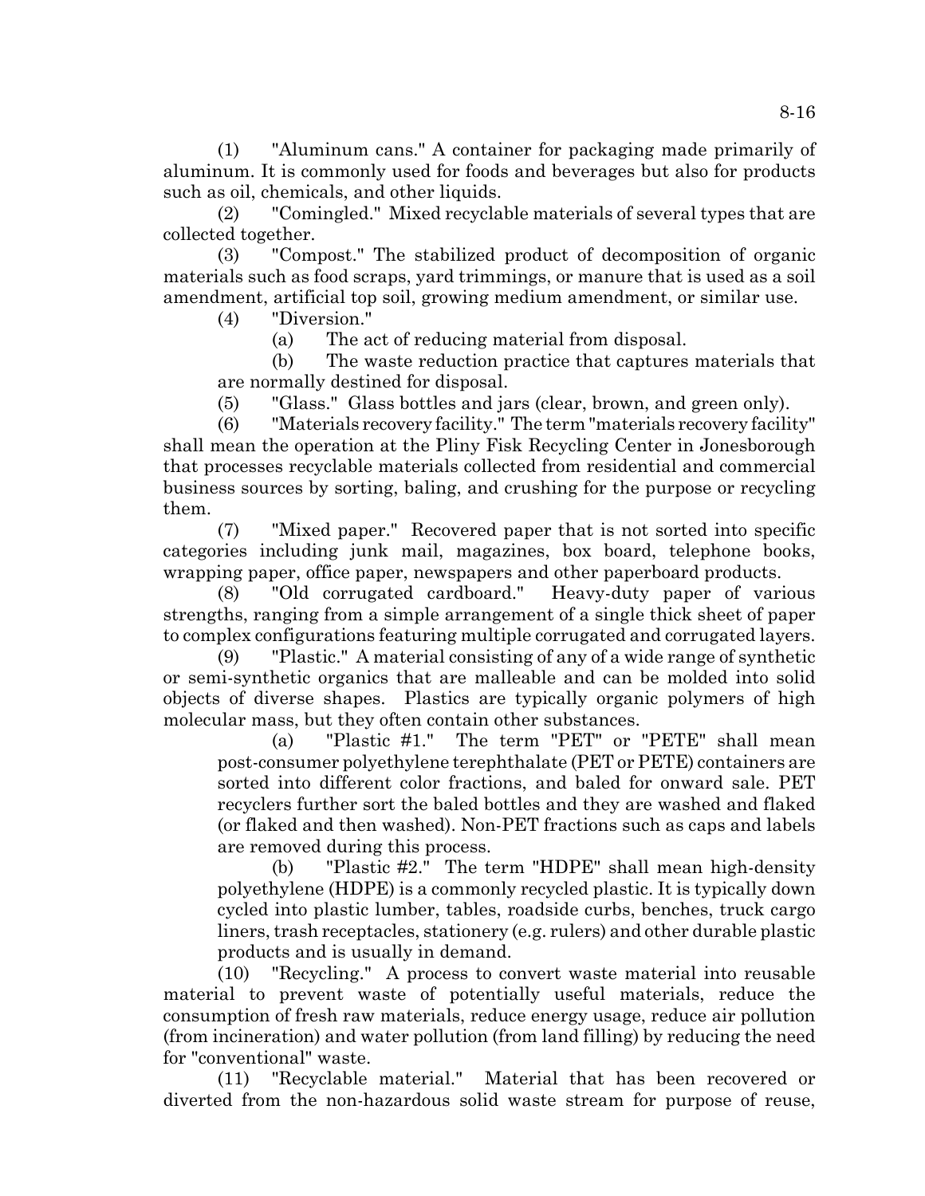(1) "Aluminum cans." A container for packaging made primarily of aluminum. It is commonly used for foods and beverages but also for products such as oil, chemicals, and other liquids.

(2) "Comingled." Mixed recyclable materials of several types that are collected together.

(3) "Compost." The stabilized product of decomposition of organic materials such as food scraps, yard trimmings, or manure that is used as a soil amendment, artificial top soil, growing medium amendment, or similar use.

(4) "Diversion."

(a) The act of reducing material from disposal.

(b) The waste reduction practice that captures materials that are normally destined for disposal.

(5) "Glass." Glass bottles and jars (clear, brown, and green only).

(6) "Materials recovery facility." The term "materials recovery facility" shall mean the operation at the Pliny Fisk Recycling Center in Jonesborough that processes recyclable materials collected from residential and commercial business sources by sorting, baling, and crushing for the purpose or recycling them.

(7) "Mixed paper." Recovered paper that is not sorted into specific categories including junk mail, magazines, box board, telephone books, wrapping paper, office paper, newspapers and other paperboard products.

(8) "Old corrugated cardboard." Heavy-duty paper of various strengths, ranging from a simple arrangement of a single thick sheet of paper to complex configurations featuring multiple corrugated and corrugated layers.

(9) "Plastic." A material consisting of any of a wide range of synthetic or semi-synthetic organics that are malleable and can be molded into solid objects of diverse shapes. Plastics are typically organic polymers of high molecular mass, but they often contain other substances.

(a) "Plastic #1." The term "PET" or "PETE" shall mean post-consumer polyethylene terephthalate (PET or PETE) containers are sorted into different color fractions, and baled for onward sale. PET recyclers further sort the baled bottles and they are washed and flaked (or flaked and then washed). Non-PET fractions such as caps and labels are removed during this process.

(b) "Plastic #2." The term "HDPE" shall mean high-density polyethylene (HDPE) is a commonly recycled plastic. It is typically down cycled into plastic lumber, tables, roadside curbs, benches, truck cargo liners, trash receptacles, stationery (e.g. rulers) and other durable plastic products and is usually in demand.

(10) "Recycling." A process to convert waste material into reusable material to prevent waste of potentially useful materials, reduce the consumption of fresh raw materials, reduce energy usage, reduce air pollution (from incineration) and water pollution (from land filling) by reducing the need for "conventional" waste.

(11) "Recyclable material." Material that has been recovered or diverted from the non-hazardous solid waste stream for purpose of reuse,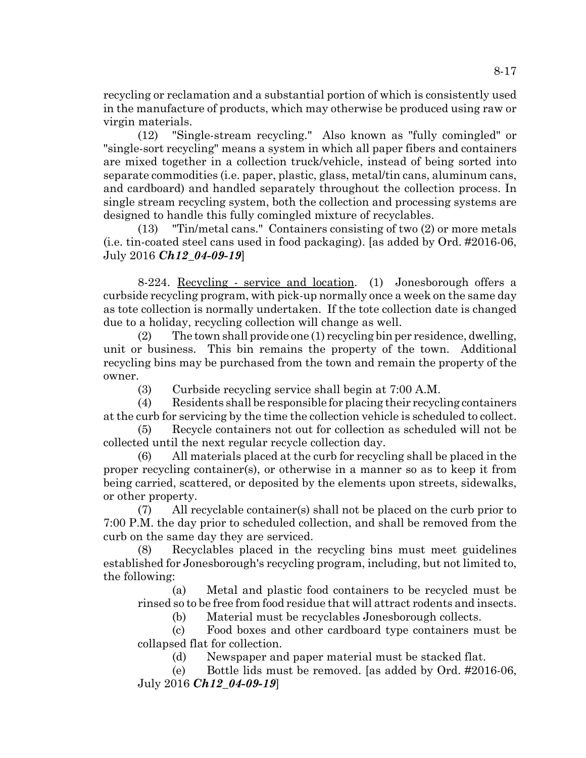recycling or reclamation and a substantial portion of which is consistently used in the manufacture of products, which may otherwise be produced using raw or virgin materials.

(12) "Single-stream recycling." Also known as "fully comingled" or "single-sort recycling" means a system in which all paper fibers and containers are mixed together in a collection truck/vehicle, instead of being sorted into separate commodities (i.e. paper, plastic, glass, metal/tin cans, aluminum cans, and cardboard) and handled separately throughout the collection process. In single stream recycling system, both the collection and processing systems are designed to handle this fully comingled mixture of recyclables.

(13) "Tin/metal cans." Containers consisting of two (2) or more metals (i.e. tin-coated steel cans used in food packaging). [as added by Ord. #2016-06, July 2016 ***Ch12_04-09-19***]

8-224. Recycling - service and location. (1) Jonesborough offers a curbside recycling program, with pick-up normally once a week on the same day as tote collection is normally undertaken. If the tote collection date is changed due to a holiday, recycling collection will change as well.

(2) The town shall provide one (1) recycling bin per residence, dwelling, unit or business. This bin remains the property of the town. Additional recycling bins may be purchased from the town and remain the property of the owner.

(3) Curbside recycling service shall begin at 7:00 A.M.

(4) Residents shall be responsible for placing their recycling containers at the curb for servicing by the time the collection vehicle is scheduled to collect.

(5) Recycle containers not out for collection as scheduled will not be collected until the next regular recycle collection day.

(6) All materials placed at the curb for recycling shall be placed in the proper recycling container(s), or otherwise in a manner so as to keep it from being carried, scattered, or deposited by the elements upon streets, sidewalks, or other property.

(7) All recyclable container(s) shall not be placed on the curb prior to 7:00 P.M. the day prior to scheduled collection, and shall be removed from the curb on the same day they are serviced.

(8) Recyclables placed in the recycling bins must meet guidelines established for Jonesborough's recycling program, including, but not limited to, the following:

(a) Metal and plastic food containers to be recycled must be rinsed so to be free from food residue that will attract rodents and insects.

(b) Material must be recyclables Jonesborough collects.

(c) Food boxes and other cardboard type containers must be collapsed flat for collection.

(d) Newspaper and paper material must be stacked flat.

(e) Bottle lids must be removed. [as added by Ord. #2016-06, July 2016 ***Ch12_04-09-19***]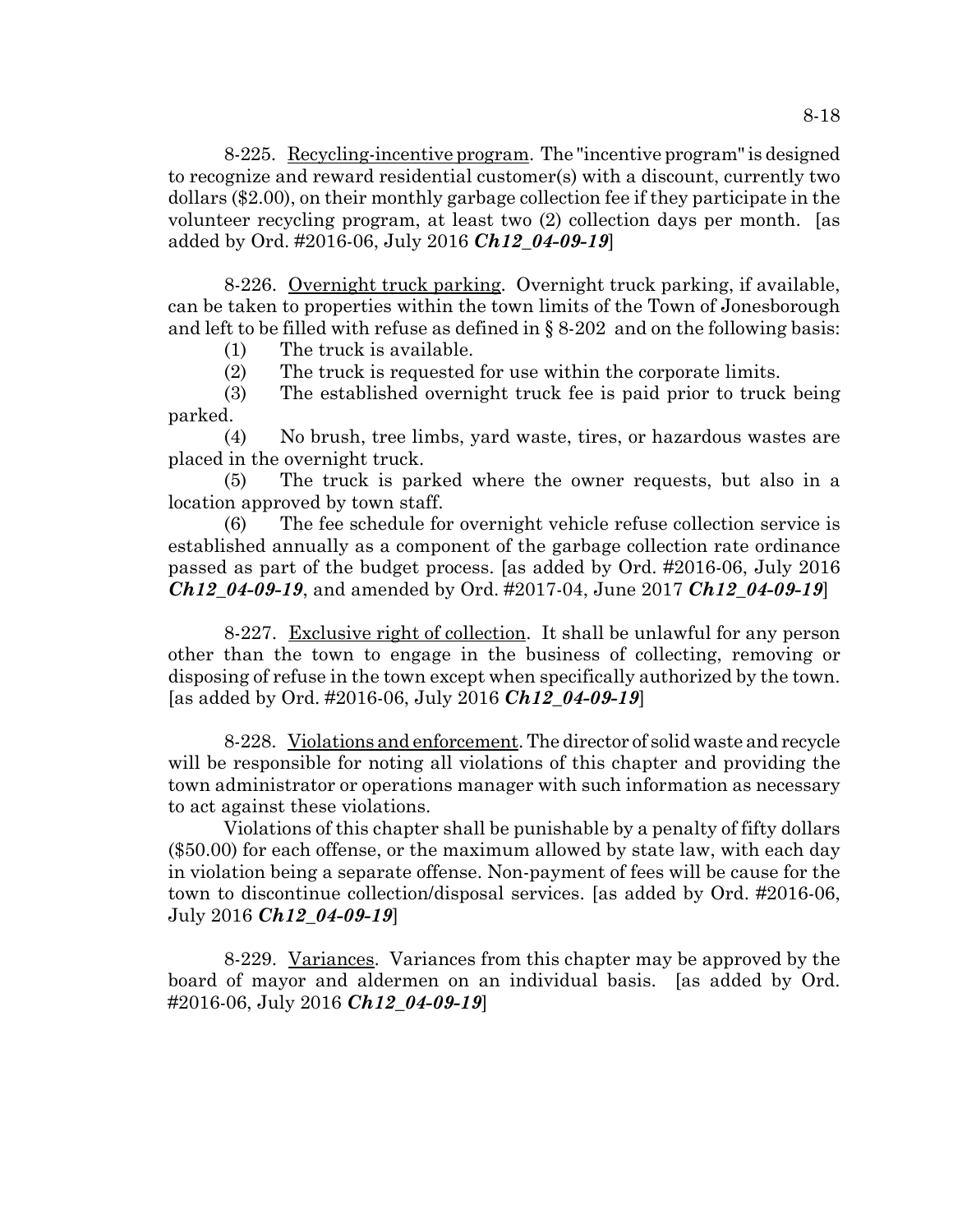8-225. Recycling-incentive program. The "incentive program" is designed to recognize and reward residential customer(s) with a discount, currently two dollars ($2.00), on their monthly garbage collection fee if they participate in the volunteer recycling program, at least two (2) collection days per month. [as added by Ord. #2016-06, July 2016 ***Ch12_04-09-19***]

8-226. Overnight truck parking. Overnight truck parking, if available, can be taken to properties within the town limits of the Town of Jonesborough and left to be filled with refuse as defined in § 8-202 and on the following basis:

(1) The truck is available.

(2) The truck is requested for use within the corporate limits.

(3) The established overnight truck fee is paid prior to truck being parked.

(4) No brush, tree limbs, yard waste, tires, or hazardous wastes are placed in the overnight truck.

(5) The truck is parked where the owner requests, but also in a location approved by town staff.

(6) The fee schedule for overnight vehicle refuse collection service is established annually as a component of the garbage collection rate ordinance passed as part of the budget process. [as added by Ord. #2016-06, July 2016 ***Ch12_04-09-19***, and amended by Ord. #2017-04, June 2017 ***Ch12_04-09-19***]

8-227. Exclusive right of collection. It shall be unlawful for any person other than the town to engage in the business of collecting, removing or disposing of refuse in the town except when specifically authorized by the town. [as added by Ord. #2016-06, July 2016 ***Ch12_04-09-19***]

8-228. Violations and enforcement. The director of solid waste and recycle will be responsible for noting all violations of this chapter and providing the town administrator or operations manager with such information as necessary to act against these violations.

Violations of this chapter shall be punishable by a penalty of fifty dollars ($50.00) for each offense, or the maximum allowed by state law, with each day in violation being a separate offense. Non-payment of fees will be cause for the town to discontinue collection/disposal services. [as added by Ord. #2016-06, July 2016 ***Ch12_04-09-19***]

8-229. Variances. Variances from this chapter may be approved by the board of mayor and aldermen on an individual basis. [as added by Ord. #2016-06, July 2016 ***Ch12_04-09-19***]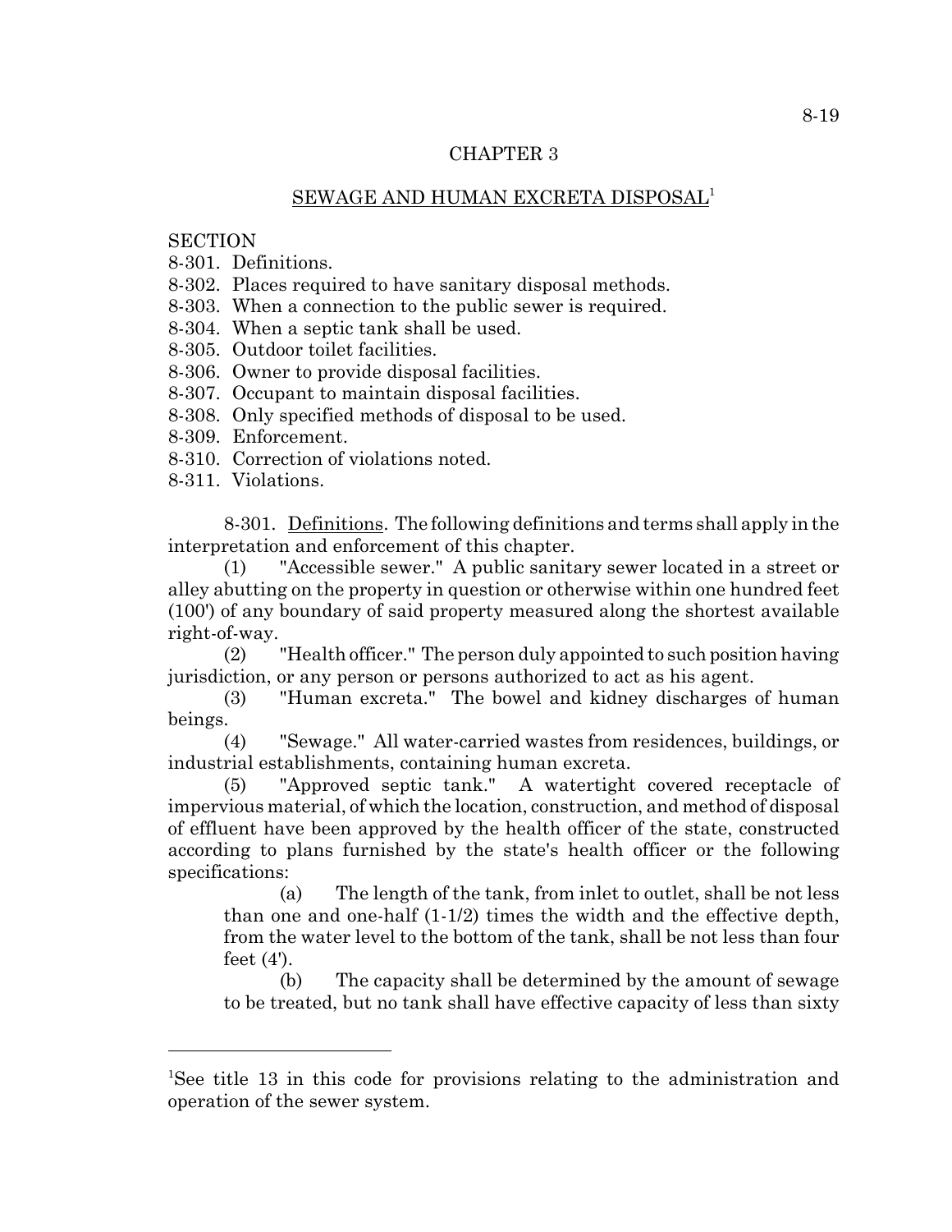# CHAPTER 3

## SEWAGE AND HUMAN EXCRETA DISPOSAL[1]

SECTION
8-301. Definitions.
8-302. Places required to have sanitary disposal methods.
8-303. When a connection to the public sewer is required.
8-304. When a septic tank shall be used.
8-305. Outdoor toilet facilities.
8-306. Owner to provide disposal facilities.
8-307. Occupant to maintain disposal facilities.
8-308. Only specified methods of disposal to be used.
8-309. Enforcement.
8-310. Correction of violations noted.
8-311. Violations.

8-301. Definitions. The following definitions and terms shall apply in the interpretation and enforcement of this chapter.

(1) "Accessible sewer." A public sanitary sewer located in a street or alley abutting on the property in question or otherwise within one hundred feet (100') of any boundary of said property measured along the shortest available right-of-way.

(2) "Health officer." The person duly appointed to such position having jurisdiction, or any person or persons authorized to act as his agent.

(3) "Human excreta." The bowel and kidney discharges of human beings.

(4) "Sewage." All water-carried wastes from residences, buildings, or industrial establishments, containing human excreta.

(5) "Approved septic tank." A watertight covered receptacle of impervious material, of which the location, construction, and method of disposal of effluent have been approved by the health officer of the state, constructed according to plans furnished by the state's health officer or the following specifications:

(a) The length of the tank, from inlet to outlet, shall be not less than one and one-half (1-1/2) times the width and the effective depth, from the water level to the bottom of the tank, shall be not less than four feet (4').

(b) The capacity shall be determined by the amount of sewage to be treated, but no tank shall have effective capacity of less than sixty

---

[1]See title 13 in this code for provisions relating to the administration and operation of the sewer system.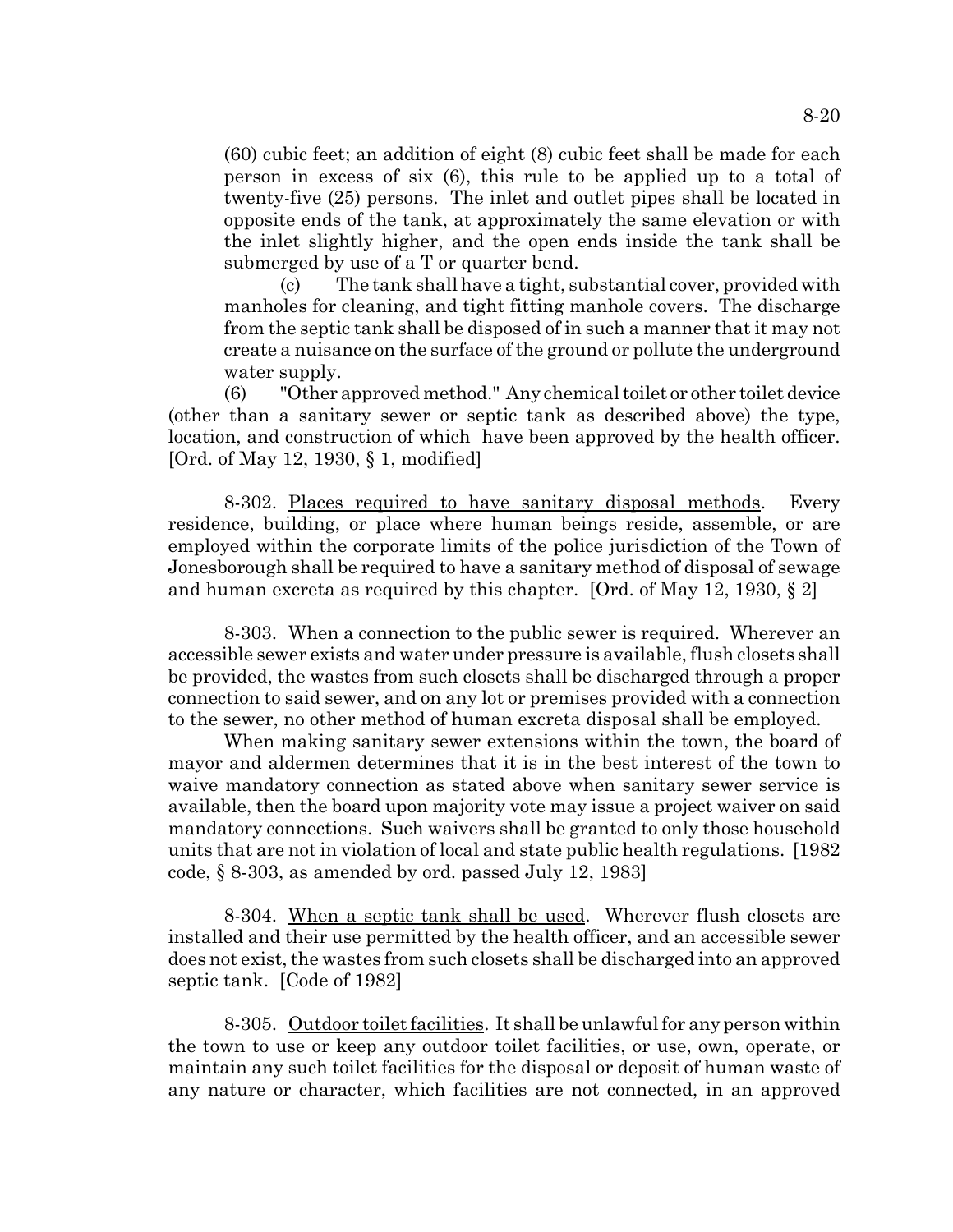(60) cubic feet; an addition of eight (8) cubic feet shall be made for each person in excess of six (6), this rule to be applied up to a total of twenty-five (25) persons. The inlet and outlet pipes shall be located in opposite ends of the tank, at approximately the same elevation or with the inlet slightly higher, and the open ends inside the tank shall be submerged by use of a T or quarter bend.

(c) The tank shall have a tight, substantial cover, provided with manholes for cleaning, and tight fitting manhole covers. The discharge from the septic tank shall be disposed of in such a manner that it may not create a nuisance on the surface of the ground or pollute the underground water supply.

(6) "Other approved method." Any chemical toilet or other toilet device (other than a sanitary sewer or septic tank as described above) the type, location, and construction of which have been approved by the health officer. [Ord. of May 12, 1930, § 1, modified]

8-302. Places required to have sanitary disposal methods. Every residence, building, or place where human beings reside, assemble, or are employed within the corporate limits of the police jurisdiction of the Town of Jonesborough shall be required to have a sanitary method of disposal of sewage and human excreta as required by this chapter. [Ord. of May 12, 1930, § 2]

8-303. When a connection to the public sewer is required. Wherever an accessible sewer exists and water under pressure is available, flush closets shall be provided, the wastes from such closets shall be discharged through a proper connection to said sewer, and on any lot or premises provided with a connection to the sewer, no other method of human excreta disposal shall be employed.

When making sanitary sewer extensions within the town, the board of mayor and aldermen determines that it is in the best interest of the town to waive mandatory connection as stated above when sanitary sewer service is available, then the board upon majority vote may issue a project waiver on said mandatory connections. Such waivers shall be granted to only those household units that are not in violation of local and state public health regulations. [1982 code, § 8-303, as amended by ord. passed July 12, 1983]

8-304. When a septic tank shall be used. Wherever flush closets are installed and their use permitted by the health officer, and an accessible sewer does not exist, the wastes from such closets shall be discharged into an approved septic tank. [Code of 1982]

8-305. Outdoor toilet facilities. It shall be unlawful for any person within the town to use or keep any outdoor toilet facilities, or use, own, operate, or maintain any such toilet facilities for the disposal or deposit of human waste of any nature or character, which facilities are not connected, in an approved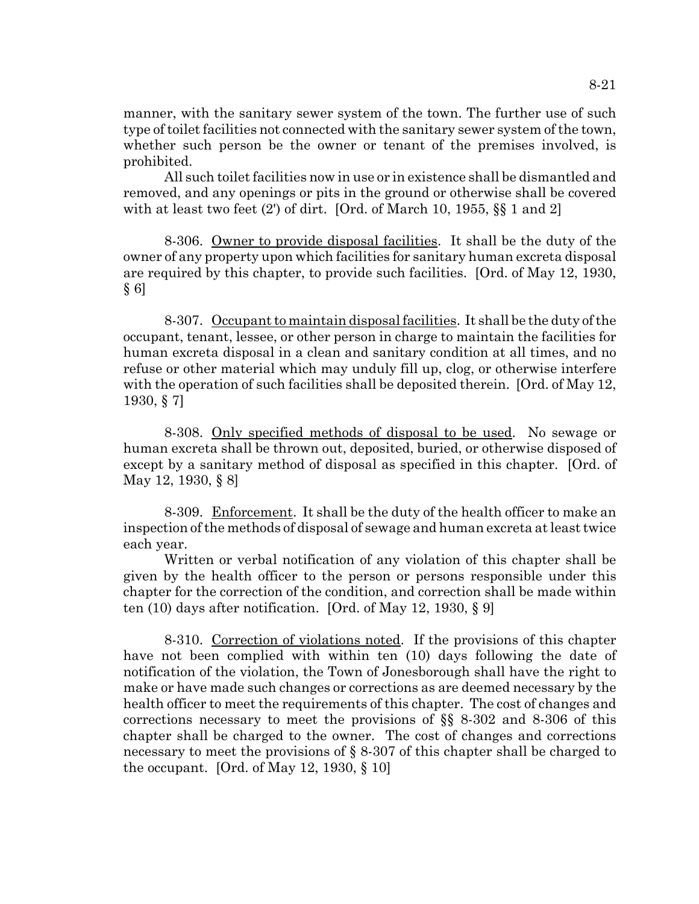manner, with the sanitary sewer system of the town. The further use of such type of toilet facilities not connected with the sanitary sewer system of the town, whether such person be the owner or tenant of the premises involved, is prohibited.

All such toilet facilities now in use or in existence shall be dismantled and removed, and any openings or pits in the ground or otherwise shall be covered with at least two feet (2') of dirt. [Ord. of March 10, 1955, §§ 1 and 2]

8-306. Owner to provide disposal facilities. It shall be the duty of the owner of any property upon which facilities for sanitary human excreta disposal are required by this chapter, to provide such facilities. [Ord. of May 12, 1930, § 6]

8-307. Occupant to maintain disposal facilities. It shall be the duty of the occupant, tenant, lessee, or other person in charge to maintain the facilities for human excreta disposal in a clean and sanitary condition at all times, and no refuse or other material which may unduly fill up, clog, or otherwise interfere with the operation of such facilities shall be deposited therein. [Ord. of May 12, 1930, § 7]

8-308. Only specified methods of disposal to be used. No sewage or human excreta shall be thrown out, deposited, buried, or otherwise disposed of except by a sanitary method of disposal as specified in this chapter. [Ord. of May 12, 1930, § 8]

8-309. Enforcement. It shall be the duty of the health officer to make an inspection of the methods of disposal of sewage and human excreta at least twice each year.

Written or verbal notification of any violation of this chapter shall be given by the health officer to the person or persons responsible under this chapter for the correction of the condition, and correction shall be made within ten (10) days after notification. [Ord. of May 12, 1930, § 9]

8-310. Correction of violations noted. If the provisions of this chapter have not been complied with within ten (10) days following the date of notification of the violation, the Town of Jonesborough shall have the right to make or have made such changes or corrections as are deemed necessary by the health officer to meet the requirements of this chapter. The cost of changes and corrections necessary to meet the provisions of §§ 8-302 and 8-306 of this chapter shall be charged to the owner. The cost of changes and corrections necessary to meet the provisions of § 8-307 of this chapter shall be charged to the occupant. [Ord. of May 12, 1930, § 10]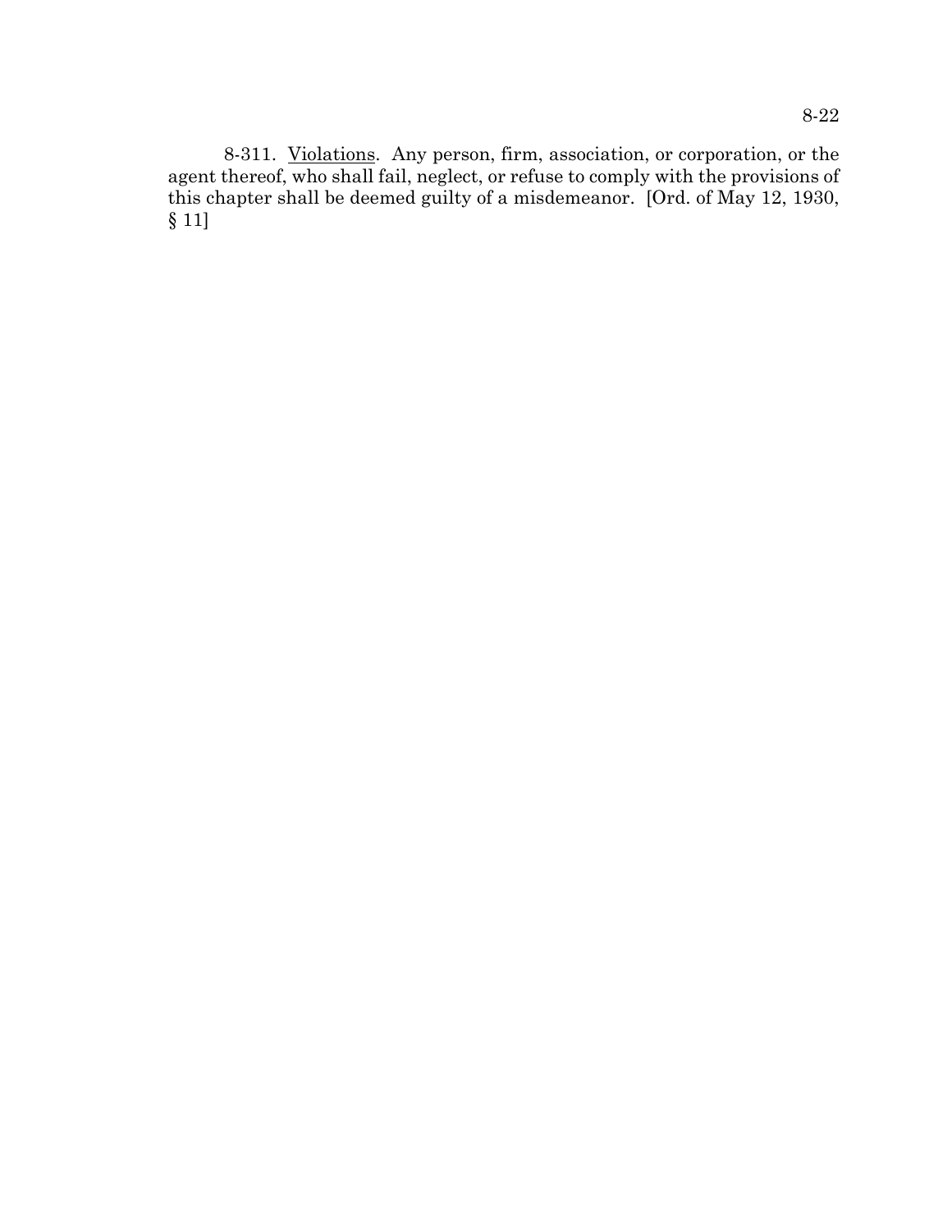8-311. Violations. Any person, firm, association, or corporation, or the agent thereof, who shall fail, neglect, or refuse to comply with the provisions of this chapter shall be deemed guilty of a misdemeanor. [Ord. of May 12, 1930, § 11]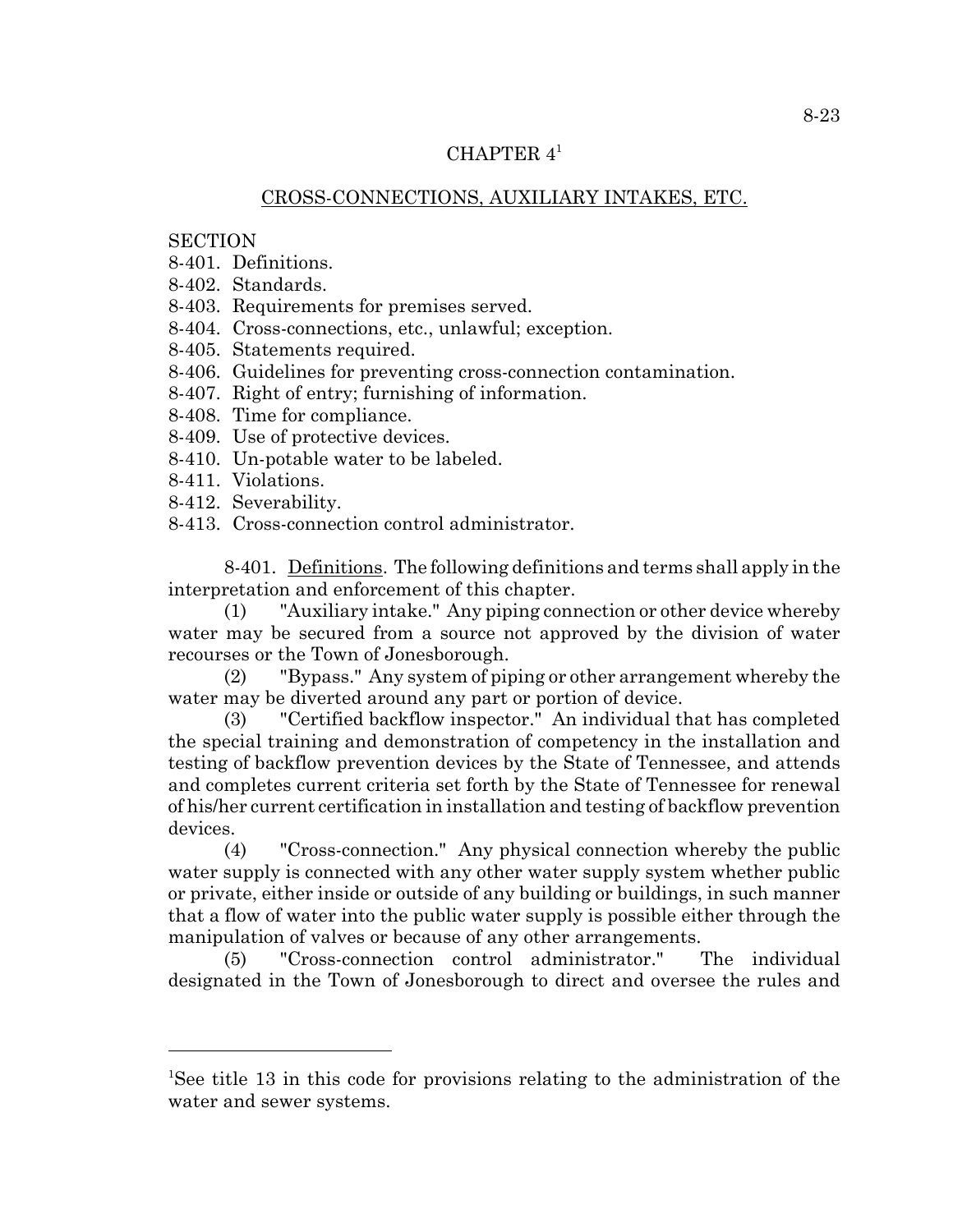# CHAPTER 4[1]

## CROSS-CONNECTIONS, AUXILIARY INTAKES, ETC.

SECTION
8-401. Definitions.
8-402. Standards.
8-403. Requirements for premises served.
8-404. Cross-connections, etc., unlawful; exception.
8-405. Statements required.
8-406. Guidelines for preventing cross-connection contamination.
8-407. Right of entry; furnishing of information.
8-408. Time for compliance.
8-409. Use of protective devices.
8-410. Un-potable water to be labeled.
8-411. Violations.
8-412. Severability.
8-413. Cross-connection control administrator.

8-401. Definitions. The following definitions and terms shall apply in the interpretation and enforcement of this chapter.

(1) "Auxiliary intake." Any piping connection or other device whereby water may be secured from a source not approved by the division of water recourses or the Town of Jonesborough.

(2) "Bypass." Any system of piping or other arrangement whereby the water may be diverted around any part or portion of device.

(3) "Certified backflow inspector." An individual that has completed the special training and demonstration of competency in the installation and testing of backflow prevention devices by the State of Tennessee, and attends and completes current criteria set forth by the State of Tennessee for renewal of his/her current certification in installation and testing of backflow prevention devices.

(4) "Cross-connection." Any physical connection whereby the public water supply is connected with any other water supply system whether public or private, either inside or outside of any building or buildings, in such manner that a flow of water into the public water supply is possible either through the manipulation of valves or because of any other arrangements.

(5) "Cross-connection control administrator." The individual designated in the Town of Jonesborough to direct and oversee the rules and

---

[1]See title 13 in this code for provisions relating to the administration of the water and sewer systems.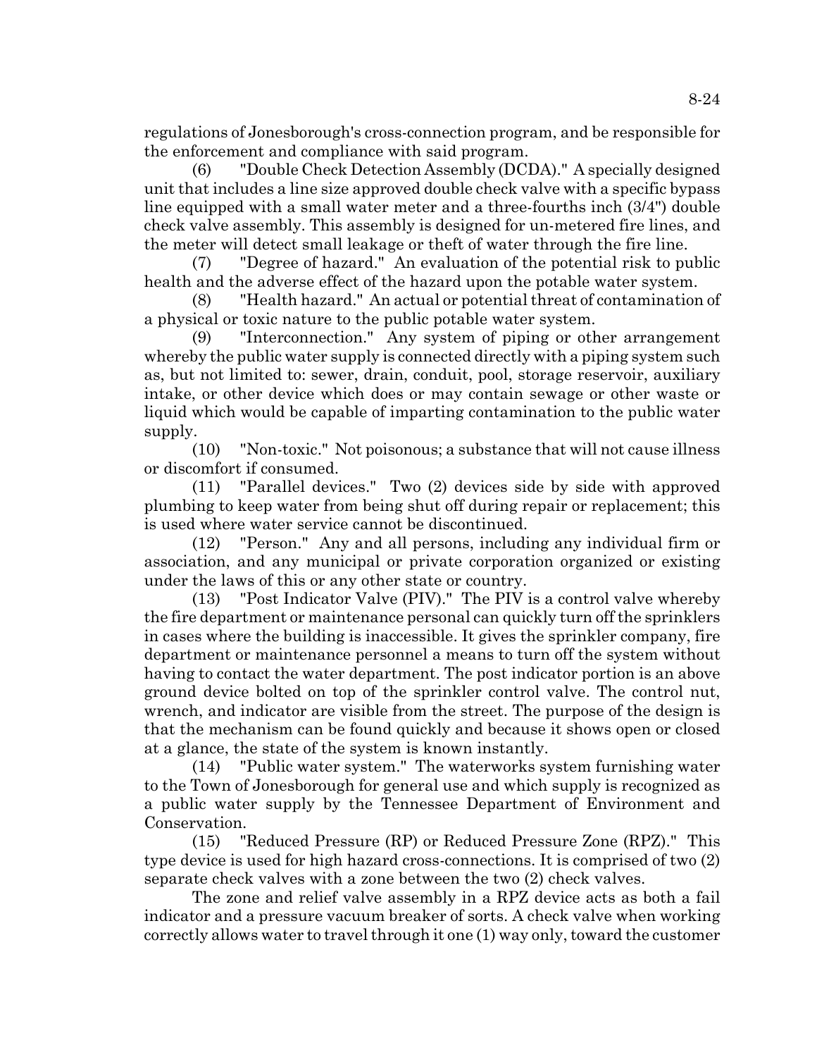regulations of Jonesborough's cross-connection program, and be responsible for the enforcement and compliance with said program.

(6) "Double Check Detection Assembly (DCDA)." A specially designed unit that includes a line size approved double check valve with a specific bypass line equipped with a small water meter and a three-fourths inch (3/4") double check valve assembly. This assembly is designed for un-metered fire lines, and the meter will detect small leakage or theft of water through the fire line.

(7) "Degree of hazard." An evaluation of the potential risk to public health and the adverse effect of the hazard upon the potable water system.

(8) "Health hazard." An actual or potential threat of contamination of a physical or toxic nature to the public potable water system.

(9) "Interconnection." Any system of piping or other arrangement whereby the public water supply is connected directly with a piping system such as, but not limited to: sewer, drain, conduit, pool, storage reservoir, auxiliary intake, or other device which does or may contain sewage or other waste or liquid which would be capable of imparting contamination to the public water supply.

(10) "Non-toxic." Not poisonous; a substance that will not cause illness or discomfort if consumed.

(11) "Parallel devices." Two (2) devices side by side with approved plumbing to keep water from being shut off during repair or replacement; this is used where water service cannot be discontinued.

(12) "Person." Any and all persons, including any individual firm or association, and any municipal or private corporation organized or existing under the laws of this or any other state or country.

(13) "Post Indicator Valve (PIV)." The PIV is a control valve whereby the fire department or maintenance personal can quickly turn off the sprinklers in cases where the building is inaccessible. It gives the sprinkler company, fire department or maintenance personnel a means to turn off the system without having to contact the water department. The post indicator portion is an above ground device bolted on top of the sprinkler control valve. The control nut, wrench, and indicator are visible from the street. The purpose of the design is that the mechanism can be found quickly and because it shows open or closed at a glance, the state of the system is known instantly.

(14) "Public water system." The waterworks system furnishing water to the Town of Jonesborough for general use and which supply is recognized as a public water supply by the Tennessee Department of Environment and Conservation.

(15) "Reduced Pressure (RP) or Reduced Pressure Zone (RPZ)." This type device is used for high hazard cross-connections. It is comprised of two (2) separate check valves with a zone between the two (2) check valves.

The zone and relief valve assembly in a RPZ device acts as both a fail indicator and a pressure vacuum breaker of sorts. A check valve when working correctly allows water to travel through it one (1) way only, toward the customer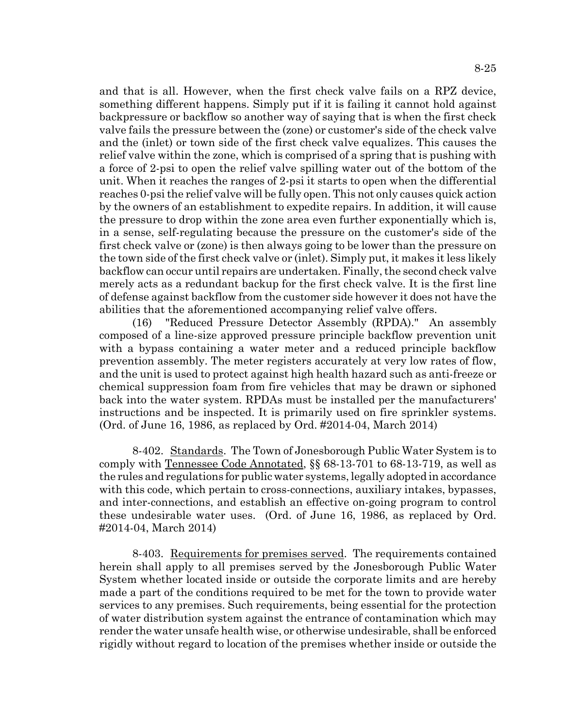and that is all. However, when the first check valve fails on a RPZ device, something different happens. Simply put if it is failing it cannot hold against backpressure or backflow so another way of saying that is when the first check valve fails the pressure between the (zone) or customer's side of the check valve and the (inlet) or town side of the first check valve equalizes. This causes the relief valve within the zone, which is comprised of a spring that is pushing with a force of 2-psi to open the relief valve spilling water out of the bottom of the unit. When it reaches the ranges of 2-psi it starts to open when the differential reaches 0-psi the relief valve will be fully open. This not only causes quick action by the owners of an establishment to expedite repairs. In addition, it will cause the pressure to drop within the zone area even further exponentially which is, in a sense, self-regulating because the pressure on the customer's side of the first check valve or (zone) is then always going to be lower than the pressure on the town side of the first check valve or (inlet). Simply put, it makes it less likely backflow can occur until repairs are undertaken. Finally, the second check valve merely acts as a redundant backup for the first check valve. It is the first line of defense against backflow from the customer side however it does not have the abilities that the aforementioned accompanying relief valve offers.

(16) "Reduced Pressure Detector Assembly (RPDA)." An assembly composed of a line-size approved pressure principle backflow prevention unit with a bypass containing a water meter and a reduced principle backflow prevention assembly. The meter registers accurately at very low rates of flow, and the unit is used to protect against high health hazard such as anti-freeze or chemical suppression foam from fire vehicles that may be drawn or siphoned back into the water system. RPDAs must be installed per the manufacturers' instructions and be inspected. It is primarily used on fire sprinkler systems. (Ord. of June 16, 1986, as replaced by Ord. #2014-04, March 2014)

8-402. Standards. The Town of Jonesborough Public Water System is to comply with Tennessee Code Annotated, §§ 68-13-701 to 68-13-719, as well as the rules and regulations for public water systems, legally adopted in accordance with this code, which pertain to cross-connections, auxiliary intakes, bypasses, and inter-connections, and establish an effective on-going program to control these undesirable water uses. (Ord. of June 16, 1986, as replaced by Ord. #2014-04, March 2014)

8-403. Requirements for premises served. The requirements contained herein shall apply to all premises served by the Jonesborough Public Water System whether located inside or outside the corporate limits and are hereby made a part of the conditions required to be met for the town to provide water services to any premises. Such requirements, being essential for the protection of water distribution system against the entrance of contamination which may render the water unsafe health wise, or otherwise undesirable, shall be enforced rigidly without regard to location of the premises whether inside or outside the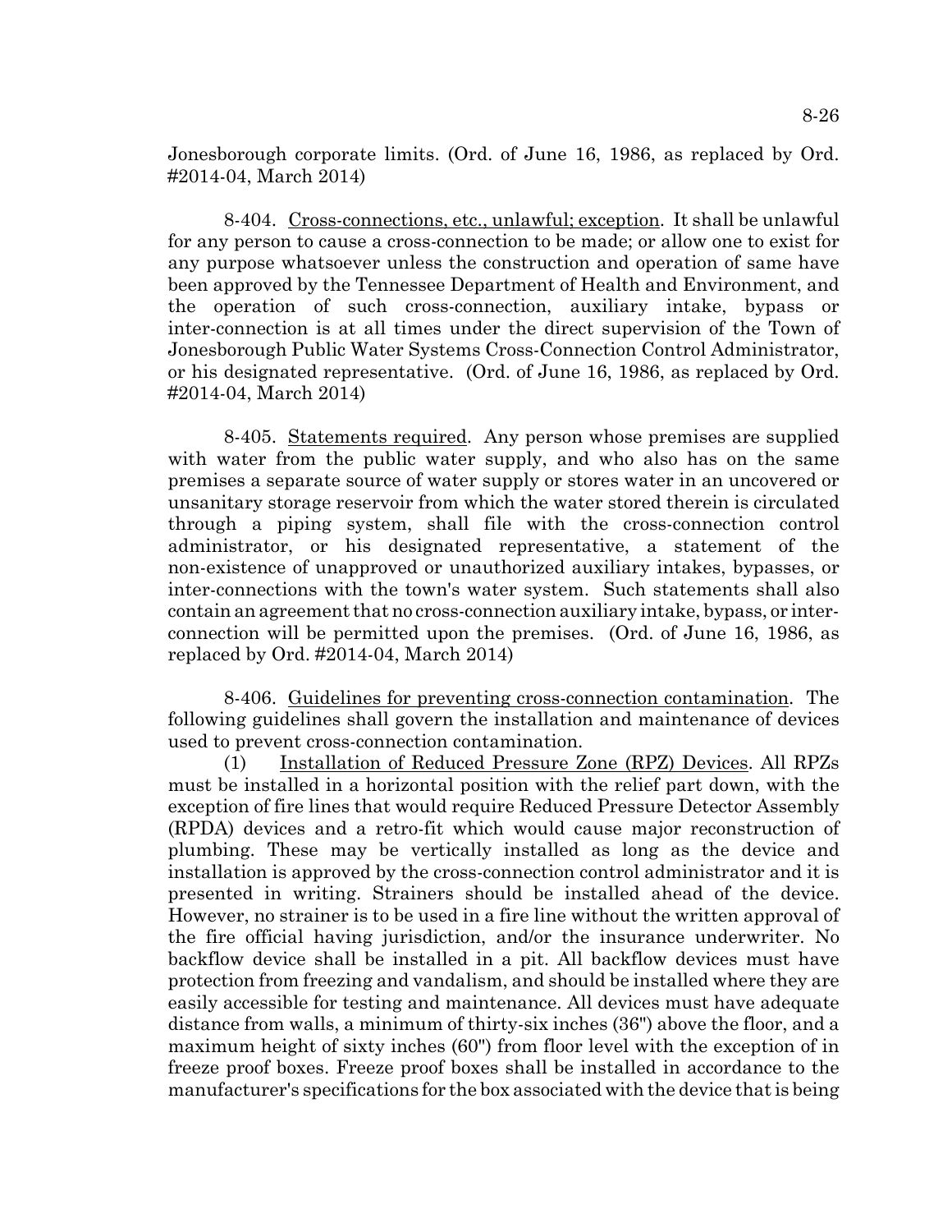Jonesborough corporate limits. (Ord. of June 16, 1986, as replaced by Ord. #2014-04, March 2014)

8-404. Cross-connections, etc., unlawful; exception. It shall be unlawful for any person to cause a cross-connection to be made; or allow one to exist for any purpose whatsoever unless the construction and operation of same have been approved by the Tennessee Department of Health and Environment, and the operation of such cross-connection, auxiliary intake, bypass or inter-connection is at all times under the direct supervision of the Town of Jonesborough Public Water Systems Cross-Connection Control Administrator, or his designated representative. (Ord. of June 16, 1986, as replaced by Ord. #2014-04, March 2014)

8-405. Statements required. Any person whose premises are supplied with water from the public water supply, and who also has on the same premises a separate source of water supply or stores water in an uncovered or unsanitary storage reservoir from which the water stored therein is circulated through a piping system, shall file with the cross-connection control administrator, or his designated representative, a statement of the non-existence of unapproved or unauthorized auxiliary intakes, bypasses, or inter-connections with the town's water system. Such statements shall also contain an agreement that no cross-connection auxiliary intake, bypass, or inter-connection will be permitted upon the premises. (Ord. of June 16, 1986, as replaced by Ord. #2014-04, March 2014)

8-406. Guidelines for preventing cross-connection contamination. The following guidelines shall govern the installation and maintenance of devices used to prevent cross-connection contamination.

(1) Installation of Reduced Pressure Zone (RPZ) Devices. All RPZs must be installed in a horizontal position with the relief part down, with the exception of fire lines that would require Reduced Pressure Detector Assembly (RPDA) devices and a retro-fit which would cause major reconstruction of plumbing. These may be vertically installed as long as the device and installation is approved by the cross-connection control administrator and it is presented in writing. Strainers should be installed ahead of the device. However, no strainer is to be used in a fire line without the written approval of the fire official having jurisdiction, and/or the insurance underwriter. No backflow device shall be installed in a pit. All backflow devices must have protection from freezing and vandalism, and should be installed where they are easily accessible for testing and maintenance. All devices must have adequate distance from walls, a minimum of thirty-six inches (36") above the floor, and a maximum height of sixty inches (60") from floor level with the exception of in freeze proof boxes. Freeze proof boxes shall be installed in accordance to the manufacturer's specifications for the box associated with the device that is being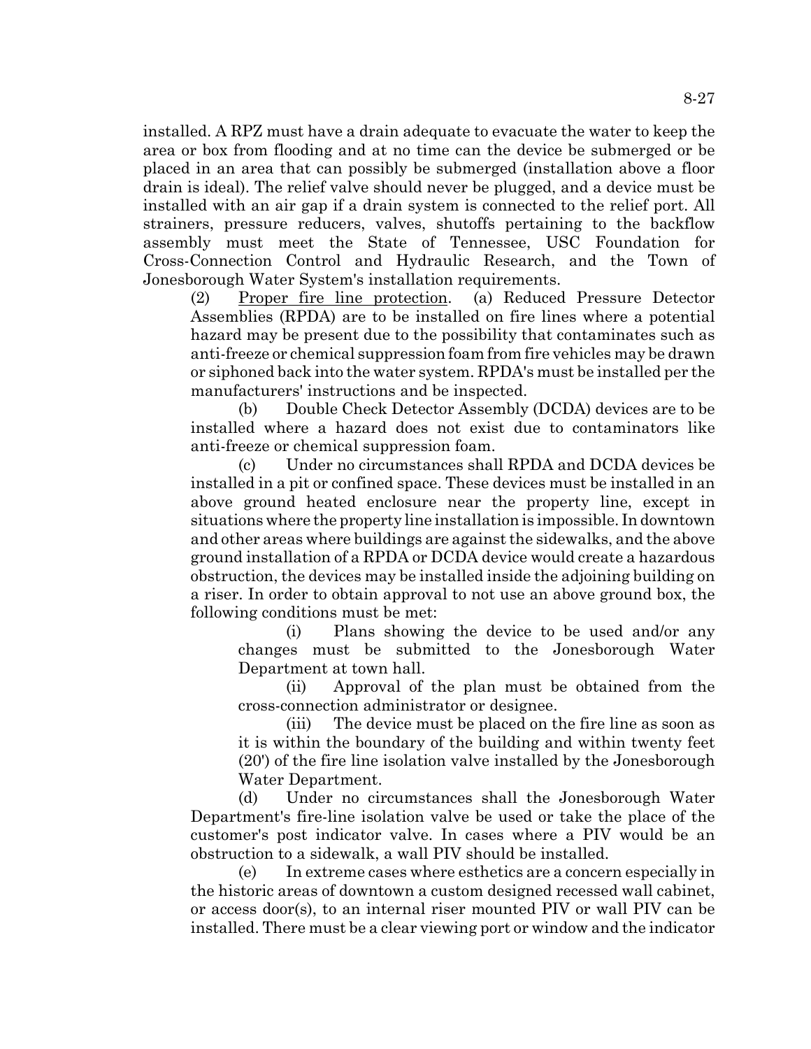installed. A RPZ must have a drain adequate to evacuate the water to keep the area or box from flooding and at no time can the device be submerged or be placed in an area that can possibly be submerged (installation above a floor drain is ideal). The relief valve should never be plugged, and a device must be installed with an air gap if a drain system is connected to the relief port. All strainers, pressure reducers, valves, shutoffs pertaining to the backflow assembly must meet the State of Tennessee, USC Foundation for Cross-Connection Control and Hydraulic Research, and the Town of Jonesborough Water System's installation requirements.

(2) Proper fire line protection. (a) Reduced Pressure Detector Assemblies (RPDA) are to be installed on fire lines where a potential hazard may be present due to the possibility that contaminates such as anti-freeze or chemical suppression foam from fire vehicles may be drawn or siphoned back into the water system. RPDA's must be installed per the manufacturers' instructions and be inspected.

(b) Double Check Detector Assembly (DCDA) devices are to be installed where a hazard does not exist due to contaminators like anti-freeze or chemical suppression foam.

(c) Under no circumstances shall RPDA and DCDA devices be installed in a pit or confined space. These devices must be installed in an above ground heated enclosure near the property line, except in situations where the property line installation is impossible. In downtown and other areas where buildings are against the sidewalks, and the above ground installation of a RPDA or DCDA device would create a hazardous obstruction, the devices may be installed inside the adjoining building on a riser. In order to obtain approval to not use an above ground box, the following conditions must be met:

(i) Plans showing the device to be used and/or any changes must be submitted to the Jonesborough Water Department at town hall.

(ii) Approval of the plan must be obtained from the cross-connection administrator or designee.

(iii) The device must be placed on the fire line as soon as it is within the boundary of the building and within twenty feet (20') of the fire line isolation valve installed by the Jonesborough Water Department.

(d) Under no circumstances shall the Jonesborough Water Department's fire-line isolation valve be used or take the place of the customer's post indicator valve. In cases where a PIV would be an obstruction to a sidewalk, a wall PIV should be installed.

(e) In extreme cases where esthetics are a concern especially in the historic areas of downtown a custom designed recessed wall cabinet, or access door(s), to an internal riser mounted PIV or wall PIV can be installed. There must be a clear viewing port or window and the indicator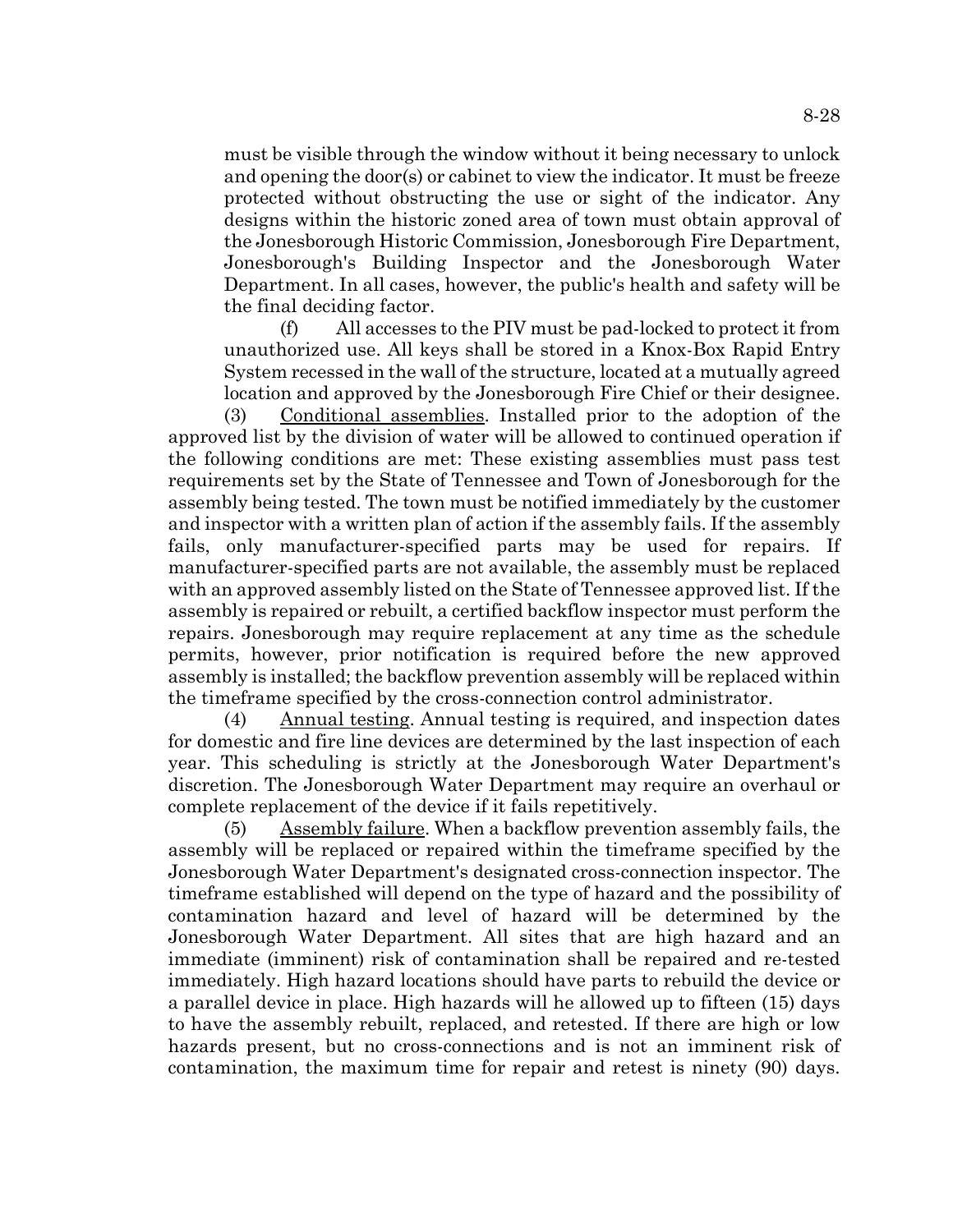must be visible through the window without it being necessary to unlock and opening the door(s) or cabinet to view the indicator. It must be freeze protected without obstructing the use or sight of the indicator. Any designs within the historic zoned area of town must obtain approval of the Jonesborough Historic Commission, Jonesborough Fire Department, Jonesborough's Building Inspector and the Jonesborough Water Department. In all cases, however, the public's health and safety will be the final deciding factor.

(f) All accesses to the PIV must be pad-locked to protect it from unauthorized use. All keys shall be stored in a Knox-Box Rapid Entry System recessed in the wall of the structure, located at a mutually agreed location and approved by the Jonesborough Fire Chief or their designee.

(3) Conditional assemblies. Installed prior to the adoption of the approved list by the division of water will be allowed to continued operation if the following conditions are met: These existing assemblies must pass test requirements set by the State of Tennessee and Town of Jonesborough for the assembly being tested. The town must be notified immediately by the customer and inspector with a written plan of action if the assembly fails. If the assembly fails, only manufacturer-specified parts may be used for repairs. If manufacturer-specified parts are not available, the assembly must be replaced with an approved assembly listed on the State of Tennessee approved list. If the assembly is repaired or rebuilt, a certified backflow inspector must perform the repairs. Jonesborough may require replacement at any time as the schedule permits, however, prior notification is required before the new approved assembly is installed; the backflow prevention assembly will be replaced within the timeframe specified by the cross-connection control administrator.

(4) Annual testing. Annual testing is required, and inspection dates for domestic and fire line devices are determined by the last inspection of each year. This scheduling is strictly at the Jonesborough Water Department's discretion. The Jonesborough Water Department may require an overhaul or complete replacement of the device if it fails repetitively.

(5) Assembly failure. When a backflow prevention assembly fails, the assembly will be replaced or repaired within the timeframe specified by the Jonesborough Water Department's designated cross-connection inspector. The timeframe established will depend on the type of hazard and the possibility of contamination hazard and level of hazard will be determined by the Jonesborough Water Department. All sites that are high hazard and an immediate (imminent) risk of contamination shall be repaired and re-tested immediately. High hazard locations should have parts to rebuild the device or a parallel device in place. High hazards will he allowed up to fifteen (15) days to have the assembly rebuilt, replaced, and retested. If there are high or low hazards present, but no cross-connections and is not an imminent risk of contamination, the maximum time for repair and retest is ninety (90) days.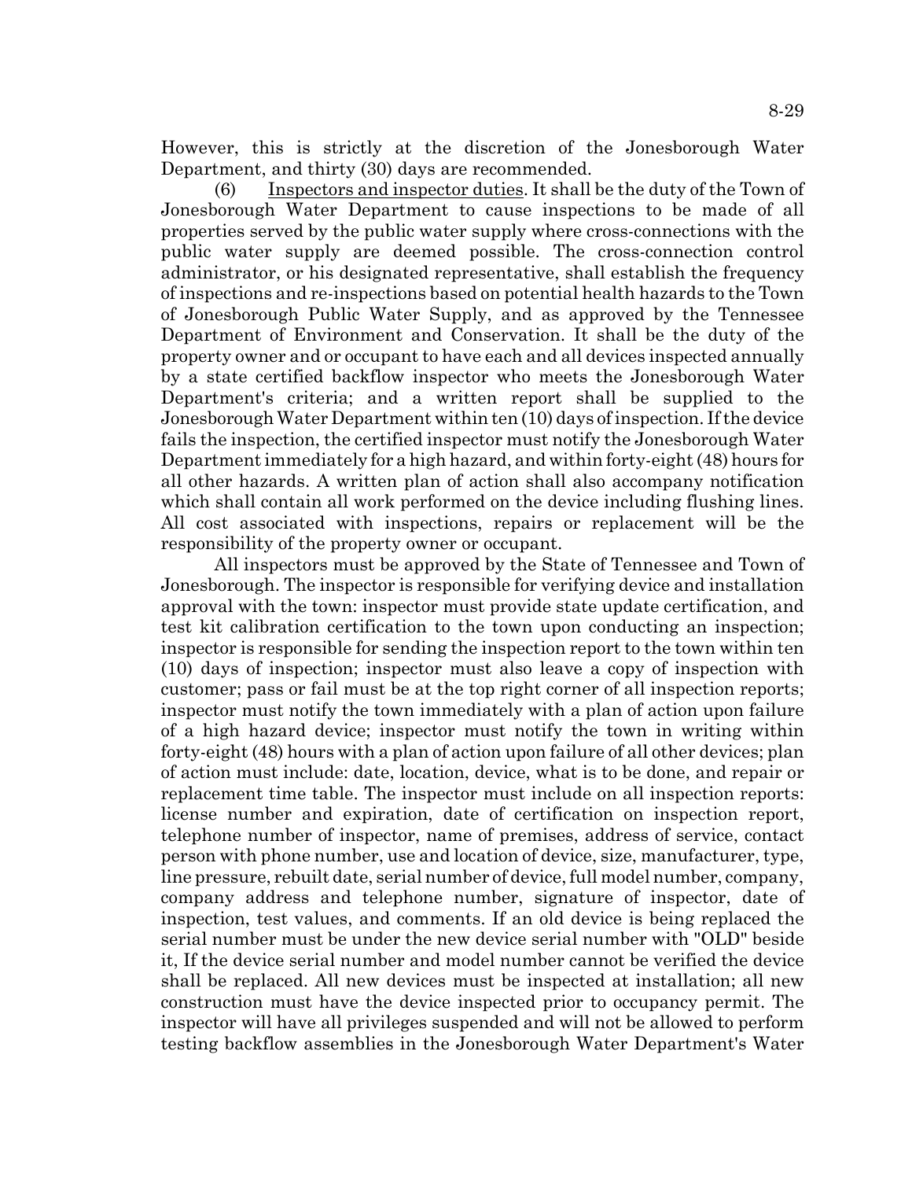However, this is strictly at the discretion of the Jonesborough Water Department, and thirty (30) days are recommended.

(6) Inspectors and inspector duties. It shall be the duty of the Town of Jonesborough Water Department to cause inspections to be made of all properties served by the public water supply where cross-connections with the public water supply are deemed possible. The cross-connection control administrator, or his designated representative, shall establish the frequency of inspections and re-inspections based on potential health hazards to the Town of Jonesborough Public Water Supply, and as approved by the Tennessee Department of Environment and Conservation. It shall be the duty of the property owner and or occupant to have each and all devices inspected annually by a state certified backflow inspector who meets the Jonesborough Water Department's criteria; and a written report shall be supplied to the Jonesborough Water Department within ten (10) days of inspection. If the device fails the inspection, the certified inspector must notify the Jonesborough Water Department immediately for a high hazard, and within forty-eight (48) hours for all other hazards. A written plan of action shall also accompany notification which shall contain all work performed on the device including flushing lines. All cost associated with inspections, repairs or replacement will be the responsibility of the property owner or occupant.

All inspectors must be approved by the State of Tennessee and Town of Jonesborough. The inspector is responsible for verifying device and installation approval with the town: inspector must provide state update certification, and test kit calibration certification to the town upon conducting an inspection; inspector is responsible for sending the inspection report to the town within ten (10) days of inspection; inspector must also leave a copy of inspection with customer; pass or fail must be at the top right corner of all inspection reports; inspector must notify the town immediately with a plan of action upon failure of a high hazard device; inspector must notify the town in writing within forty-eight (48) hours with a plan of action upon failure of all other devices; plan of action must include: date, location, device, what is to be done, and repair or replacement time table. The inspector must include on all inspection reports: license number and expiration, date of certification on inspection report, telephone number of inspector, name of premises, address of service, contact person with phone number, use and location of device, size, manufacturer, type, line pressure, rebuilt date, serial number of device, full model number, company, company address and telephone number, signature of inspector, date of inspection, test values, and comments. If an old device is being replaced the serial number must be under the new device serial number with "OLD" beside it, If the device serial number and model number cannot be verified the device shall be replaced. All new devices must be inspected at installation; all new construction must have the device inspected prior to occupancy permit. The inspector will have all privileges suspended and will not be allowed to perform testing backflow assemblies in the Jonesborough Water Department's Water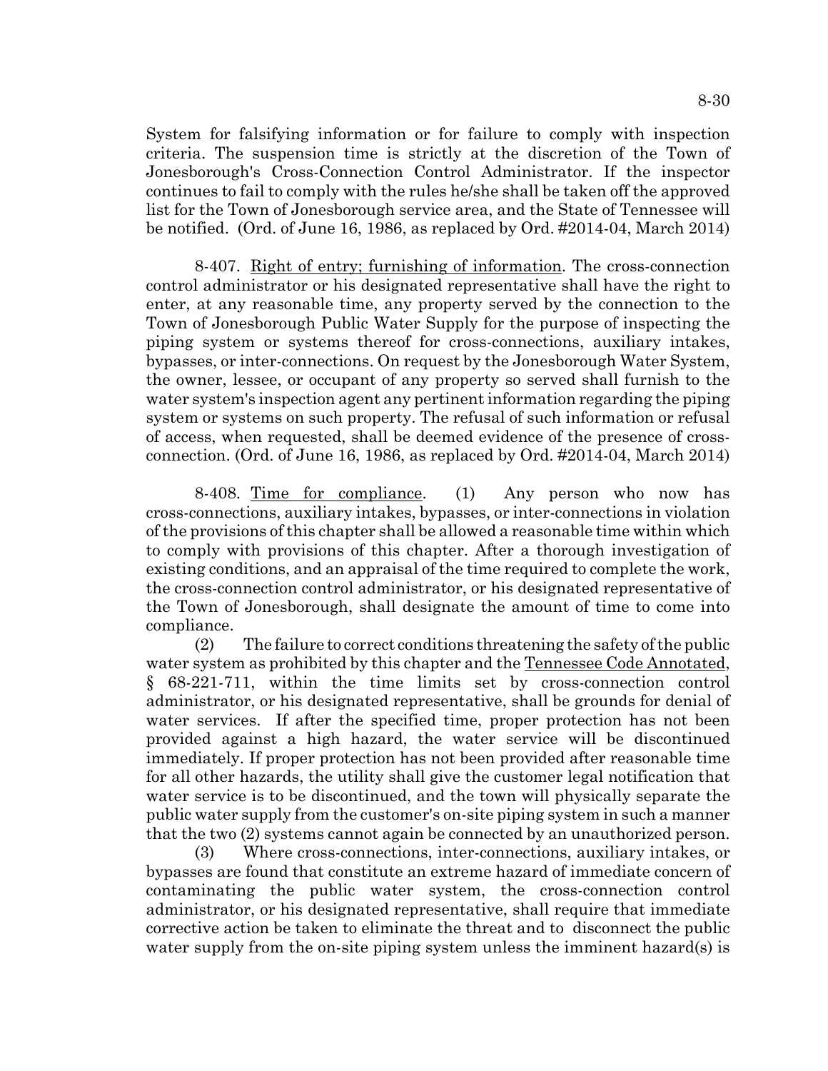System for falsifying information or for failure to comply with inspection criteria. The suspension time is strictly at the discretion of the Town of Jonesborough's Cross-Connection Control Administrator. If the inspector continues to fail to comply with the rules he/she shall be taken off the approved list for the Town of Jonesborough service area, and the State of Tennessee will be notified. (Ord. of June 16, 1986, as replaced by Ord. #2014-04, March 2014)

8-407. Right of entry; furnishing of information. The cross-connection control administrator or his designated representative shall have the right to enter, at any reasonable time, any property served by the connection to the Town of Jonesborough Public Water Supply for the purpose of inspecting the piping system or systems thereof for cross-connections, auxiliary intakes, bypasses, or inter-connections. On request by the Jonesborough Water System, the owner, lessee, or occupant of any property so served shall furnish to the water system's inspection agent any pertinent information regarding the piping system or systems on such property. The refusal of such information or refusal of access, when requested, shall be deemed evidence of the presence of cross-connection. (Ord. of June 16, 1986, as replaced by Ord. #2014-04, March 2014)

8-408. Time for compliance. (1) Any person who now has cross-connections, auxiliary intakes, bypasses, or inter-connections in violation of the provisions of this chapter shall be allowed a reasonable time within which to comply with provisions of this chapter. After a thorough investigation of existing conditions, and an appraisal of the time required to complete the work, the cross-connection control administrator, or his designated representative of the Town of Jonesborough, shall designate the amount of time to come into compliance.

(2) The failure to correct conditions threatening the safety of the public water system as prohibited by this chapter and the Tennessee Code Annotated, § 68-221-711, within the time limits set by cross-connection control administrator, or his designated representative, shall be grounds for denial of water services. If after the specified time, proper protection has not been provided against a high hazard, the water service will be discontinued immediately. If proper protection has not been provided after reasonable time for all other hazards, the utility shall give the customer legal notification that water service is to be discontinued, and the town will physically separate the public water supply from the customer's on-site piping system in such a manner that the two (2) systems cannot again be connected by an unauthorized person.

(3) Where cross-connections, inter-connections, auxiliary intakes, or bypasses are found that constitute an extreme hazard of immediate concern of contaminating the public water system, the cross-connection control administrator, or his designated representative, shall require that immediate corrective action be taken to eliminate the threat and to disconnect the public water supply from the on-site piping system unless the imminent hazard(s) is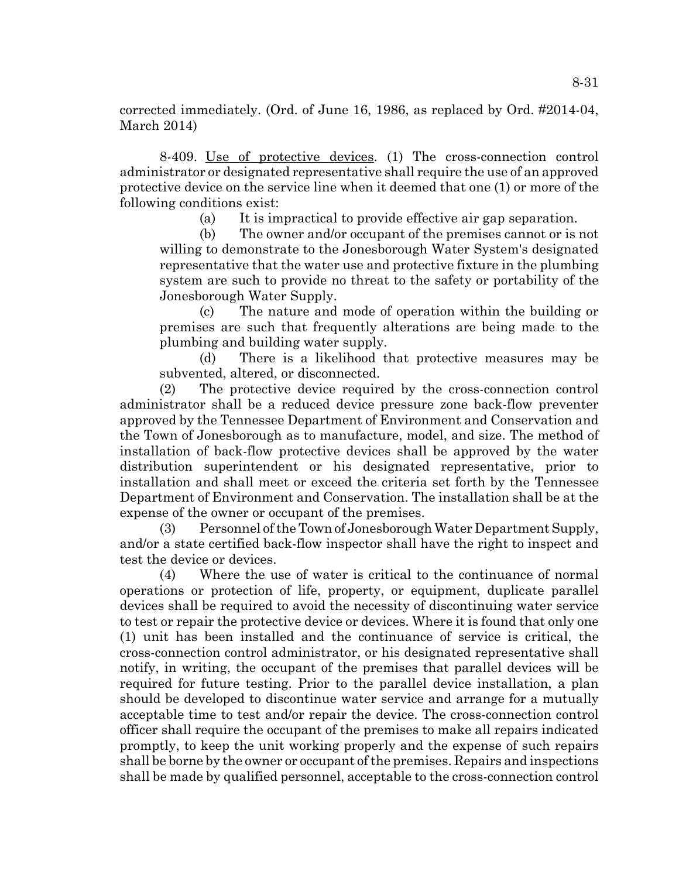corrected immediately. (Ord. of June 16, 1986, as replaced by Ord. #2014-04, March 2014)

8-409. Use of protective devices. (1) The cross-connection control administrator or designated representative shall require the use of an approved protective device on the service line when it deemed that one (1) or more of the following conditions exist:

(a) It is impractical to provide effective air gap separation.

(b) The owner and/or occupant of the premises cannot or is not willing to demonstrate to the Jonesborough Water System's designated representative that the water use and protective fixture in the plumbing system are such to provide no threat to the safety or portability of the Jonesborough Water Supply.

(c) The nature and mode of operation within the building or premises are such that frequently alterations are being made to the plumbing and building water supply.

(d) There is a likelihood that protective measures may be subvented, altered, or disconnected.

(2) The protective device required by the cross-connection control administrator shall be a reduced device pressure zone back-flow preventer approved by the Tennessee Department of Environment and Conservation and the Town of Jonesborough as to manufacture, model, and size. The method of installation of back-flow protective devices shall be approved by the water distribution superintendent or his designated representative, prior to installation and shall meet or exceed the criteria set forth by the Tennessee Department of Environment and Conservation. The installation shall be at the expense of the owner or occupant of the premises.

(3) Personnel of the Town of Jonesborough Water Department Supply, and/or a state certified back-flow inspector shall have the right to inspect and test the device or devices.

(4) Where the use of water is critical to the continuance of normal operations or protection of life, property, or equipment, duplicate parallel devices shall be required to avoid the necessity of discontinuing water service to test or repair the protective device or devices. Where it is found that only one (1) unit has been installed and the continuance of service is critical, the cross-connection control administrator, or his designated representative shall notify, in writing, the occupant of the premises that parallel devices will be required for future testing. Prior to the parallel device installation, a plan should be developed to discontinue water service and arrange for a mutually acceptable time to test and/or repair the device. The cross-connection control officer shall require the occupant of the premises to make all repairs indicated promptly, to keep the unit working properly and the expense of such repairs shall be borne by the owner or occupant of the premises. Repairs and inspections shall be made by qualified personnel, acceptable to the cross-connection control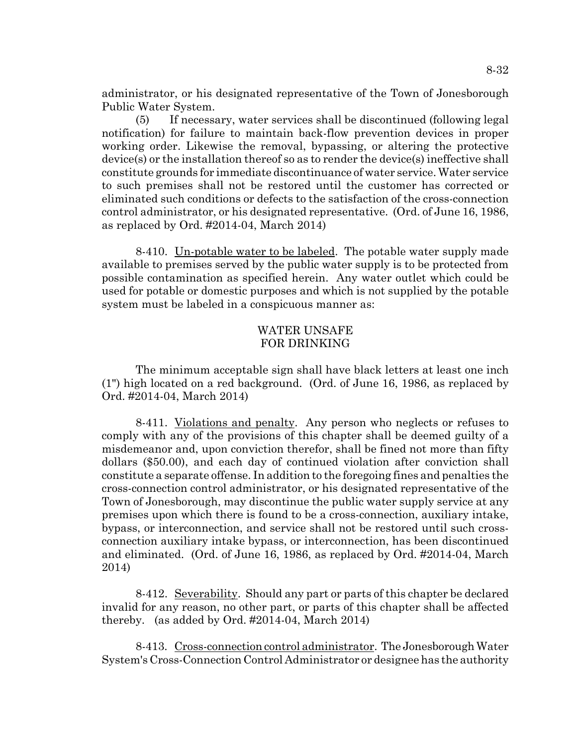administrator, or his designated representative of the Town of Jonesborough Public Water System.

(5) If necessary, water services shall be discontinued (following legal notification) for failure to maintain back-flow prevention devices in proper working order. Likewise the removal, bypassing, or altering the protective device(s) or the installation thereof so as to render the device(s) ineffective shall constitute grounds for immediate discontinuance of water service. Water service to such premises shall not be restored until the customer has corrected or eliminated such conditions or defects to the satisfaction of the cross-connection control administrator, or his designated representative. (Ord. of June 16, 1986, as replaced by Ord. #2014-04, March 2014)

8-410. Un-potable water to be labeled. The potable water supply made available to premises served by the public water supply is to be protected from possible contamination as specified herein. Any water outlet which could be used for potable or domestic purposes and which is not supplied by the potable system must be labeled in a conspicuous manner as:

WATER UNSAFE
FOR DRINKING

The minimum acceptable sign shall have black letters at least one inch (1") high located on a red background. (Ord. of June 16, 1986, as replaced by Ord. #2014-04, March 2014)

8-411. Violations and penalty. Any person who neglects or refuses to comply with any of the provisions of this chapter shall be deemed guilty of a misdemeanor and, upon conviction therefor, shall be fined not more than fifty dollars ($50.00), and each day of continued violation after conviction shall constitute a separate offense. In addition to the foregoing fines and penalties the cross-connection control administrator, or his designated representative of the Town of Jonesborough, may discontinue the public water supply service at any premises upon which there is found to be a cross-connection, auxiliary intake, bypass, or interconnection, and service shall not be restored until such cross-connection auxiliary intake bypass, or interconnection, has been discontinued and eliminated. (Ord. of June 16, 1986, as replaced by Ord. #2014-04, March 2014)

8-412. Severability. Should any part or parts of this chapter be declared invalid for any reason, no other part, or parts of this chapter shall be affected thereby. (as added by Ord. #2014-04, March 2014)

8-413. Cross-connection control administrator. The Jonesborough Water System's Cross-Connection Control Administrator or designee has the authority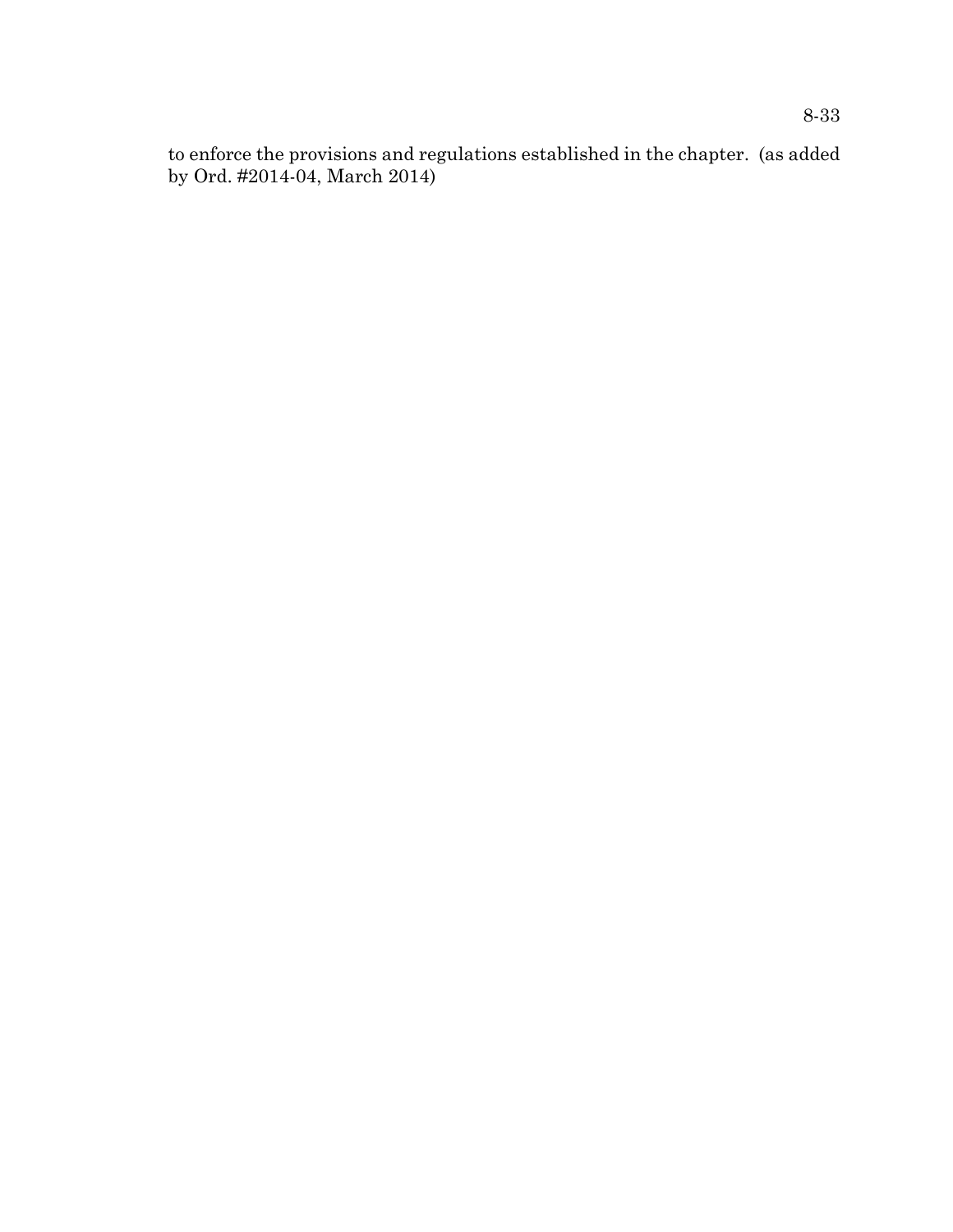to enforce the provisions and regulations established in the chapter. (as added by Ord. #2014-04, March 2014)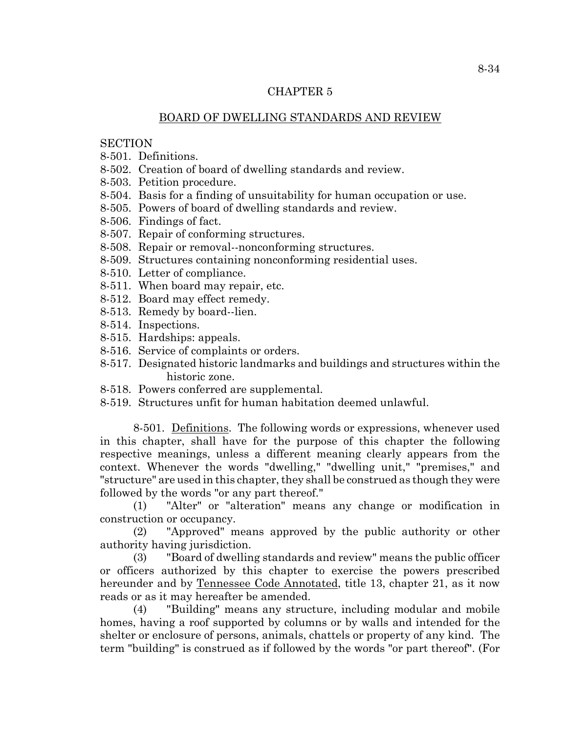# CHAPTER 5

## BOARD OF DWELLING STANDARDS AND REVIEW

SECTION
8-501. Definitions.
8-502. Creation of board of dwelling standards and review.
8-503. Petition procedure.
8-504. Basis for a finding of unsuitability for human occupation or use.
8-505. Powers of board of dwelling standards and review.
8-506. Findings of fact.
8-507. Repair of conforming structures.
8-508. Repair or removal--nonconforming structures.
8-509. Structures containing nonconforming residential uses.
8-510. Letter of compliance.
8-511. When board may repair, etc.
8-512. Board may effect remedy.
8-513. Remedy by board--lien.
8-514. Inspections.
8-515. Hardships: appeals.
8-516. Service of complaints or orders.
8-517. Designated historic landmarks and buildings and structures within the historic zone.
8-518. Powers conferred are supplemental.
8-519. Structures unfit for human habitation deemed unlawful.

8-501. Definitions. The following words or expressions, whenever used in this chapter, shall have for the purpose of this chapter the following respective meanings, unless a different meaning clearly appears from the context. Whenever the words "dwelling," "dwelling unit," "premises," and "structure" are used in this chapter, they shall be construed as though they were followed by the words "or any part thereof."

(1) "Alter" or "alteration" means any change or modification in construction or occupancy.

(2) "Approved" means approved by the public authority or other authority having jurisdiction.

(3) "Board of dwelling standards and review" means the public officer or officers authorized by this chapter to exercise the powers prescribed hereunder and by Tennessee Code Annotated, title 13, chapter 21, as it now reads or as it may hereafter be amended.

(4) "Building" means any structure, including modular and mobile homes, having a roof supported by columns or by walls and intended for the shelter or enclosure of persons, animals, chattels or property of any kind. The term "building" is construed as if followed by the words "or part thereof". (For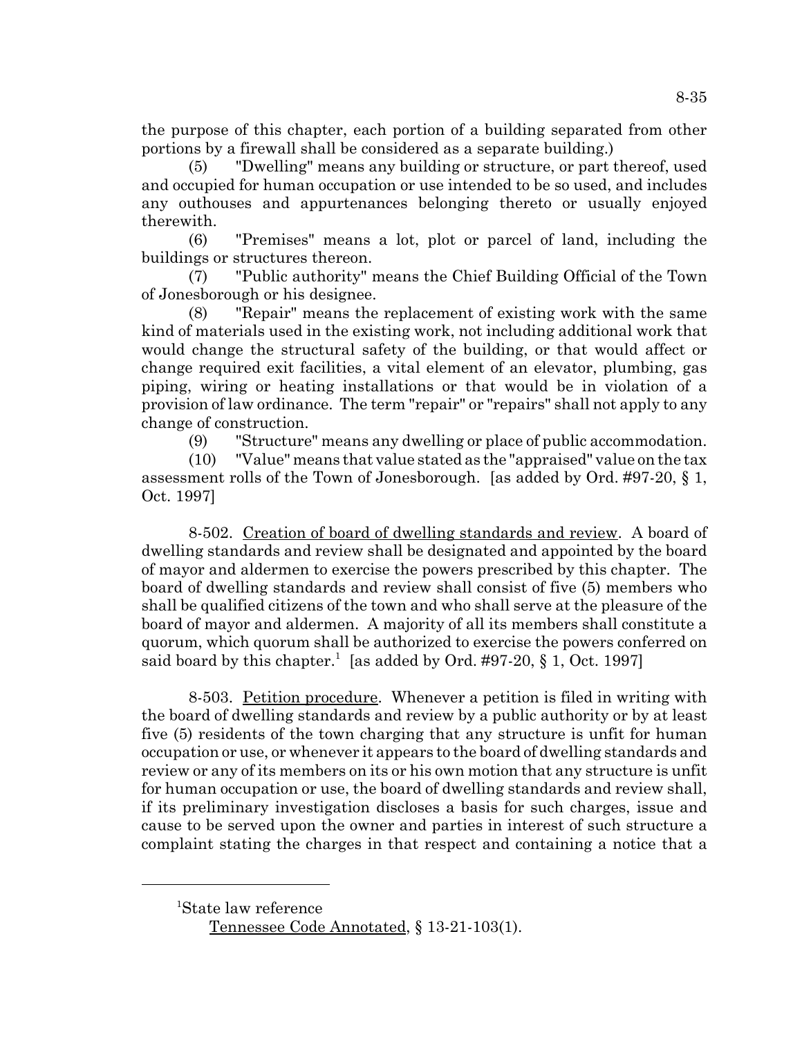the purpose of this chapter, each portion of a building separated from other portions by a firewall shall be considered as a separate building.)

(5) "Dwelling" means any building or structure, or part thereof, used and occupied for human occupation or use intended to be so used, and includes any outhouses and appurtenances belonging thereto or usually enjoyed therewith.

(6) "Premises" means a lot, plot or parcel of land, including the buildings or structures thereon.

(7) "Public authority" means the Chief Building Official of the Town of Jonesborough or his designee.

(8) "Repair" means the replacement of existing work with the same kind of materials used in the existing work, not including additional work that would change the structural safety of the building, or that would affect or change required exit facilities, a vital element of an elevator, plumbing, gas piping, wiring or heating installations or that would be in violation of a provision of law ordinance. The term "repair" or "repairs" shall not apply to any change of construction.

(9) "Structure" means any dwelling or place of public accommodation.

(10) "Value" means that value stated as the "appraised" value on the tax assessment rolls of the Town of Jonesborough. [as added by Ord. #97-20, § 1, Oct. 1997]

8-502. Creation of board of dwelling standards and review. A board of dwelling standards and review shall be designated and appointed by the board of mayor and aldermen to exercise the powers prescribed by this chapter. The board of dwelling standards and review shall consist of five (5) members who shall be qualified citizens of the town and who shall serve at the pleasure of the board of mayor and aldermen. A majority of all its members shall constitute a quorum, which quorum shall be authorized to exercise the powers conferred on said board by this chapter.[1] [as added by Ord. #97-20, § 1, Oct. 1997]

8-503. Petition procedure. Whenever a petition is filed in writing with the board of dwelling standards and review by a public authority or by at least five (5) residents of the town charging that any structure is unfit for human occupation or use, or whenever it appears to the board of dwelling standards and review or any of its members on its or his own motion that any structure is unfit for human occupation or use, the board of dwelling standards and review shall, if its preliminary investigation discloses a basis for such charges, issue and cause to be served upon the owner and parties in interest of such structure a complaint stating the charges in that respect and containing a notice that a

---

[1]State law reference

Tennessee Code Annotated, § 13-21-103(1).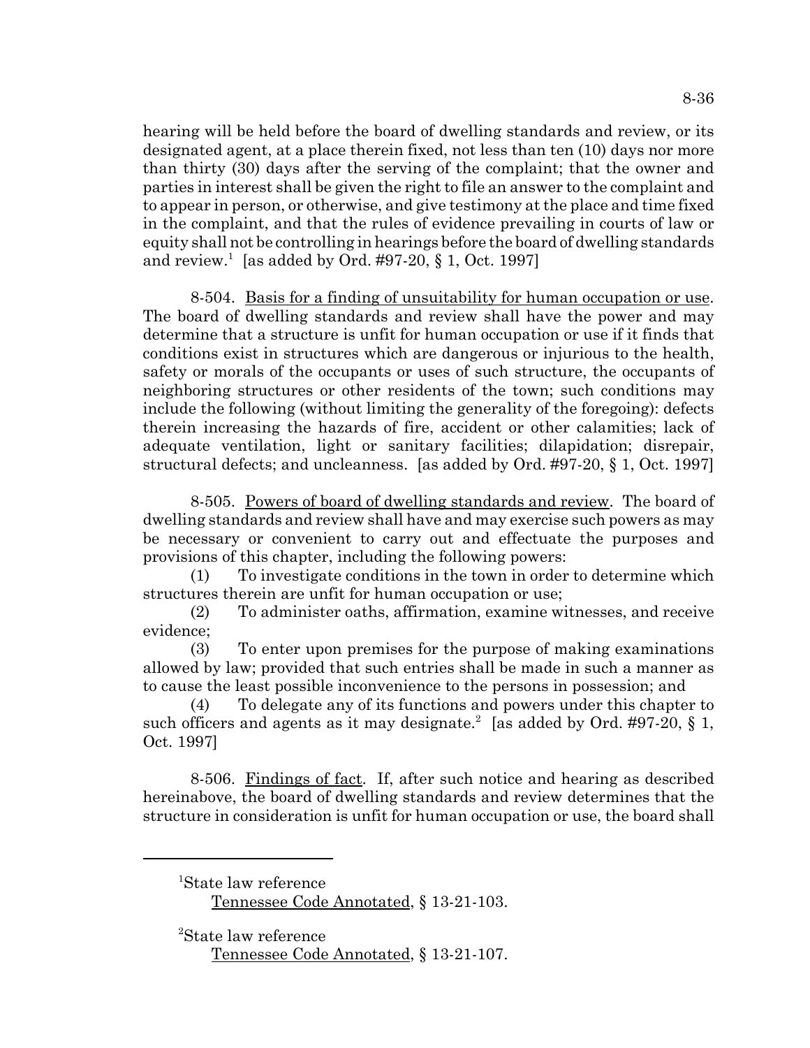hearing will be held before the board of dwelling standards and review, or its designated agent, at a place therein fixed, not less than ten (10) days nor more than thirty (30) days after the serving of the complaint; that the owner and parties in interest shall be given the right to file an answer to the complaint and to appear in person, or otherwise, and give testimony at the place and time fixed in the complaint, and that the rules of evidence prevailing in courts of law or equity shall not be controlling in hearings before the board of dwelling standards and review.[1] [as added by Ord. #97-20, § 1, Oct. 1997]

8-504. Basis for a finding of unsuitability for human occupation or use. The board of dwelling standards and review shall have the power and may determine that a structure is unfit for human occupation or use if it finds that conditions exist in structures which are dangerous or injurious to the health, safety or morals of the occupants or uses of such structure, the occupants of neighboring structures or other residents of the town; such conditions may include the following (without limiting the generality of the foregoing): defects therein increasing the hazards of fire, accident or other calamities; lack of adequate ventilation, light or sanitary facilities; dilapidation; disrepair, structural defects; and uncleanness. [as added by Ord. #97-20, § 1, Oct. 1997]

8-505. Powers of board of dwelling standards and review. The board of dwelling standards and review shall have and may exercise such powers as may be necessary or convenient to carry out and effectuate the purposes and provisions of this chapter, including the following powers:

(1) To investigate conditions in the town in order to determine which structures therein are unfit for human occupation or use;

(2) To administer oaths, affirmation, examine witnesses, and receive evidence;

(3) To enter upon premises for the purpose of making examinations allowed by law; provided that such entries shall be made in such a manner as to cause the least possible inconvenience to the persons in possession; and

(4) To delegate any of its functions and powers under this chapter to such officers and agents as it may designate.[2] [as added by Ord. #97-20, § 1, Oct. 1997]

8-506. Findings of fact. If, after such notice and hearing as described hereinabove, the board of dwelling standards and review determines that the structure in consideration is unfit for human occupation or use, the board shall

---

[1]State law reference
Tennessee Code Annotated, § 13-21-103.

[2]State law reference
Tennessee Code Annotated, § 13-21-107.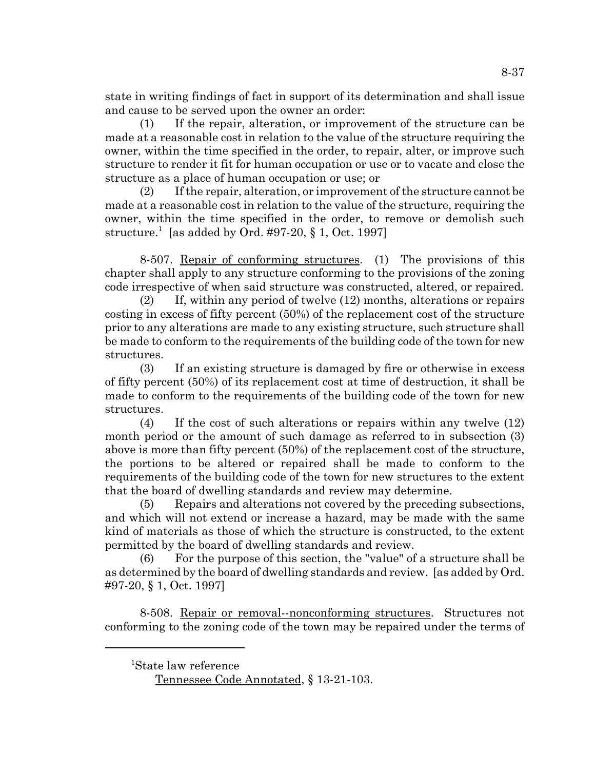state in writing findings of fact in support of its determination and shall issue and cause to be served upon the owner an order:

(1) If the repair, alteration, or improvement of the structure can be made at a reasonable cost in relation to the value of the structure requiring the owner, within the time specified in the order, to repair, alter, or improve such structure to render it fit for human occupation or use or to vacate and close the structure as a place of human occupation or use; or

(2) If the repair, alteration, or improvement of the structure cannot be made at a reasonable cost in relation to the value of the structure, requiring the owner, within the time specified in the order, to remove or demolish such structure.[1] [as added by Ord. #97-20, § 1, Oct. 1997]

8-507. Repair of conforming structures. (1) The provisions of this chapter shall apply to any structure conforming to the provisions of the zoning code irrespective of when said structure was constructed, altered, or repaired.

(2) If, within any period of twelve (12) months, alterations or repairs costing in excess of fifty percent (50%) of the replacement cost of the structure prior to any alterations are made to any existing structure, such structure shall be made to conform to the requirements of the building code of the town for new structures.

(3) If an existing structure is damaged by fire or otherwise in excess of fifty percent (50%) of its replacement cost at time of destruction, it shall be made to conform to the requirements of the building code of the town for new structures.

(4) If the cost of such alterations or repairs within any twelve (12) month period or the amount of such damage as referred to in subsection (3) above is more than fifty percent (50%) of the replacement cost of the structure, the portions to be altered or repaired shall be made to conform to the requirements of the building code of the town for new structures to the extent that the board of dwelling standards and review may determine.

(5) Repairs and alterations not covered by the preceding subsections, and which will not extend or increase a hazard, may be made with the same kind of materials as those of which the structure is constructed, to the extent permitted by the board of dwelling standards and review.

(6) For the purpose of this section, the "value" of a structure shall be as determined by the board of dwelling standards and review. [as added by Ord. #97-20, § 1, Oct. 1997]

8-508. Repair or removal--nonconforming structures. Structures not conforming to the zoning code of the town may be repaired under the terms of

---

[1]State law reference

Tennessee Code Annotated, § 13-21-103.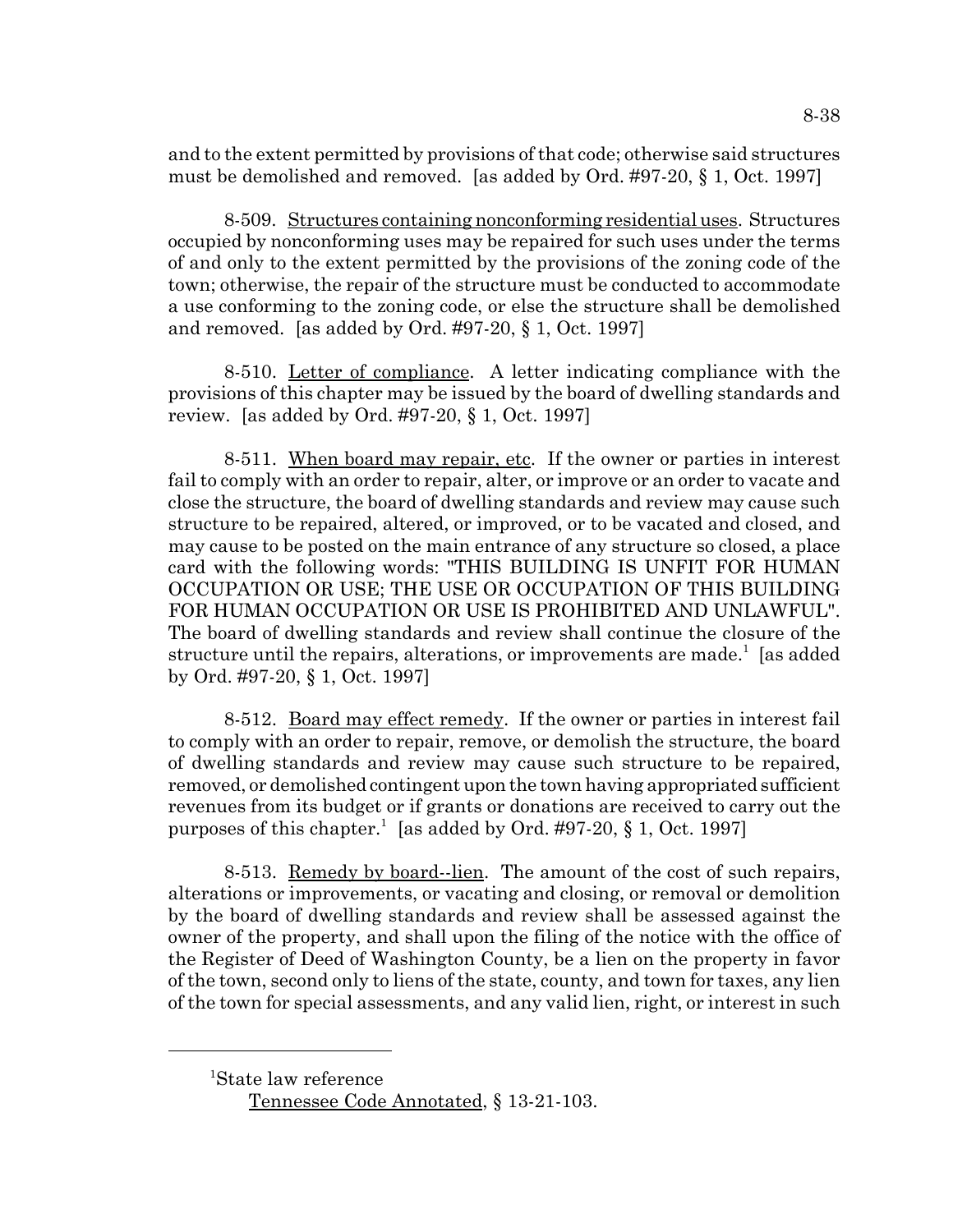and to the extent permitted by provisions of that code; otherwise said structures must be demolished and removed. [as added by Ord. #97-20, § 1, Oct. 1997]

8-509. Structures containing nonconforming residential uses. Structures occupied by nonconforming uses may be repaired for such uses under the terms of and only to the extent permitted by the provisions of the zoning code of the town; otherwise, the repair of the structure must be conducted to accommodate a use conforming to the zoning code, or else the structure shall be demolished and removed. [as added by Ord. #97-20, § 1, Oct. 1997]

8-510. Letter of compliance. A letter indicating compliance with the provisions of this chapter may be issued by the board of dwelling standards and review. [as added by Ord. #97-20, § 1, Oct. 1997]

8-511. When board may repair, etc. If the owner or parties in interest fail to comply with an order to repair, alter, or improve or an order to vacate and close the structure, the board of dwelling standards and review may cause such structure to be repaired, altered, or improved, or to be vacated and closed, and may cause to be posted on the main entrance of any structure so closed, a place card with the following words: "THIS BUILDING IS UNFIT FOR HUMAN OCCUPATION OR USE; THE USE OR OCCUPATION OF THIS BUILDING FOR HUMAN OCCUPATION OR USE IS PROHIBITED AND UNLAWFUL". The board of dwelling standards and review shall continue the closure of the structure until the repairs, alterations, or improvements are made.[1] [as added by Ord. #97-20, § 1, Oct. 1997]

8-512. Board may effect remedy. If the owner or parties in interest fail to comply with an order to repair, remove, or demolish the structure, the board of dwelling standards and review may cause such structure to be repaired, removed, or demolished contingent upon the town having appropriated sufficient revenues from its budget or if grants or donations are received to carry out the purposes of this chapter.[1] [as added by Ord. #97-20, § 1, Oct. 1997]

8-513. Remedy by board--lien. The amount of the cost of such repairs, alterations or improvements, or vacating and closing, or removal or demolition by the board of dwelling standards and review shall be assessed against the owner of the property, and shall upon the filing of the notice with the office of the Register of Deed of Washington County, be a lien on the property in favor of the town, second only to liens of the state, county, and town for taxes, any lien of the town for special assessments, and any valid lien, right, or interest in such

---

[1]State law reference
Tennessee Code Annotated, § 13-21-103.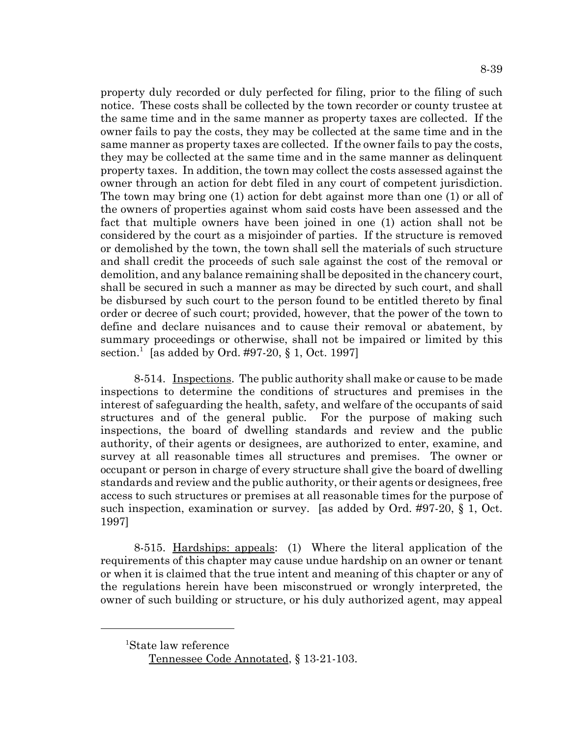property duly recorded or duly perfected for filing, prior to the filing of such notice. These costs shall be collected by the town recorder or county trustee at the same time and in the same manner as property taxes are collected. If the owner fails to pay the costs, they may be collected at the same time and in the same manner as property taxes are collected. If the owner fails to pay the costs, they may be collected at the same time and in the same manner as delinquent property taxes. In addition, the town may collect the costs assessed against the owner through an action for debt filed in any court of competent jurisdiction. The town may bring one (1) action for debt against more than one (1) or all of the owners of properties against whom said costs have been assessed and the fact that multiple owners have been joined in one (1) action shall not be considered by the court as a misjoinder of parties. If the structure is removed or demolished by the town, the town shall sell the materials of such structure and shall credit the proceeds of such sale against the cost of the removal or demolition, and any balance remaining shall be deposited in the chancery court, shall be secured in such a manner as may be directed by such court, and shall be disbursed by such court to the person found to be entitled thereto by final order or decree of such court; provided, however, that the power of the town to define and declare nuisances and to cause their removal or abatement, by summary proceedings or otherwise, shall not be impaired or limited by this section.[1] [as added by Ord. #97-20, § 1, Oct. 1997]

8-514. Inspections. The public authority shall make or cause to be made inspections to determine the conditions of structures and premises in the interest of safeguarding the health, safety, and welfare of the occupants of said structures and of the general public. For the purpose of making such inspections, the board of dwelling standards and review and the public authority, of their agents or designees, are authorized to enter, examine, and survey at all reasonable times all structures and premises. The owner or occupant or person in charge of every structure shall give the board of dwelling standards and review and the public authority, or their agents or designees, free access to such structures or premises at all reasonable times for the purpose of such inspection, examination or survey. [as added by Ord. #97-20, § 1, Oct. 1997]

8-515. Hardships: appeals: (1) Where the literal application of the requirements of this chapter may cause undue hardship on an owner or tenant or when it is claimed that the true intent and meaning of this chapter or any of the regulations herein have been misconstrued or wrongly interpreted, the owner of such building or structure, or his duly authorized agent, may appeal

---

[1] State law reference

Tennessee Code Annotated, § 13-21-103.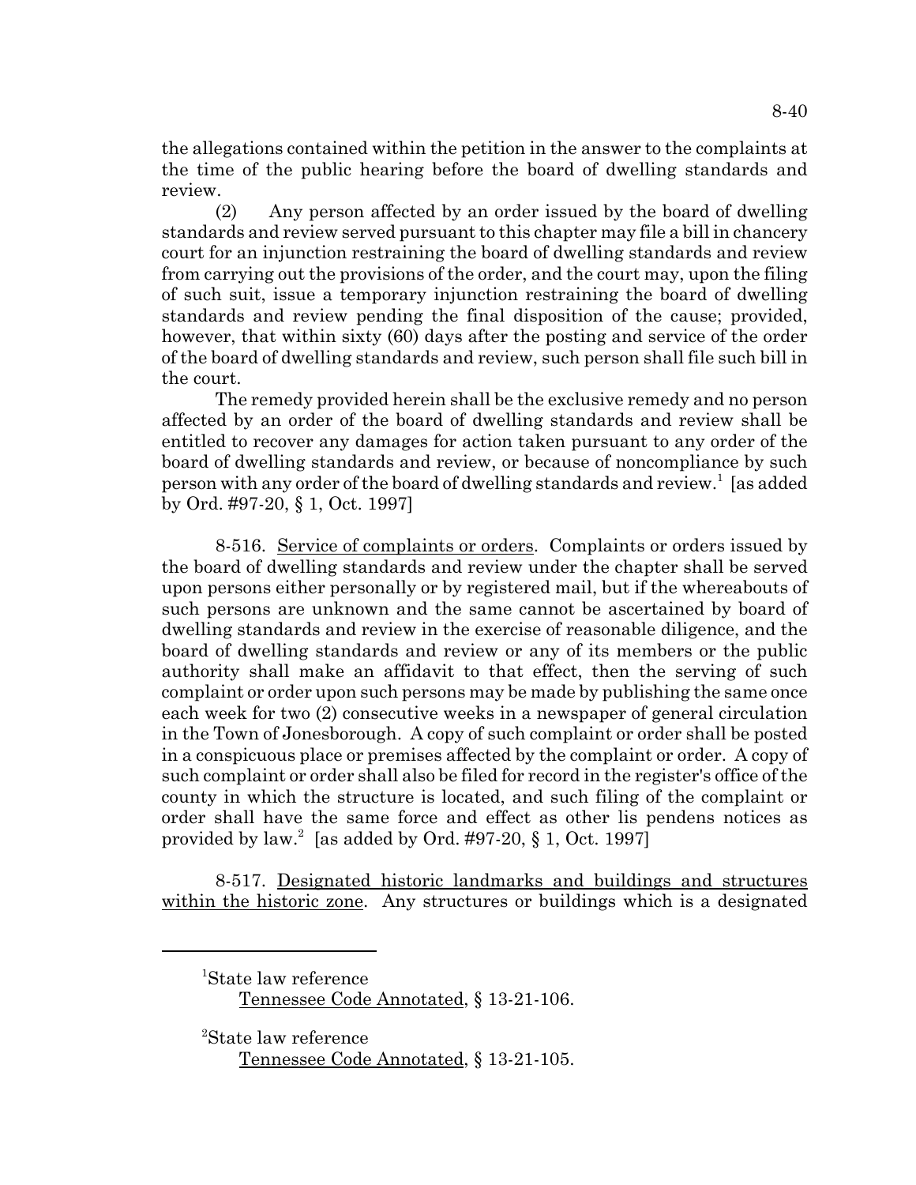the allegations contained within the petition in the answer to the complaints at the time of the public hearing before the board of dwelling standards and review.

(2) Any person affected by an order issued by the board of dwelling standards and review served pursuant to this chapter may file a bill in chancery court for an injunction restraining the board of dwelling standards and review from carrying out the provisions of the order, and the court may, upon the filing of such suit, issue a temporary injunction restraining the board of dwelling standards and review pending the final disposition of the cause; provided, however, that within sixty (60) days after the posting and service of the order of the board of dwelling standards and review, such person shall file such bill in the court.

The remedy provided herein shall be the exclusive remedy and no person affected by an order of the board of dwelling standards and review shall be entitled to recover any damages for action taken pursuant to any order of the board of dwelling standards and review, or because of noncompliance by such person with any order of the board of dwelling standards and review.[1] [as added by Ord. #97-20, § 1, Oct. 1997]

8-516. <u>Service of complaints or orders</u>. Complaints or orders issued by the board of dwelling standards and review under the chapter shall be served upon persons either personally or by registered mail, but if the whereabouts of such persons are unknown and the same cannot be ascertained by board of dwelling standards and review in the exercise of reasonable diligence, and the board of dwelling standards and review or any of its members or the public authority shall make an affidavit to that effect, then the serving of such complaint or order upon such persons may be made by publishing the same once each week for two (2) consecutive weeks in a newspaper of general circulation in the Town of Jonesborough. A copy of such complaint or order shall be posted in a conspicuous place or premises affected by the complaint or order. A copy of such complaint or order shall also be filed for record in the register's office of the county in which the structure is located, and such filing of the complaint or order shall have the same force and effect as other lis pendens notices as provided by law.[2] [as added by Ord. #97-20, § 1, Oct. 1997]

8-517. <u>Designated historic landmarks and buildings and structures within the historic zone</u>. Any structures or buildings which is a designated

---

[1] State law reference
Tennessee Code Annotated, § 13-21-106.

[2] State law reference
Tennessee Code Annotated, § 13-21-105.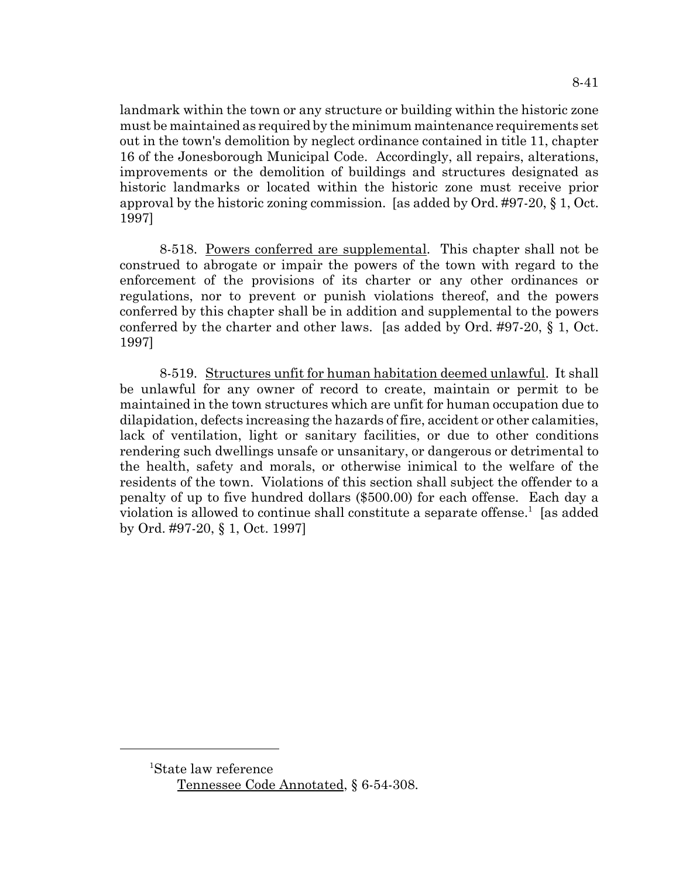landmark within the town or any structure or building within the historic zone must be maintained as required by the minimum maintenance requirements set out in the town's demolition by neglect ordinance contained in title 11, chapter 16 of the Jonesborough Municipal Code. Accordingly, all repairs, alterations, improvements or the demolition of buildings and structures designated as historic landmarks or located within the historic zone must receive prior approval by the historic zoning commission. [as added by Ord. #97-20, § 1, Oct. 1997]

8-518. Powers conferred are supplemental. This chapter shall not be construed to abrogate or impair the powers of the town with regard to the enforcement of the provisions of its charter or any other ordinances or regulations, nor to prevent or punish violations thereof, and the powers conferred by this chapter shall be in addition and supplemental to the powers conferred by the charter and other laws. [as added by Ord. #97-20, § 1, Oct. 1997]

8-519. Structures unfit for human habitation deemed unlawful. It shall be unlawful for any owner of record to create, maintain or permit to be maintained in the town structures which are unfit for human occupation due to dilapidation, defects increasing the hazards of fire, accident or other calamities, lack of ventilation, light or sanitary facilities, or due to other conditions rendering such dwellings unsafe or unsanitary, or dangerous or detrimental to the health, safety and morals, or otherwise inimical to the welfare of the residents of the town. Violations of this section shall subject the offender to a penalty of up to five hundred dollars ($500.00) for each offense. Each day a violation is allowed to continue shall constitute a separate offense.[1] [as added by Ord. #97-20, § 1, Oct. 1997]

---

[1]State law reference

Tennessee Code Annotated, § 6-54-308.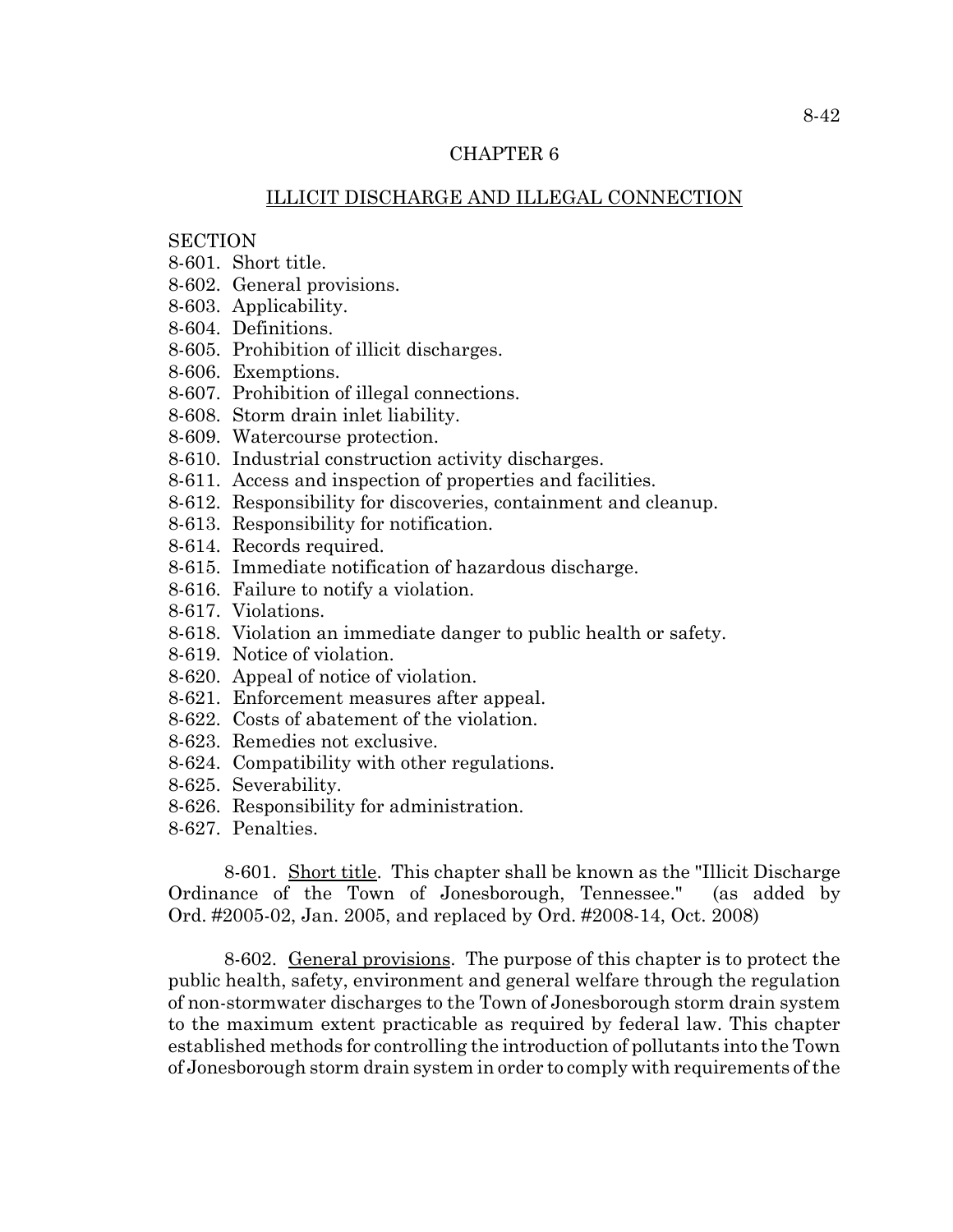## CHAPTER 6

## ILLICIT DISCHARGE AND ILLEGAL CONNECTION

SECTION
8-601. Short title.
8-602. General provisions.
8-603. Applicability.
8-604. Definitions.
8-605. Prohibition of illicit discharges.
8-606. Exemptions.
8-607. Prohibition of illegal connections.
8-608. Storm drain inlet liability.
8-609. Watercourse protection.
8-610. Industrial construction activity discharges.
8-611. Access and inspection of properties and facilities.
8-612. Responsibility for discoveries, containment and cleanup.
8-613. Responsibility for notification.
8-614. Records required.
8-615. Immediate notification of hazardous discharge.
8-616. Failure to notify a violation.
8-617. Violations.
8-618. Violation an immediate danger to public health or safety.
8-619. Notice of violation.
8-620. Appeal of notice of violation.
8-621. Enforcement measures after appeal.
8-622. Costs of abatement of the violation.
8-623. Remedies not exclusive.
8-624. Compatibility with other regulations.
8-625. Severability.
8-626. Responsibility for administration.
8-627. Penalties.

8-601. Short title. This chapter shall be known as the "Illicit Discharge Ordinance of the Town of Jonesborough, Tennessee." (as added by Ord. #2005-02, Jan. 2005, and replaced by Ord. #2008-14, Oct. 2008)

8-602. General provisions. The purpose of this chapter is to protect the public health, safety, environment and general welfare through the regulation of non-stormwater discharges to the Town of Jonesborough storm drain system to the maximum extent practicable as required by federal law. This chapter established methods for controlling the introduction of pollutants into the Town of Jonesborough storm drain system in order to comply with requirements of the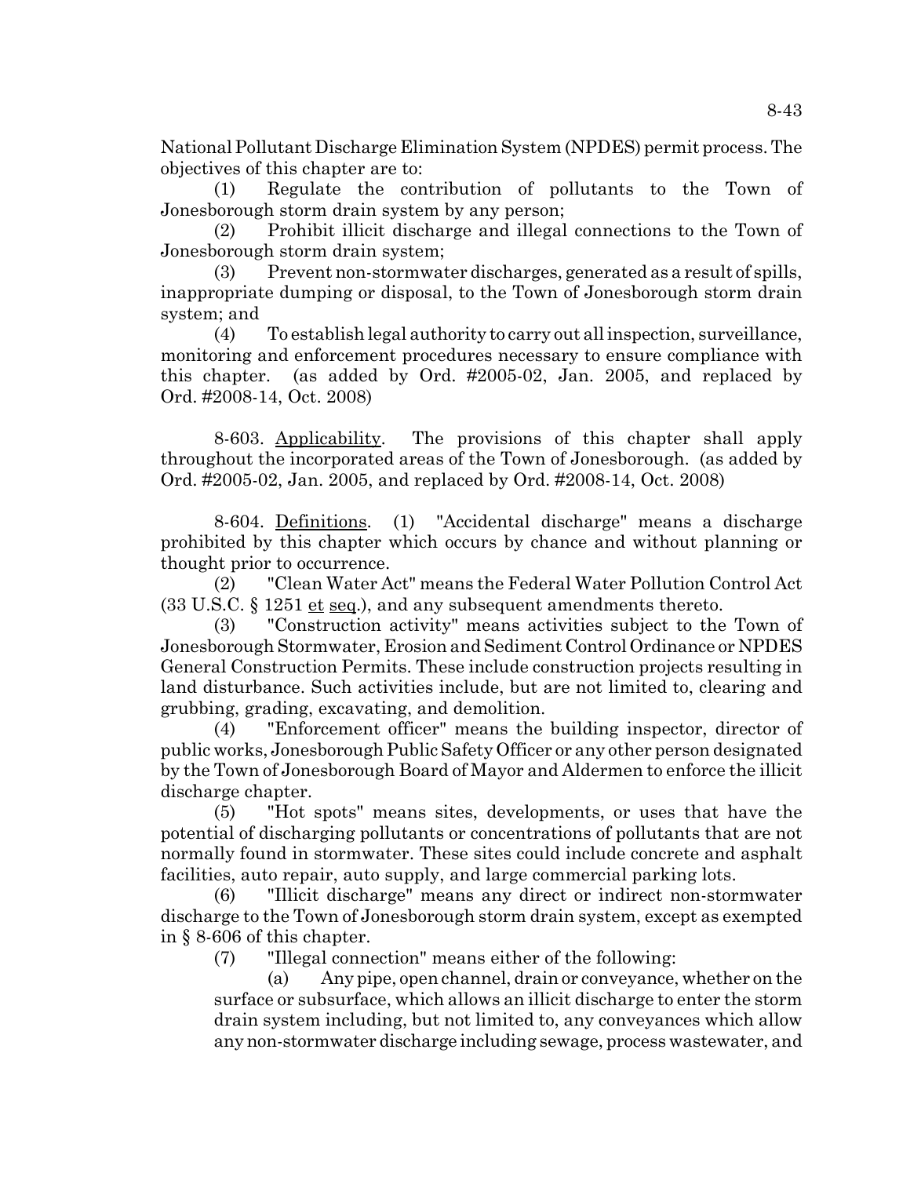National Pollutant Discharge Elimination System (NPDES) permit process. The objectives of this chapter are to:

(1) Regulate the contribution of pollutants to the Town of Jonesborough storm drain system by any person;

(2) Prohibit illicit discharge and illegal connections to the Town of Jonesborough storm drain system;

(3) Prevent non-stormwater discharges, generated as a result of spills, inappropriate dumping or disposal, to the Town of Jonesborough storm drain system; and

(4) To establish legal authority to carry out all inspection, surveillance, monitoring and enforcement procedures necessary to ensure compliance with this chapter. (as added by Ord. #2005-02, Jan. 2005, and replaced by Ord. #2008-14, Oct. 2008)

8-603. Applicability. The provisions of this chapter shall apply throughout the incorporated areas of the Town of Jonesborough. (as added by Ord. #2005-02, Jan. 2005, and replaced by Ord. #2008-14, Oct. 2008)

8-604. Definitions. (1) "Accidental discharge" means a discharge prohibited by this chapter which occurs by chance and without planning or thought prior to occurrence.

(2) "Clean Water Act" means the Federal Water Pollution Control Act (33 U.S.C. § 1251 et seq.), and any subsequent amendments thereto.

(3) "Construction activity" means activities subject to the Town of Jonesborough Stormwater, Erosion and Sediment Control Ordinance or NPDES General Construction Permits. These include construction projects resulting in land disturbance. Such activities include, but are not limited to, clearing and grubbing, grading, excavating, and demolition.

(4) "Enforcement officer" means the building inspector, director of public works, Jonesborough Public Safety Officer or any other person designated by the Town of Jonesborough Board of Mayor and Aldermen to enforce the illicit discharge chapter.

(5) "Hot spots" means sites, developments, or uses that have the potential of discharging pollutants or concentrations of pollutants that are not normally found in stormwater. These sites could include concrete and asphalt facilities, auto repair, auto supply, and large commercial parking lots.

(6) "Illicit discharge" means any direct or indirect non-stormwater discharge to the Town of Jonesborough storm drain system, except as exempted in § 8-606 of this chapter.

(7) "Illegal connection" means either of the following:

(a) Any pipe, open channel, drain or conveyance, whether on the surface or subsurface, which allows an illicit discharge to enter the storm drain system including, but not limited to, any conveyances which allow any non-stormwater discharge including sewage, process wastewater, and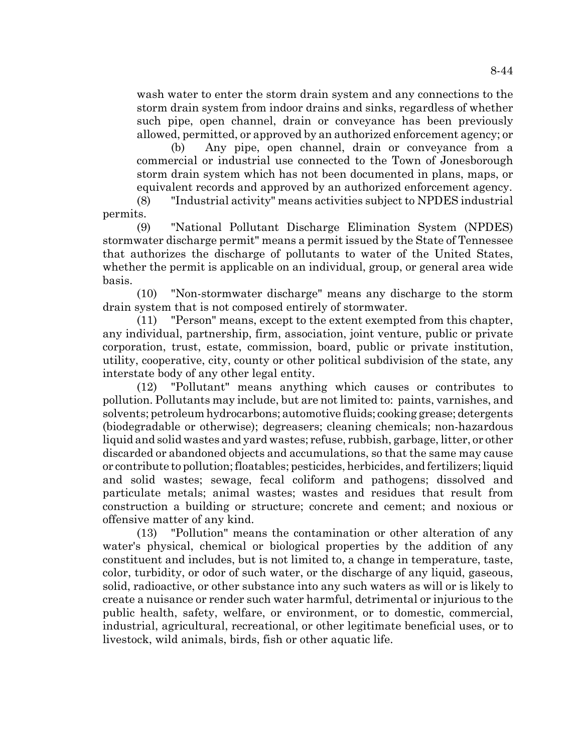wash water to enter the storm drain system and any connections to the storm drain system from indoor drains and sinks, regardless of whether such pipe, open channel, drain or conveyance has been previously allowed, permitted, or approved by an authorized enforcement agency; or

(b) Any pipe, open channel, drain or conveyance from a commercial or industrial use connected to the Town of Jonesborough storm drain system which has not been documented in plans, maps, or equivalent records and approved by an authorized enforcement agency.

(8) "Industrial activity" means activities subject to NPDES industrial permits.

(9) "National Pollutant Discharge Elimination System (NPDES) stormwater discharge permit" means a permit issued by the State of Tennessee that authorizes the discharge of pollutants to water of the United States, whether the permit is applicable on an individual, group, or general area wide basis.

(10) "Non-stormwater discharge" means any discharge to the storm drain system that is not composed entirely of stormwater.

(11) "Person" means, except to the extent exempted from this chapter, any individual, partnership, firm, association, joint venture, public or private corporation, trust, estate, commission, board, public or private institution, utility, cooperative, city, county or other political subdivision of the state, any interstate body of any other legal entity.

(12) "Pollutant" means anything which causes or contributes to pollution. Pollutants may include, but are not limited to: paints, varnishes, and solvents; petroleum hydrocarbons; automotive fluids; cooking grease; detergents (biodegradable or otherwise); degreasers; cleaning chemicals; non-hazardous liquid and solid wastes and yard wastes; refuse, rubbish, garbage, litter, or other discarded or abandoned objects and accumulations, so that the same may cause or contribute to pollution; floatables; pesticides, herbicides, and fertilizers; liquid and solid wastes; sewage, fecal coliform and pathogens; dissolved and particulate metals; animal wastes; wastes and residues that result from construction a building or structure; concrete and cement; and noxious or offensive matter of any kind.

(13) "Pollution" means the contamination or other alteration of any water's physical, chemical or biological properties by the addition of any constituent and includes, but is not limited to, a change in temperature, taste, color, turbidity, or odor of such water, or the discharge of any liquid, gaseous, solid, radioactive, or other substance into any such waters as will or is likely to create a nuisance or render such water harmful, detrimental or injurious to the public health, safety, welfare, or environment, or to domestic, commercial, industrial, agricultural, recreational, or other legitimate beneficial uses, or to livestock, wild animals, birds, fish or other aquatic life.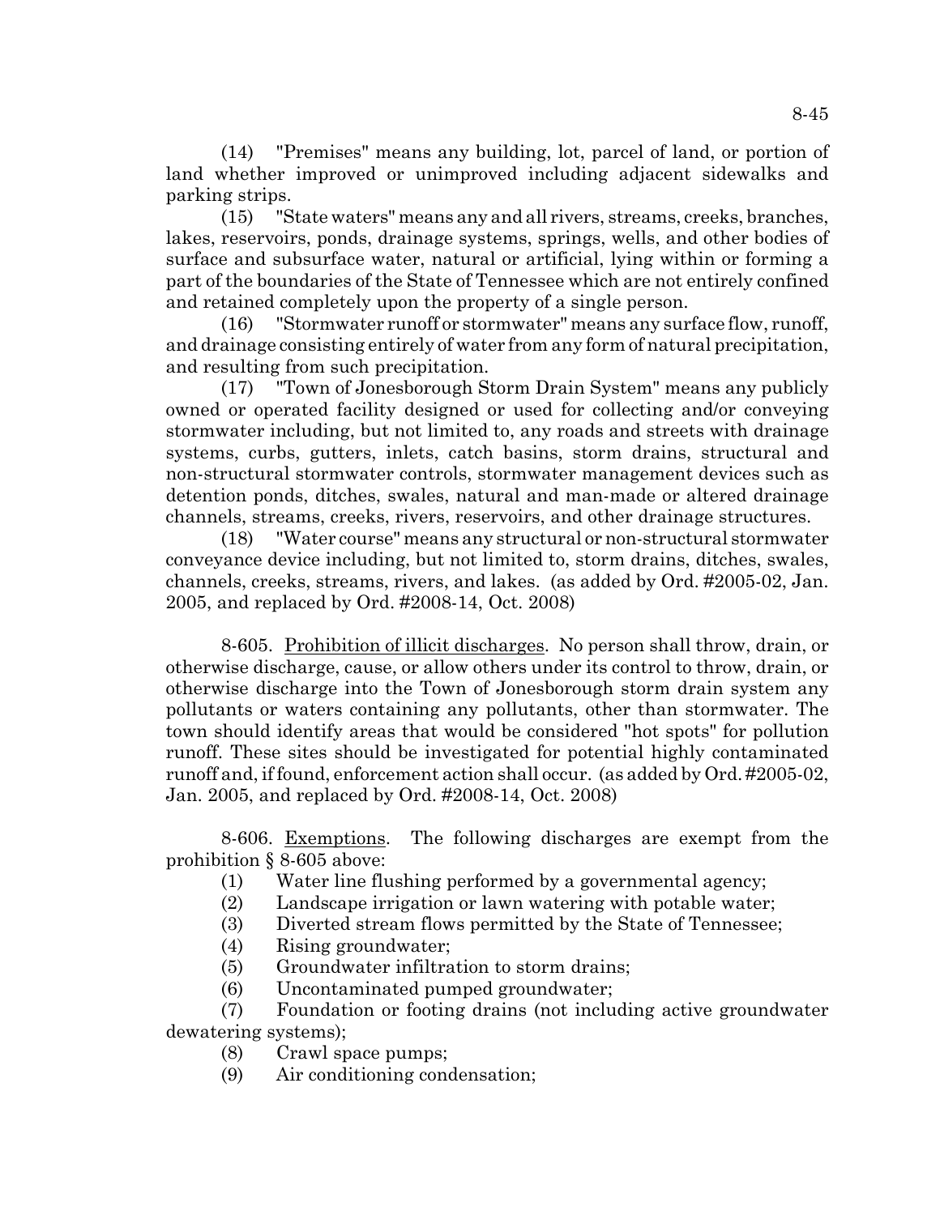(14) "Premises" means any building, lot, parcel of land, or portion of land whether improved or unimproved including adjacent sidewalks and parking strips.

(15) "State waters" means any and all rivers, streams, creeks, branches, lakes, reservoirs, ponds, drainage systems, springs, wells, and other bodies of surface and subsurface water, natural or artificial, lying within or forming a part of the boundaries of the State of Tennessee which are not entirely confined and retained completely upon the property of a single person.

(16) "Stormwater runoff or stormwater" means any surface flow, runoff, and drainage consisting entirely of water from any form of natural precipitation, and resulting from such precipitation.

(17) "Town of Jonesborough Storm Drain System" means any publicly owned or operated facility designed or used for collecting and/or conveying stormwater including, but not limited to, any roads and streets with drainage systems, curbs, gutters, inlets, catch basins, storm drains, structural and non-structural stormwater controls, stormwater management devices such as detention ponds, ditches, swales, natural and man-made or altered drainage channels, streams, creeks, rivers, reservoirs, and other drainage structures.

(18) "Water course" means any structural or non-structural stormwater conveyance device including, but not limited to, storm drains, ditches, swales, channels, creeks, streams, rivers, and lakes. (as added by Ord. #2005-02, Jan. 2005, and replaced by Ord. #2008-14, Oct. 2008)

8-605. Prohibition of illicit discharges. No person shall throw, drain, or otherwise discharge, cause, or allow others under its control to throw, drain, or otherwise discharge into the Town of Jonesborough storm drain system any pollutants or waters containing any pollutants, other than stormwater. The town should identify areas that would be considered "hot spots" for pollution runoff. These sites should be investigated for potential highly contaminated runoff and, if found, enforcement action shall occur. (as added by Ord. #2005-02, Jan. 2005, and replaced by Ord. #2008-14, Oct. 2008)

8-606. Exemptions. The following discharges are exempt from the prohibition § 8-605 above:

(1) Water line flushing performed by a governmental agency;

(2) Landscape irrigation or lawn watering with potable water;

(3) Diverted stream flows permitted by the State of Tennessee;

(4) Rising groundwater;

(5) Groundwater infiltration to storm drains;

(6) Uncontaminated pumped groundwater;

(7) Foundation or footing drains (not including active groundwater dewatering systems);

(8) Crawl space pumps;

(9) Air conditioning condensation;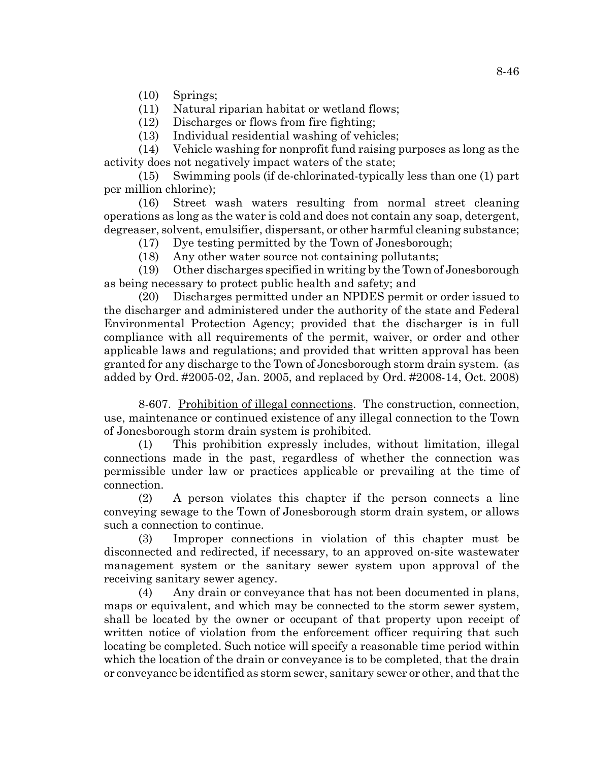(10) Springs;

(11) Natural riparian habitat or wetland flows;

(12) Discharges or flows from fire fighting;

(13) Individual residential washing of vehicles;

(14) Vehicle washing for nonprofit fund raising purposes as long as the activity does not negatively impact waters of the state;

(15) Swimming pools (if de-chlorinated-typically less than one (1) part per million chlorine);

(16) Street wash waters resulting from normal street cleaning operations as long as the water is cold and does not contain any soap, detergent, degreaser, solvent, emulsifier, dispersant, or other harmful cleaning substance;

(17) Dye testing permitted by the Town of Jonesborough;

(18) Any other water source not containing pollutants;

(19) Other discharges specified in writing by the Town of Jonesborough as being necessary to protect public health and safety; and

(20) Discharges permitted under an NPDES permit or order issued to the discharger and administered under the authority of the state and Federal Environmental Protection Agency; provided that the discharger is in full compliance with all requirements of the permit, waiver, or order and other applicable laws and regulations; and provided that written approval has been granted for any discharge to the Town of Jonesborough storm drain system. (as added by Ord. #2005-02, Jan. 2005, and replaced by Ord. #2008-14, Oct. 2008)

8-607. Prohibition of illegal connections. The construction, connection, use, maintenance or continued existence of any illegal connection to the Town of Jonesborough storm drain system is prohibited.

(1) This prohibition expressly includes, without limitation, illegal connections made in the past, regardless of whether the connection was permissible under law or practices applicable or prevailing at the time of connection.

(2) A person violates this chapter if the person connects a line conveying sewage to the Town of Jonesborough storm drain system, or allows such a connection to continue.

(3) Improper connections in violation of this chapter must be disconnected and redirected, if necessary, to an approved on-site wastewater management system or the sanitary sewer system upon approval of the receiving sanitary sewer agency.

(4) Any drain or conveyance that has not been documented in plans, maps or equivalent, and which may be connected to the storm sewer system, shall be located by the owner or occupant of that property upon receipt of written notice of violation from the enforcement officer requiring that such locating be completed. Such notice will specify a reasonable time period within which the location of the drain or conveyance is to be completed, that the drain or conveyance be identified as storm sewer, sanitary sewer or other, and that the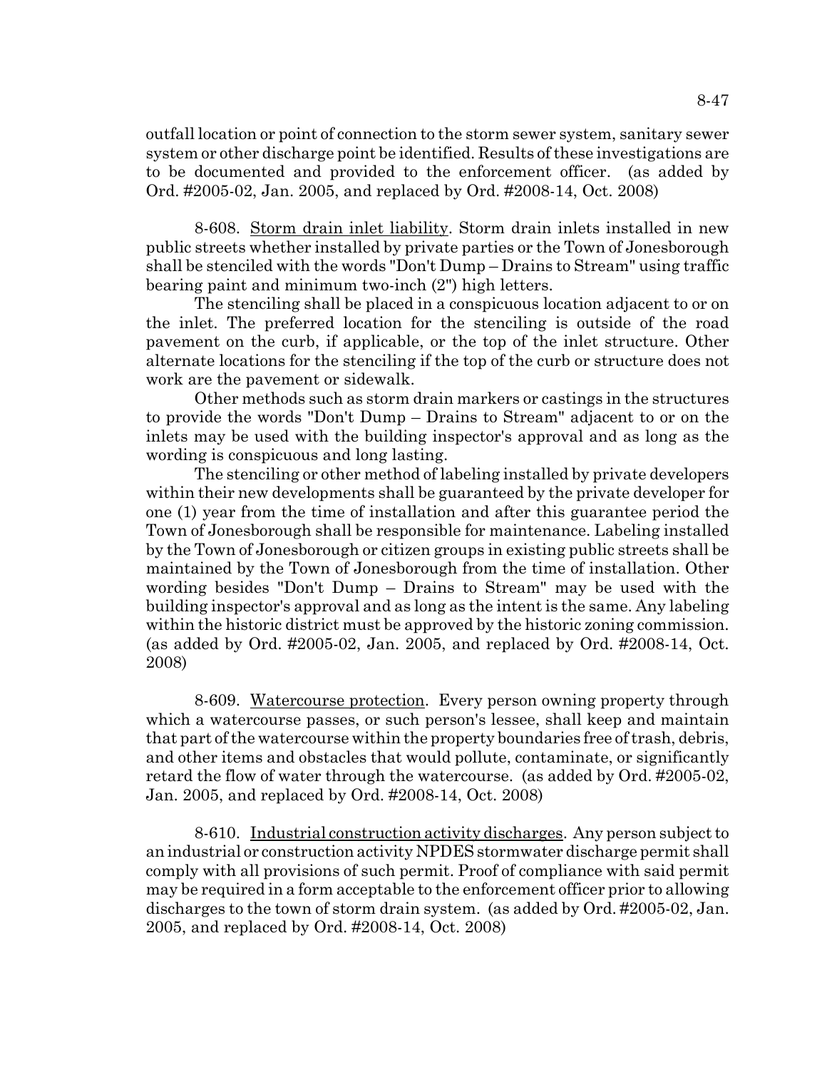outfall location or point of connection to the storm sewer system, sanitary sewer system or other discharge point be identified. Results of these investigations are to be documented and provided to the enforcement officer. (as added by Ord. #2005-02, Jan. 2005, and replaced by Ord. #2008-14, Oct. 2008)

8-608. Storm drain inlet liability. Storm drain inlets installed in new public streets whether installed by private parties or the Town of Jonesborough shall be stenciled with the words "Don't Dump – Drains to Stream" using traffic bearing paint and minimum two-inch (2") high letters.

The stenciling shall be placed in a conspicuous location adjacent to or on the inlet. The preferred location for the stenciling is outside of the road pavement on the curb, if applicable, or the top of the inlet structure. Other alternate locations for the stenciling if the top of the curb or structure does not work are the pavement or sidewalk.

Other methods such as storm drain markers or castings in the structures to provide the words "Don't Dump – Drains to Stream" adjacent to or on the inlets may be used with the building inspector's approval and as long as the wording is conspicuous and long lasting.

The stenciling or other method of labeling installed by private developers within their new developments shall be guaranteed by the private developer for one (1) year from the time of installation and after this guarantee period the Town of Jonesborough shall be responsible for maintenance. Labeling installed by the Town of Jonesborough or citizen groups in existing public streets shall be maintained by the Town of Jonesborough from the time of installation. Other wording besides "Don't Dump – Drains to Stream" may be used with the building inspector's approval and as long as the intent is the same. Any labeling within the historic district must be approved by the historic zoning commission. (as added by Ord. #2005-02, Jan. 2005, and replaced by Ord. #2008-14, Oct. 2008)

8-609. Watercourse protection. Every person owning property through which a watercourse passes, or such person's lessee, shall keep and maintain that part of the watercourse within the property boundaries free of trash, debris, and other items and obstacles that would pollute, contaminate, or significantly retard the flow of water through the watercourse. (as added by Ord. #2005-02, Jan. 2005, and replaced by Ord. #2008-14, Oct. 2008)

8-610. Industrial construction activity discharges. Any person subject to an industrial or construction activity NPDES stormwater discharge permit shall comply with all provisions of such permit. Proof of compliance with said permit may be required in a form acceptable to the enforcement officer prior to allowing discharges to the town of storm drain system. (as added by Ord. #2005-02, Jan. 2005, and replaced by Ord. #2008-14, Oct. 2008)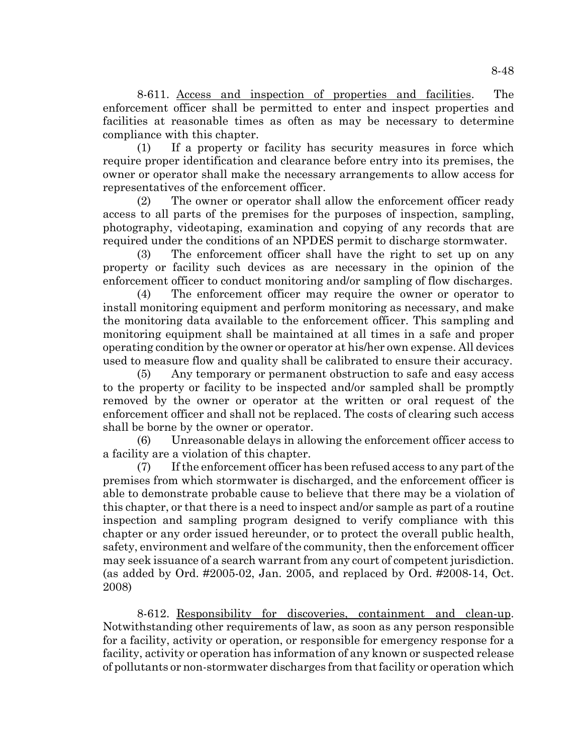8-611. Access and inspection of properties and facilities. The enforcement officer shall be permitted to enter and inspect properties and facilities at reasonable times as often as may be necessary to determine compliance with this chapter.

(1) If a property or facility has security measures in force which require proper identification and clearance before entry into its premises, the owner or operator shall make the necessary arrangements to allow access for representatives of the enforcement officer.

(2) The owner or operator shall allow the enforcement officer ready access to all parts of the premises for the purposes of inspection, sampling, photography, videotaping, examination and copying of any records that are required under the conditions of an NPDES permit to discharge stormwater.

(3) The enforcement officer shall have the right to set up on any property or facility such devices as are necessary in the opinion of the enforcement officer to conduct monitoring and/or sampling of flow discharges.

(4) The enforcement officer may require the owner or operator to install monitoring equipment and perform monitoring as necessary, and make the monitoring data available to the enforcement officer. This sampling and monitoring equipment shall be maintained at all times in a safe and proper operating condition by the owner or operator at his/her own expense. All devices used to measure flow and quality shall be calibrated to ensure their accuracy.

(5) Any temporary or permanent obstruction to safe and easy access to the property or facility to be inspected and/or sampled shall be promptly removed by the owner or operator at the written or oral request of the enforcement officer and shall not be replaced. The costs of clearing such access shall be borne by the owner or operator.

(6) Unreasonable delays in allowing the enforcement officer access to a facility are a violation of this chapter.

(7) If the enforcement officer has been refused access to any part of the premises from which stormwater is discharged, and the enforcement officer is able to demonstrate probable cause to believe that there may be a violation of this chapter, or that there is a need to inspect and/or sample as part of a routine inspection and sampling program designed to verify compliance with this chapter or any order issued hereunder, or to protect the overall public health, safety, environment and welfare of the community, then the enforcement officer may seek issuance of a search warrant from any court of competent jurisdiction. (as added by Ord. #2005-02, Jan. 2005, and replaced by Ord. #2008-14, Oct. 2008)

8-612. Responsibility for discoveries, containment and clean-up. Notwithstanding other requirements of law, as soon as any person responsible for a facility, activity or operation, or responsible for emergency response for a facility, activity or operation has information of any known or suspected release of pollutants or non-stormwater discharges from that facility or operation which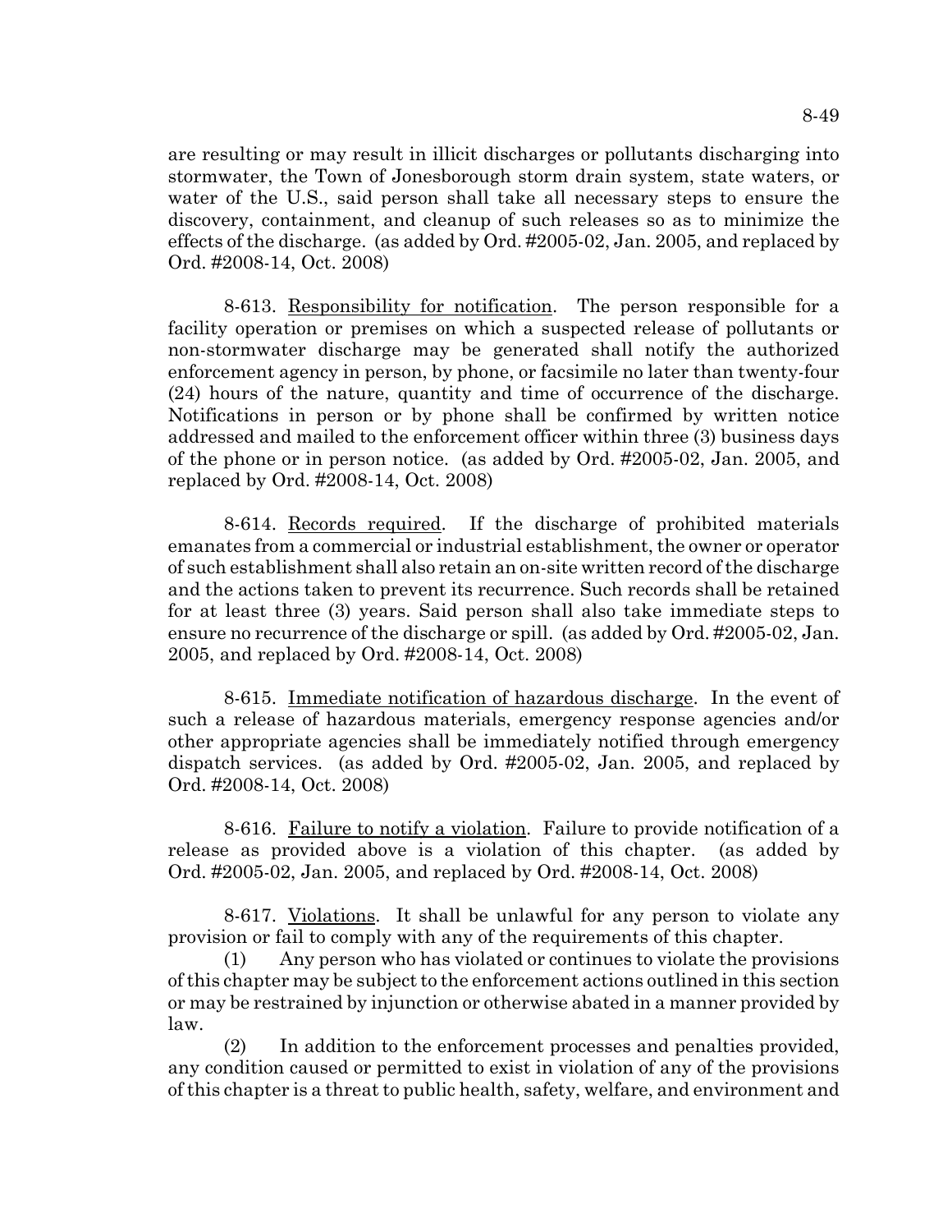are resulting or may result in illicit discharges or pollutants discharging into stormwater, the Town of Jonesborough storm drain system, state waters, or water of the U.S., said person shall take all necessary steps to ensure the discovery, containment, and cleanup of such releases so as to minimize the effects of the discharge. (as added by Ord. #2005-02, Jan. 2005, and replaced by Ord. #2008-14, Oct. 2008)

8-613. Responsibility for notification. The person responsible for a facility operation or premises on which a suspected release of pollutants or non-stormwater discharge may be generated shall notify the authorized enforcement agency in person, by phone, or facsimile no later than twenty-four (24) hours of the nature, quantity and time of occurrence of the discharge. Notifications in person or by phone shall be confirmed by written notice addressed and mailed to the enforcement officer within three (3) business days of the phone or in person notice. (as added by Ord. #2005-02, Jan. 2005, and replaced by Ord. #2008-14, Oct. 2008)

8-614. Records required. If the discharge of prohibited materials emanates from a commercial or industrial establishment, the owner or operator of such establishment shall also retain an on-site written record of the discharge and the actions taken to prevent its recurrence. Such records shall be retained for at least three (3) years. Said person shall also take immediate steps to ensure no recurrence of the discharge or spill. (as added by Ord. #2005-02, Jan. 2005, and replaced by Ord. #2008-14, Oct. 2008)

8-615. Immediate notification of hazardous discharge. In the event of such a release of hazardous materials, emergency response agencies and/or other appropriate agencies shall be immediately notified through emergency dispatch services. (as added by Ord. #2005-02, Jan. 2005, and replaced by Ord. #2008-14, Oct. 2008)

8-616. Failure to notify a violation. Failure to provide notification of a release as provided above is a violation of this chapter. (as added by Ord. #2005-02, Jan. 2005, and replaced by Ord. #2008-14, Oct. 2008)

8-617. Violations. It shall be unlawful for any person to violate any provision or fail to comply with any of the requirements of this chapter.

(1) Any person who has violated or continues to violate the provisions of this chapter may be subject to the enforcement actions outlined in this section or may be restrained by injunction or otherwise abated in a manner provided by law.

(2) In addition to the enforcement processes and penalties provided, any condition caused or permitted to exist in violation of any of the provisions of this chapter is a threat to public health, safety, welfare, and environment and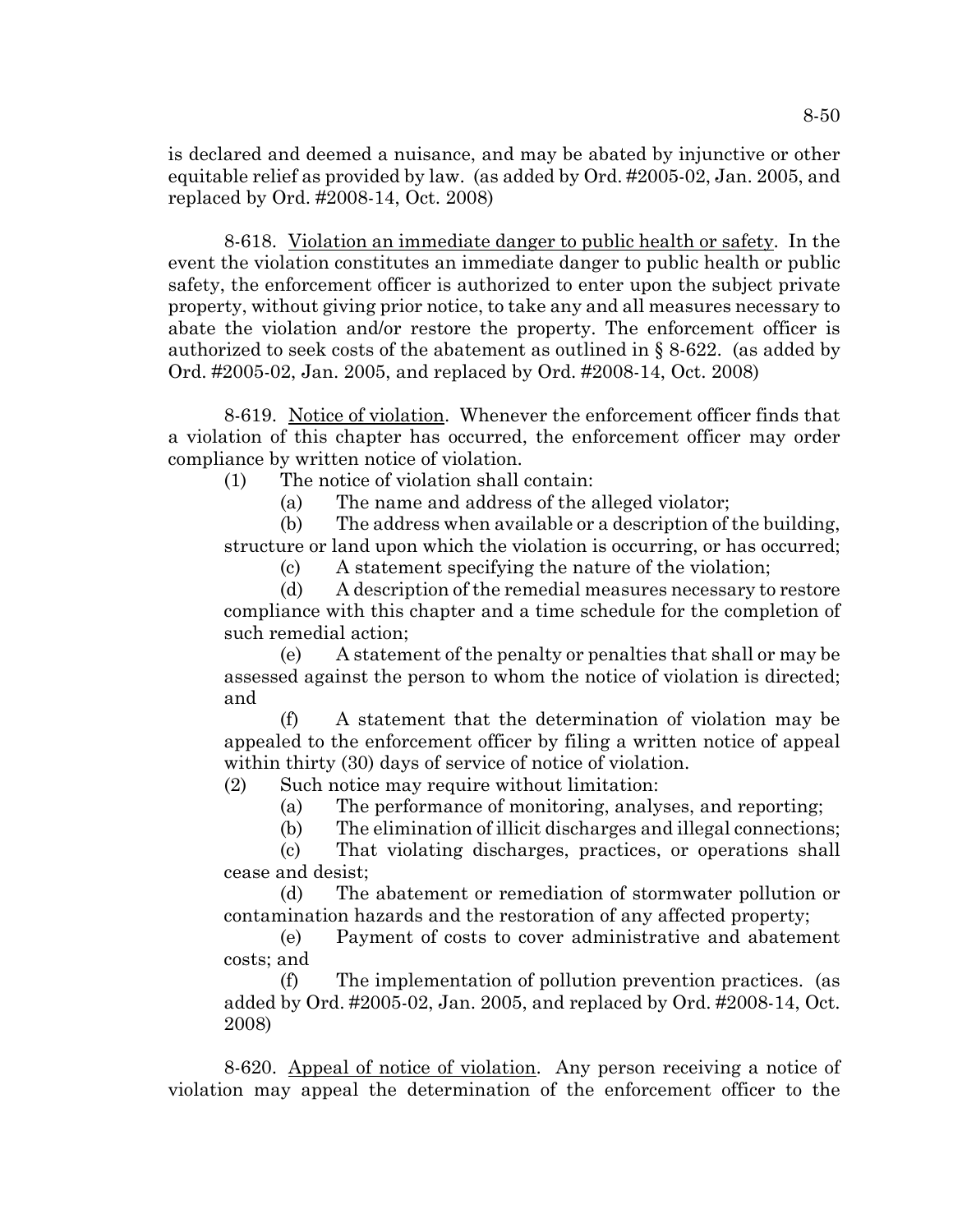is declared and deemed a nuisance, and may be abated by injunctive or other equitable relief as provided by law. (as added by Ord. #2005-02, Jan. 2005, and replaced by Ord. #2008-14, Oct. 2008)

8-618. Violation an immediate danger to public health or safety. In the event the violation constitutes an immediate danger to public health or public safety, the enforcement officer is authorized to enter upon the subject private property, without giving prior notice, to take any and all measures necessary to abate the violation and/or restore the property. The enforcement officer is authorized to seek costs of the abatement as outlined in § 8-622. (as added by Ord. #2005-02, Jan. 2005, and replaced by Ord. #2008-14, Oct. 2008)

8-619. Notice of violation. Whenever the enforcement officer finds that a violation of this chapter has occurred, the enforcement officer may order compliance by written notice of violation.

(1) The notice of violation shall contain:

(a) The name and address of the alleged violator;

(b) The address when available or a description of the building, structure or land upon which the violation is occurring, or has occurred;

(c) A statement specifying the nature of the violation;

(d) A description of the remedial measures necessary to restore compliance with this chapter and a time schedule for the completion of such remedial action;

(e) A statement of the penalty or penalties that shall or may be assessed against the person to whom the notice of violation is directed; and

(f) A statement that the determination of violation may be appealed to the enforcement officer by filing a written notice of appeal within thirty (30) days of service of notice of violation.

(2) Such notice may require without limitation:

(a) The performance of monitoring, analyses, and reporting;

(b) The elimination of illicit discharges and illegal connections;

(c) That violating discharges, practices, or operations shall cease and desist;

(d) The abatement or remediation of stormwater pollution or contamination hazards and the restoration of any affected property;

(e) Payment of costs to cover administrative and abatement costs; and

(f) The implementation of pollution prevention practices. (as added by Ord. #2005-02, Jan. 2005, and replaced by Ord. #2008-14, Oct. 2008)

8-620. Appeal of notice of violation. Any person receiving a notice of violation may appeal the determination of the enforcement officer to the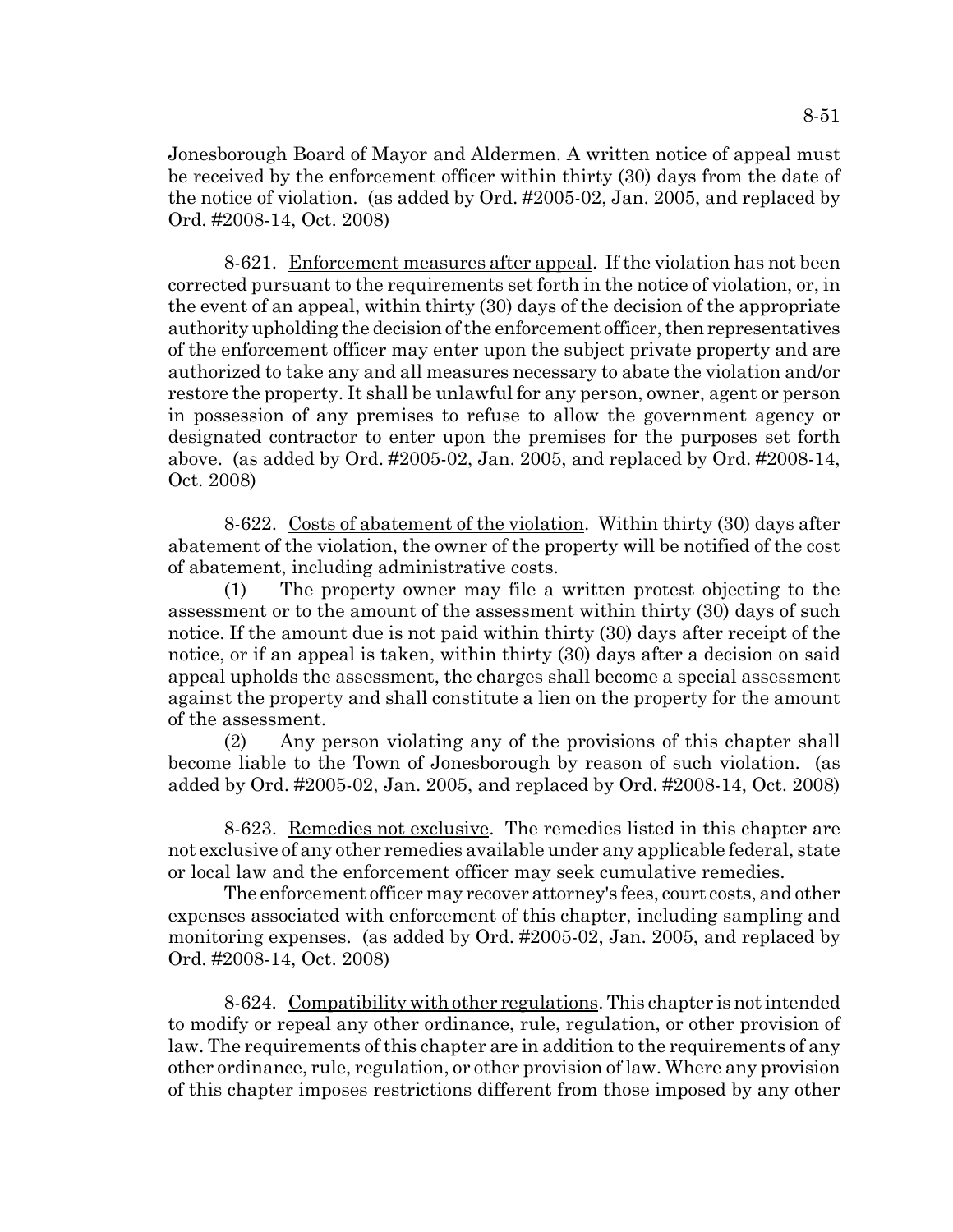Jonesborough Board of Mayor and Aldermen. A written notice of appeal must be received by the enforcement officer within thirty (30) days from the date of the notice of violation. (as added by Ord. #2005-02, Jan. 2005, and replaced by Ord. #2008-14, Oct. 2008)

8-621. Enforcement measures after appeal. If the violation has not been corrected pursuant to the requirements set forth in the notice of violation, or, in the event of an appeal, within thirty (30) days of the decision of the appropriate authority upholding the decision of the enforcement officer, then representatives of the enforcement officer may enter upon the subject private property and are authorized to take any and all measures necessary to abate the violation and/or restore the property. It shall be unlawful for any person, owner, agent or person in possession of any premises to refuse to allow the government agency or designated contractor to enter upon the premises for the purposes set forth above. (as added by Ord. #2005-02, Jan. 2005, and replaced by Ord. #2008-14, Oct. 2008)

8-622. Costs of abatement of the violation. Within thirty (30) days after abatement of the violation, the owner of the property will be notified of the cost of abatement, including administrative costs.

(1) The property owner may file a written protest objecting to the assessment or to the amount of the assessment within thirty (30) days of such notice. If the amount due is not paid within thirty (30) days after receipt of the notice, or if an appeal is taken, within thirty (30) days after a decision on said appeal upholds the assessment, the charges shall become a special assessment against the property and shall constitute a lien on the property for the amount of the assessment.

(2) Any person violating any of the provisions of this chapter shall become liable to the Town of Jonesborough by reason of such violation. (as added by Ord. #2005-02, Jan. 2005, and replaced by Ord. #2008-14, Oct. 2008)

8-623. Remedies not exclusive. The remedies listed in this chapter are not exclusive of any other remedies available under any applicable federal, state or local law and the enforcement officer may seek cumulative remedies.

The enforcement officer may recover attorney's fees, court costs, and other expenses associated with enforcement of this chapter, including sampling and monitoring expenses. (as added by Ord. #2005-02, Jan. 2005, and replaced by Ord. #2008-14, Oct. 2008)

8-624. Compatibility with other regulations. This chapter is not intended to modify or repeal any other ordinance, rule, regulation, or other provision of law. The requirements of this chapter are in addition to the requirements of any other ordinance, rule, regulation, or other provision of law. Where any provision of this chapter imposes restrictions different from those imposed by any other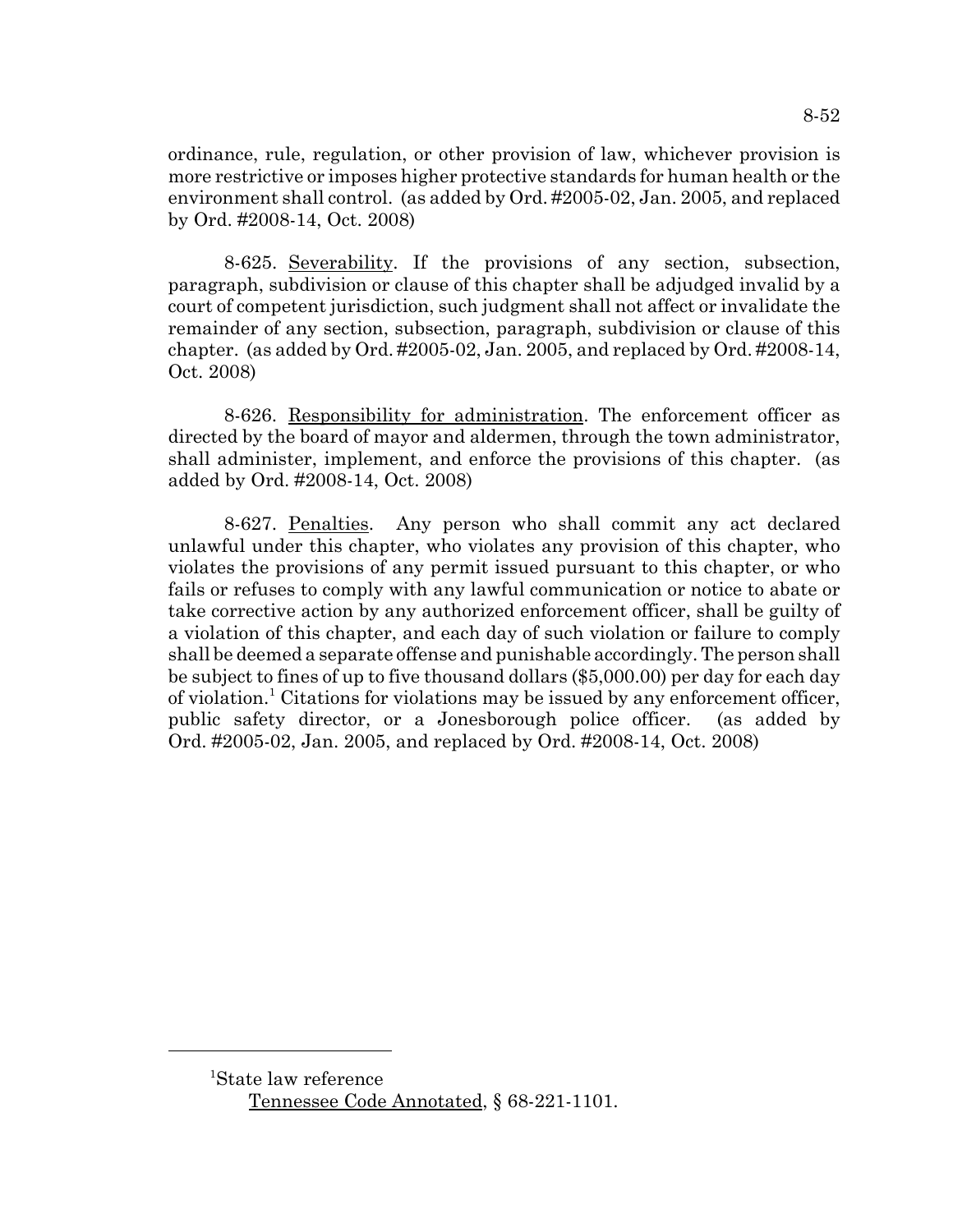ordinance, rule, regulation, or other provision of law, whichever provision is more restrictive or imposes higher protective standards for human health or the environment shall control. (as added by Ord. #2005-02, Jan. 2005, and replaced by Ord. #2008-14, Oct. 2008)

8-625. Severability. If the provisions of any section, subsection, paragraph, subdivision or clause of this chapter shall be adjudged invalid by a court of competent jurisdiction, such judgment shall not affect or invalidate the remainder of any section, subsection, paragraph, subdivision or clause of this chapter. (as added by Ord. #2005-02, Jan. 2005, and replaced by Ord. #2008-14, Oct. 2008)

8-626. Responsibility for administration. The enforcement officer as directed by the board of mayor and aldermen, through the town administrator, shall administer, implement, and enforce the provisions of this chapter. (as added by Ord. #2008-14, Oct. 2008)

8-627. Penalties. Any person who shall commit any act declared unlawful under this chapter, who violates any provision of this chapter, who violates the provisions of any permit issued pursuant to this chapter, or who fails or refuses to comply with any lawful communication or notice to abate or take corrective action by any authorized enforcement officer, shall be guilty of a violation of this chapter, and each day of such violation or failure to comply shall be deemed a separate offense and punishable accordingly. The person shall be subject to fines of up to five thousand dollars ($5,000.00) per day for each day of violation.[1] Citations for violations may be issued by any enforcement officer, public safety director, or a Jonesborough police officer. (as added by Ord. #2005-02, Jan. 2005, and replaced by Ord. #2008-14, Oct. 2008)

---

[1]State law reference

Tennessee Code Annotated, § 68-221-1101.